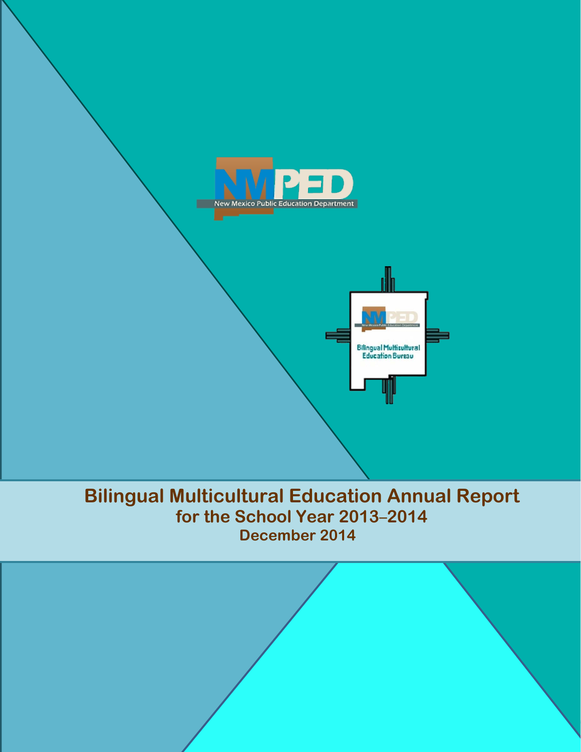New Mexico Public Education Department

Bilingual Multicultural Education Bureau

# Bilingual Multicultural Education Annual Report

## for the School Year 2013–2014

### December 2014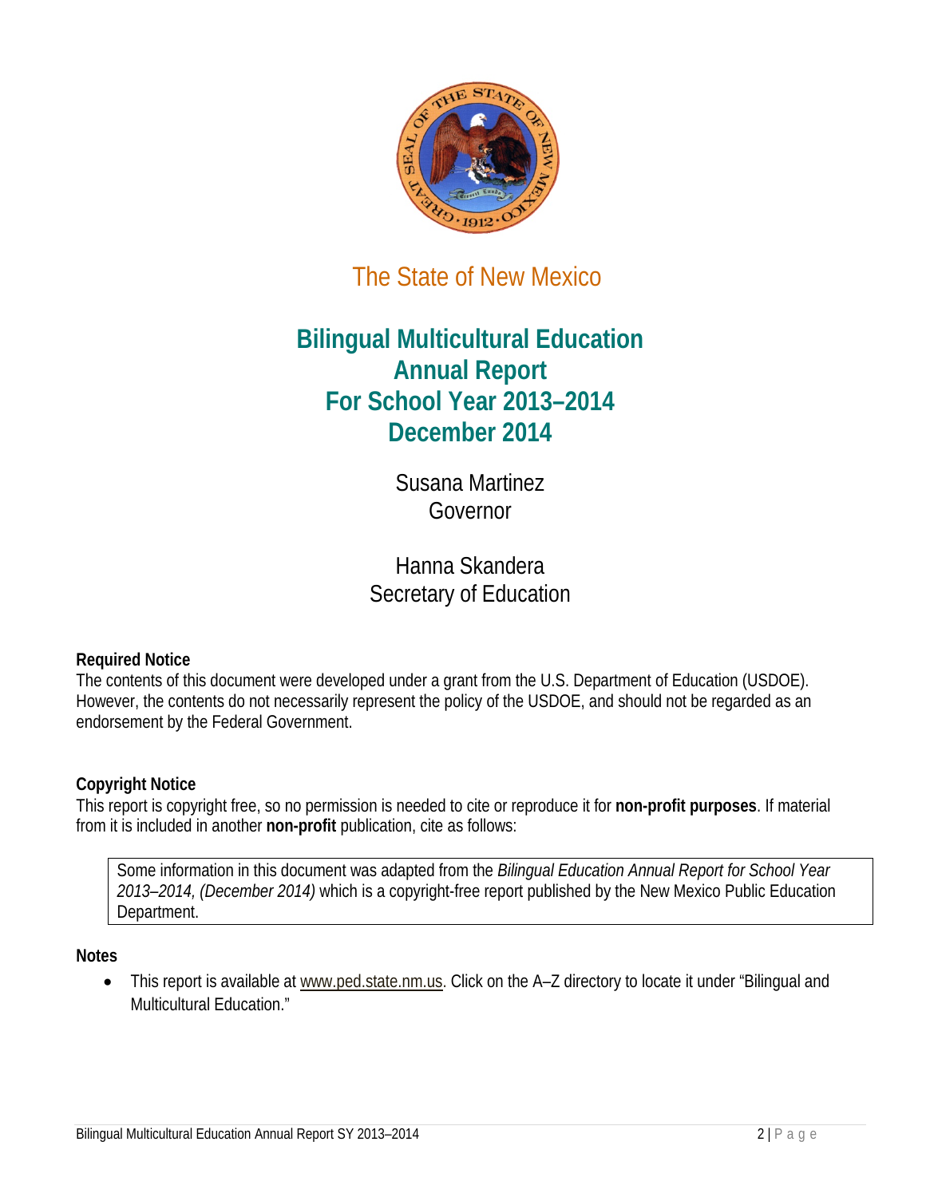The State of New Mexico

# Bilingual Multicultural Education Annual Report For School Year 2013–2014 December 2014

Susana Martinez
Governor

Hanna Skandera
Secretary of Education

**Required Notice**

The contents of this document were developed under a grant from the U.S. Department of Education (USDOE). However, the contents do not necessarily represent the policy of the USDOE, and should not be regarded as an endorsement by the Federal Government.

**Copyright Notice**

This report is copyright free, so no permission is needed to cite or reproduce it for **non-profit purposes**. If material from it is included in another **non-profit** publication, cite as follows:

> Some information in this document was adapted from the *Bilingual Education Annual Report for School Year 2013–2014, (December 2014)* which is a copyright-free report published by the New Mexico Public Education Department.

**Notes**

- This report is available at www.ped.state.nm.us. Click on the A–Z directory to locate it under "Bilingual and Multicultural Education."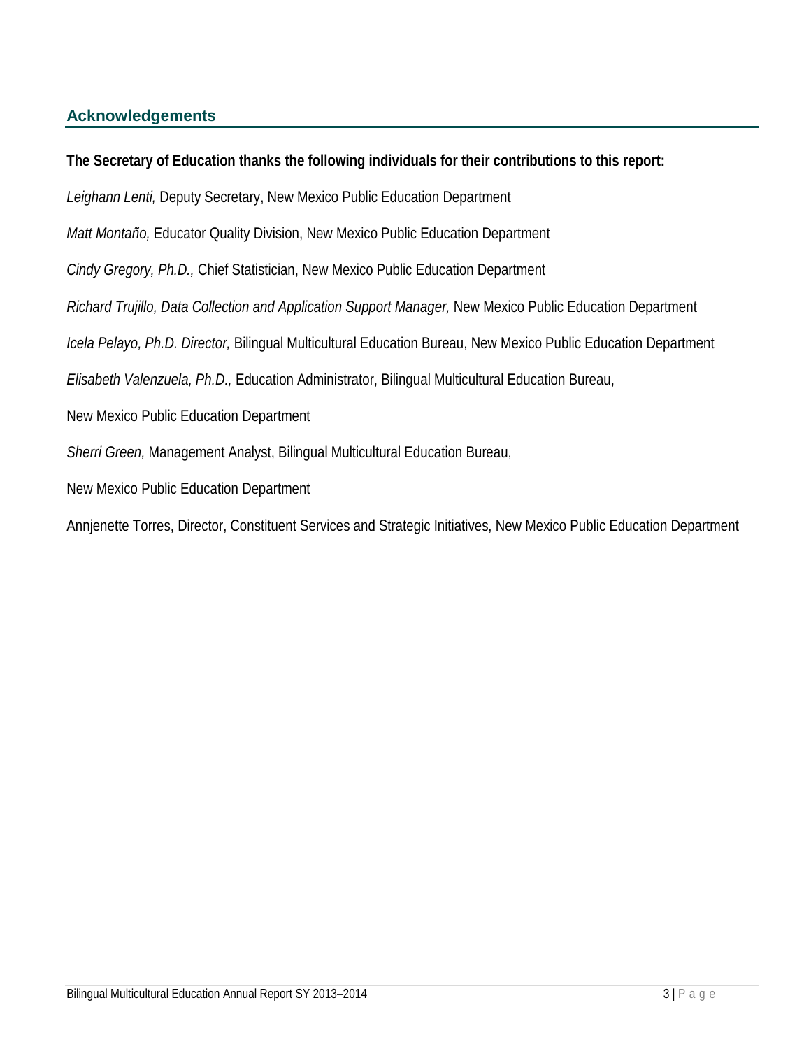## Acknowledgements

**The Secretary of Education thanks the following individuals for their contributions to this report:**

*Leighann Lenti,* Deputy Secretary, New Mexico Public Education Department

*Matt Montaño,* Educator Quality Division, New Mexico Public Education Department

*Cindy Gregory, Ph.D.,* Chief Statistician, New Mexico Public Education Department

*Richard Trujillo, Data Collection and Application Support Manager,* New Mexico Public Education Department

*Icela Pelayo, Ph.D. Director,* Bilingual Multicultural Education Bureau, New Mexico Public Education Department

*Elisabeth Valenzuela, Ph.D.,* Education Administrator, Bilingual Multicultural Education Bureau,

New Mexico Public Education Department

*Sherri Green,* Management Analyst, Bilingual Multicultural Education Bureau,

New Mexico Public Education Department

Annjenette Torres, Director, Constituent Services and Strategic Initiatives, New Mexico Public Education Department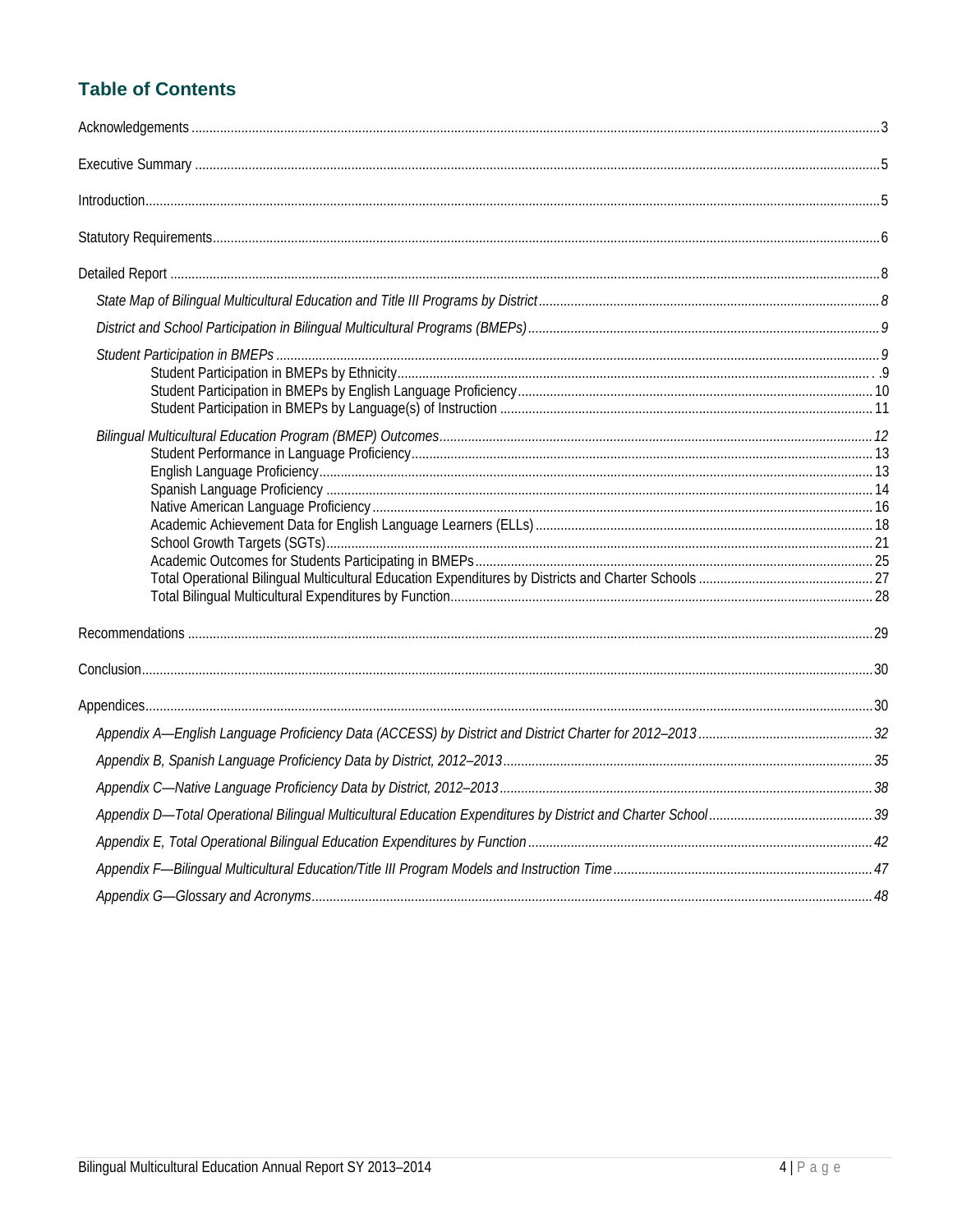## Table of Contents

Acknowledgements ..... 3

Executive Summary ..... 5

Introduction ..... 5

Statutory Requirements ..... 6

Detailed Report ..... 8

*State Map of Bilingual Multicultural Education and Title III Programs by District ..... 8*

*District and School Participation in Bilingual Multicultural Programs (BMEPs) ..... 9*

*Student Participation in BMEPs ..... 9*

- Student Participation in BMEPs by Ethnicity ..... 9
- Student Participation in BMEPs by English Language Proficiency ..... 10
- Student Participation in BMEPs by Language(s) of Instruction ..... 11

*Bilingual Multicultural Education Program (BMEP) Outcomes ..... 12*

- Student Performance in Language Proficiency ..... 13
- English Language Proficiency ..... 13
- Spanish Language Proficiency ..... 14
- Native American Language Proficiency ..... 16
- Academic Achievement Data for English Language Learners (ELLs) ..... 18
- School Growth Targets (SGTs) ..... 21
- Academic Outcomes for Students Participating in BMEPs ..... 25
- Total Operational Bilingual Multicultural Education Expenditures by Districts and Charter Schools ..... 27
- Total Bilingual Multicultural Expenditures by Function ..... 28

Recommendations ..... 29

Conclusion ..... 30

Appendices ..... 30

*Appendix A—English Language Proficiency Data (ACCESS) by District and District Charter for 2012–2013 ..... 32*

*Appendix B, Spanish Language Proficiency Data by District, 2012–2013 ..... 35*

*Appendix C—Native Language Proficiency Data by District, 2012–2013 ..... 38*

*Appendix D—Total Operational Bilingual Multicultural Education Expenditures by District and Charter School ..... 39*

*Appendix E, Total Operational Bilingual Education Expenditures by Function ..... 42*

*Appendix F—Bilingual Multicultural Education/Title III Program Models and Instruction Time ..... 47*

*Appendix G—Glossary and Acronyms ..... 48*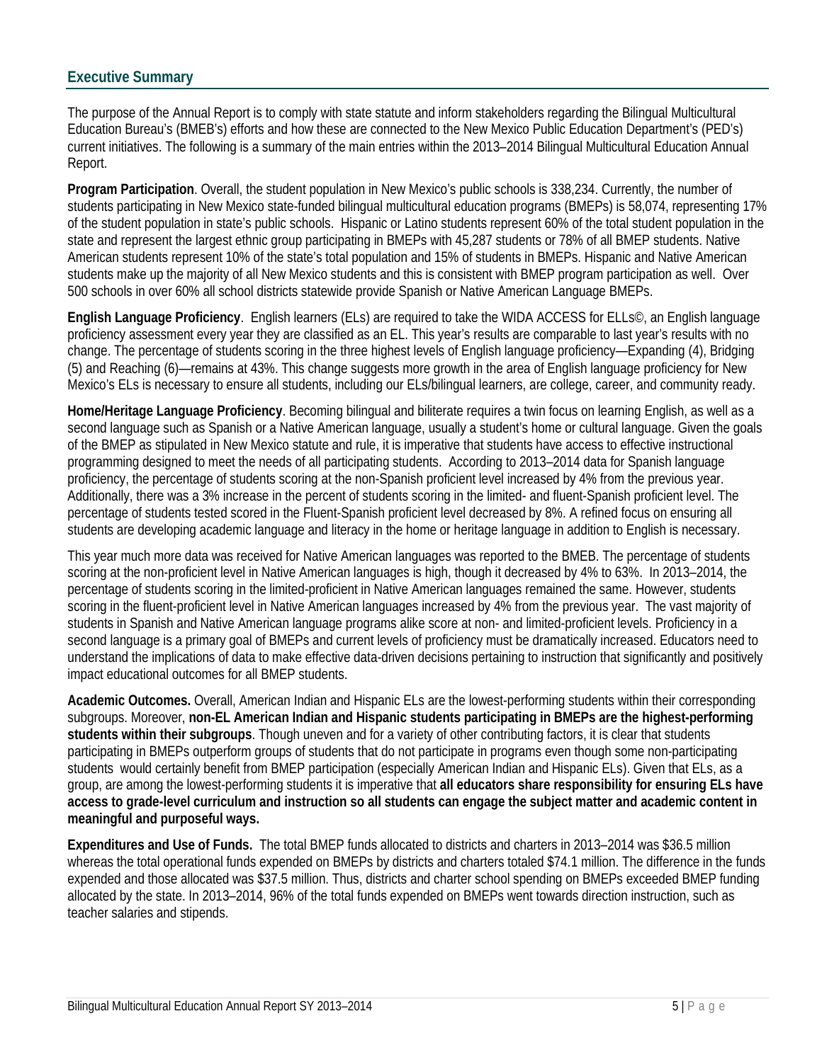## Executive Summary

The purpose of the Annual Report is to comply with state statute and inform stakeholders regarding the Bilingual Multicultural Education Bureau's (BMEB's) efforts and how these are connected to the New Mexico Public Education Department's (PED's) current initiatives. The following is a summary of the main entries within the 2013–2014 Bilingual Multicultural Education Annual Report.

**Program Participation**. Overall, the student population in New Mexico's public schools is 338,234. Currently, the number of students participating in New Mexico state-funded bilingual multicultural education programs (BMEPs) is 58,074, representing 17% of the student population in state's public schools. Hispanic or Latino students represent 60% of the total student population in the state and represent the largest ethnic group participating in BMEPs with 45,287 students or 78% of all BMEP students. Native American students represent 10% of the state's total population and 15% of students in BMEPs. Hispanic and Native American students make up the majority of all New Mexico students and this is consistent with BMEP program participation as well. Over 500 schools in over 60% all school districts statewide provide Spanish or Native American Language BMEPs.

**English Language Proficiency**. English learners (ELs) are required to take the WIDA ACCESS for ELLs©, an English language proficiency assessment every year they are classified as an EL. This year's results are comparable to last year's results with no change. The percentage of students scoring in the three highest levels of English language proficiency—Expanding (4), Bridging (5) and Reaching (6)—remains at 43%. This change suggests more growth in the area of English language proficiency for New Mexico's ELs is necessary to ensure all students, including our ELs/bilingual learners, are college, career, and community ready.

**Home/Heritage Language Proficiency**. Becoming bilingual and biliterate requires a twin focus on learning English, as well as a second language such as Spanish or a Native American language, usually a student's home or cultural language. Given the goals of the BMEP as stipulated in New Mexico statute and rule, it is imperative that students have access to effective instructional programming designed to meet the needs of all participating students. According to 2013–2014 data for Spanish language proficiency, the percentage of students scoring at the non-Spanish proficient level increased by 4% from the previous year. Additionally, there was a 3% increase in the percent of students scoring in the limited- and fluent-Spanish proficient level. The percentage of students tested scored in the Fluent-Spanish proficient level decreased by 8%. A refined focus on ensuring all students are developing academic language and literacy in the home or heritage language in addition to English is necessary.

This year much more data was received for Native American languages was reported to the BMEB. The percentage of students scoring at the non-proficient level in Native American languages is high, though it decreased by 4% to 63%. In 2013–2014, the percentage of students scoring in the limited-proficient in Native American languages remained the same. However, students scoring in the fluent-proficient level in Native American languages increased by 4% from the previous year. The vast majority of students in Spanish and Native American language programs alike score at non- and limited-proficient levels. Proficiency in a second language is a primary goal of BMEPs and current levels of proficiency must be dramatically increased. Educators need to understand the implications of data to make effective data-driven decisions pertaining to instruction that significantly and positively impact educational outcomes for all BMEP students.

**Academic Outcomes.** Overall, American Indian and Hispanic ELs are the lowest-performing students within their corresponding subgroups. Moreover, **non-EL American Indian and Hispanic students participating in BMEPs are the highest-performing students within their subgroups**. Though uneven and for a variety of other contributing factors, it is clear that students participating in BMEPs outperform groups of students that do not participate in programs even though some non-participating students would certainly benefit from BMEP participation (especially American Indian and Hispanic ELs). Given that ELs, as a group, are among the lowest-performing students it is imperative that **all educators share responsibility for ensuring ELs have access to grade-level curriculum and instruction so all students can engage the subject matter and academic content in meaningful and purposeful ways.**

**Expenditures and Use of Funds.** The total BMEP funds allocated to districts and charters in 2013–2014 was $36.5 million whereas the total operational funds expended on BMEPs by districts and charters totaled $74.1 million. The difference in the funds expended and those allocated was $37.5 million. Thus, districts and charter school spending on BMEPs exceeded BMEP funding allocated by the state. In 2013–2014, 96% of the total funds expended on BMEPs went towards direction instruction, such as teacher salaries and stipends.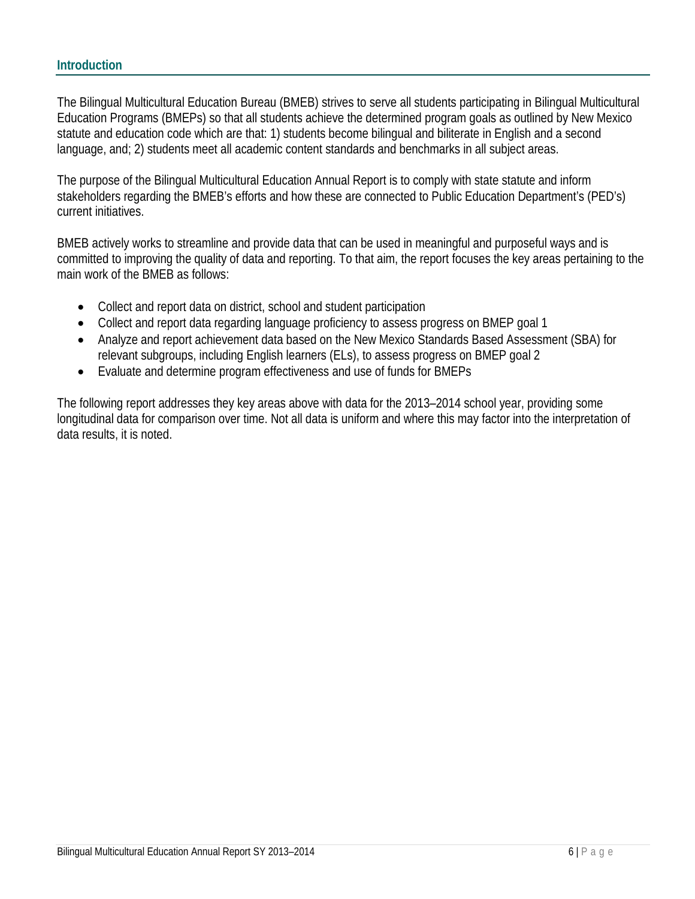## Introduction

The Bilingual Multicultural Education Bureau (BMEB) strives to serve all students participating in Bilingual Multicultural Education Programs (BMEPs) so that all students achieve the determined program goals as outlined by New Mexico statute and education code which are that: 1) students become bilingual and biliterate in English and a second language, and; 2) students meet all academic content standards and benchmarks in all subject areas.

The purpose of the Bilingual Multicultural Education Annual Report is to comply with state statute and inform stakeholders regarding the BMEB's efforts and how these are connected to Public Education Department's (PED's) current initiatives.

BMEB actively works to streamline and provide data that can be used in meaningful and purposeful ways and is committed to improving the quality of data and reporting. To that aim, the report focuses the key areas pertaining to the main work of the BMEB as follows:

- Collect and report data on district, school and student participation
- Collect and report data regarding language proficiency to assess progress on BMEP goal 1
- Analyze and report achievement data based on the New Mexico Standards Based Assessment (SBA) for relevant subgroups, including English learners (ELs), to assess progress on BMEP goal 2
- Evaluate and determine program effectiveness and use of funds for BMEPs

The following report addresses they key areas above with data for the 2013–2014 school year, providing some longitudinal data for comparison over time. Not all data is uniform and where this may factor into the interpretation of data results, it is noted.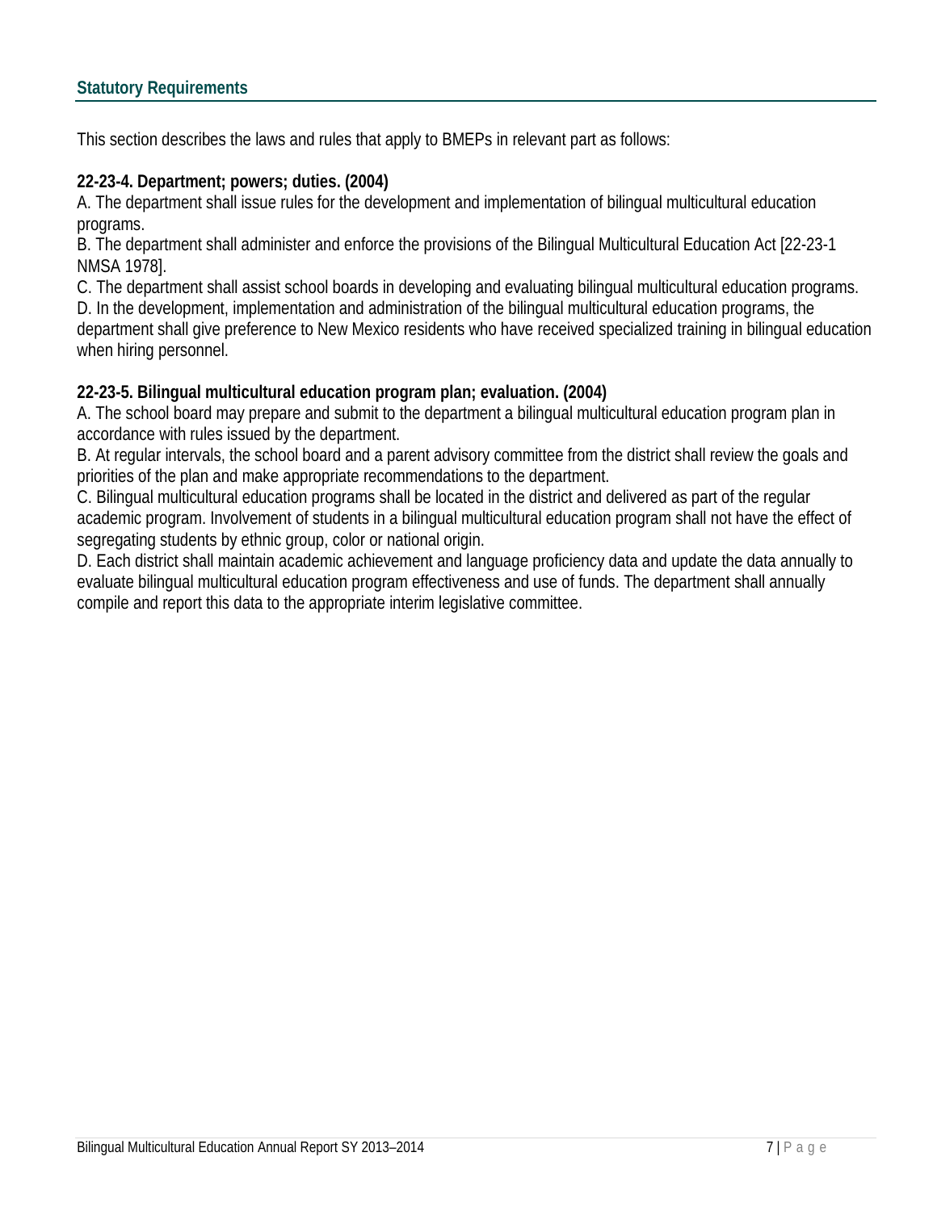## Statutory Requirements

This section describes the laws and rules that apply to BMEPs in relevant part as follows:

**22-23-4. Department; powers; duties. (2004)**

A. The department shall issue rules for the development and implementation of bilingual multicultural education programs.

B. The department shall administer and enforce the provisions of the Bilingual Multicultural Education Act [22-23-1 NMSA 1978].

C. The department shall assist school boards in developing and evaluating bilingual multicultural education programs.

D. In the development, implementation and administration of the bilingual multicultural education programs, the department shall give preference to New Mexico residents who have received specialized training in bilingual education when hiring personnel.

**22-23-5. Bilingual multicultural education program plan; evaluation. (2004)**

A. The school board may prepare and submit to the department a bilingual multicultural education program plan in accordance with rules issued by the department.

B. At regular intervals, the school board and a parent advisory committee from the district shall review the goals and priorities of the plan and make appropriate recommendations to the department.

C. Bilingual multicultural education programs shall be located in the district and delivered as part of the regular academic program. Involvement of students in a bilingual multicultural education program shall not have the effect of segregating students by ethnic group, color or national origin.

D. Each district shall maintain academic achievement and language proficiency data and update the data annually to evaluate bilingual multicultural education program effectiveness and use of funds. The department shall annually compile and report this data to the appropriate interim legislative committee.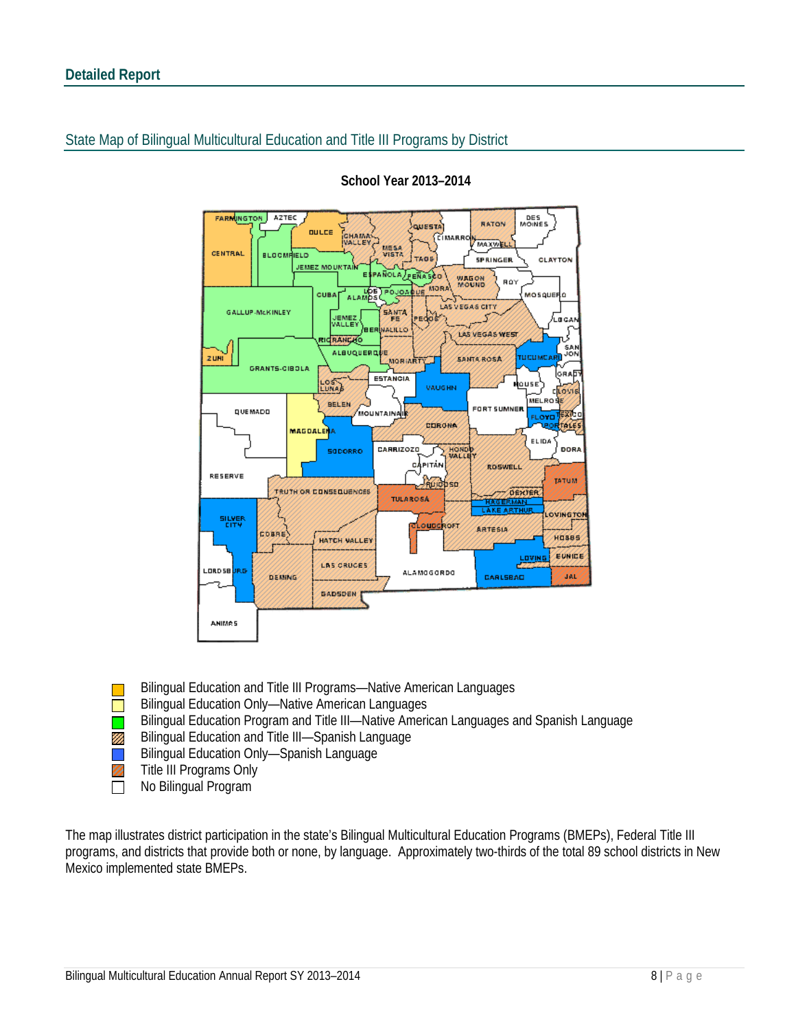## Detailed Report

### State Map of Bilingual Multicultural Education and Title III Programs by District

**School Year 2013–2014**

FARMINGTON
AZTEC
DULCE
CHAMA VALLEY
QUESTA
RATON
DES MOINES
CENTRAL
BLOOMFIELD
MESA VISTA
CIMARRON
MAXWELL
TAOS
SPRINGER
CLAYTON
JEMEZ MOUNTAIN
ESPAÑOLA
PEÑASCO
WAGON MOUND
ROY
CUBA
LOS ALAMOS
POJOAQUE
MORA
MOSQUERO
GALLUP-McKINLEY
LAS VEGAS CITY
JEMEZ VALLEY
SANTA FE
PECOS
LOGAN
BERNALILLO
RIO RANCHO
LAS VEGAS WEST
SAN JON
ZUNI
ALBUQUERQUE
MORIARTY
SANTA ROSA
TUCUMCARI
GRANTS-CIBOLA
ESTANCIA
GRADY
LOS LUNAS
VAUGHN
HOUSE
CLOVIS
BELEN
MELROSE
QUEMADO
MOUNTAINAIR
FORT SUMNER
TEXICO
FLOYD
PORTALES
CORONA
MAGDALENA
ELIDA
SOCORRO
CARRIZOZO
HONDO VALLEY
DORA
CAPITAN
ROSWELL
RESERVE
RUIDOSO
TATUM
TRUTH OR CONSEQUENCES
DEXTER
TULAROSA
HAGERMAN
LAKE ARTHUR
LOVINGTON
SILVER CITY
CLOUDCROFT
ARTESIA
COBRE
HOBBS
HATCH VALLEY
LOVING
EUNICE
LAS CRUCES
LORDSBURG
ALAMOGORDO
DEMING
CARLSBAD
JAL
GADSDEN
ANIMAS

- Bilingual Education and Title III Programs—Native American Languages
- Bilingual Education Only—Native American Languages
- Bilingual Education Program and Title III—Native American Languages and Spanish Language
- Bilingual Education and Title III—Spanish Language
- Bilingual Education Only—Spanish Language
- Title III Programs Only
- No Bilingual Program

The map illustrates district participation in the state's Bilingual Multicultural Education Programs (BMEPs), Federal Title III programs, and districts that provide both or none, by language. Approximately two-thirds of the total 89 school districts in New Mexico implemented state BMEPs.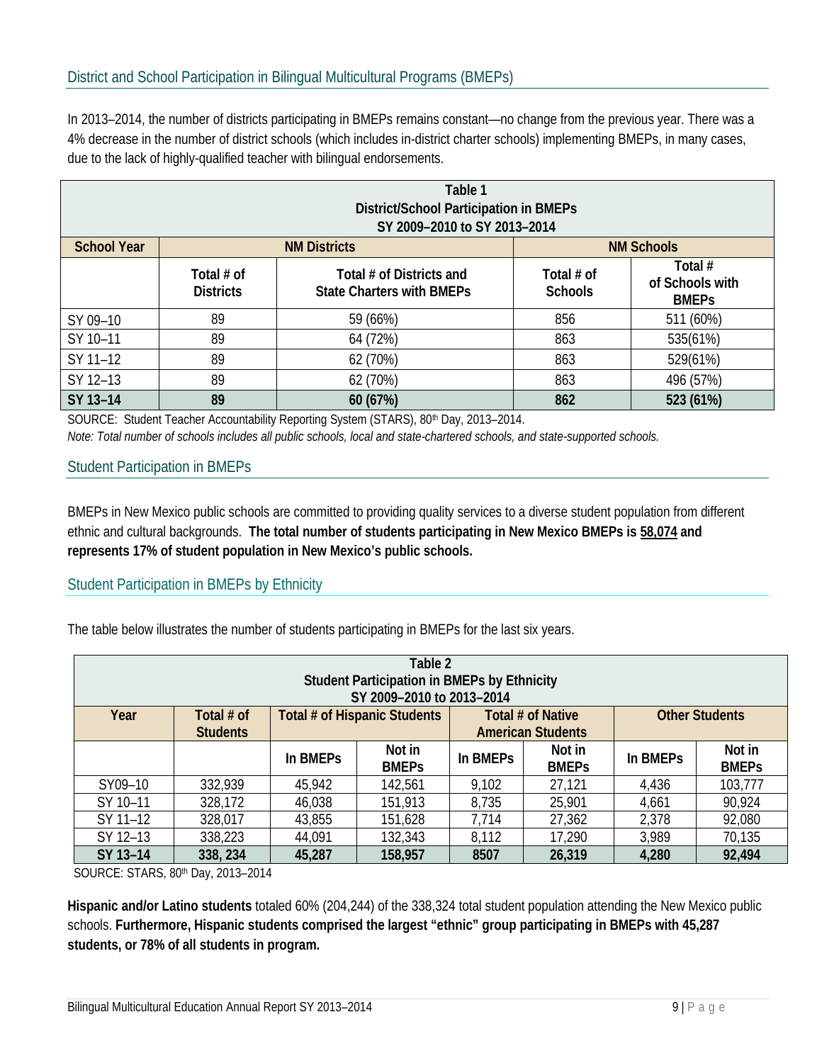## District and School Participation in Bilingual Multicultural Programs (BMEPs)

In 2013–2014, the number of districts participating in BMEPs remains constant—no change from the previous year. There was a 4% decrease in the number of district schools (which includes in-district charter schools) implementing BMEPs, in many cases, due to the lack of highly-qualified teacher with bilingual endorsements.

**Table 1**
**District/School Participation in BMEPs**
**SY 2009–2010 to SY 2013–2014**

| School Year | NM Districts | | NM Schools | |
|---|---|---|---|---|
| | Total # of Districts | Total # of Districts and State Charters with BMEPs | Total # of Schools | Total # of Schools with BMEPs |
| SY 09–10 | 89 | 59 (66%) | 856 | 511 (60%) |
| SY 10–11 | 89 | 64 (72%) | 863 | 535(61%) |
| SY 11–12 | 89 | 62 (70%) | 863 | 529(61%) |
| SY 12–13 | 89 | 62 (70%) | 863 | 496 (57%) |
| **SY 13–14** | **89** | **60 (67%)** | **862** | **523 (61%)** |

SOURCE: Student Teacher Accountability Reporting System (STARS), 80th Day, 2013–2014.

*Note: Total number of schools includes all public schools, local and state-chartered schools, and state-supported schools.*

## Student Participation in BMEPs

BMEPs in New Mexico public schools are committed to providing quality services to a diverse student population from different ethnic and cultural backgrounds. **The total number of students participating in New Mexico BMEPs is <u>58,074</u> and represents 17% of student population in New Mexico's public schools.**

## Student Participation in BMEPs by Ethnicity

The table below illustrates the number of students participating in BMEPs for the last six years.

**Table 2**
**Student Participation in BMEPs by Ethnicity**
**SY 2009–2010 to 2013–2014**

| Year | Total # of Students | Total # of Hispanic Students | | Total # of Native American Students | | Other Students | |
|---|---|---|---|---|---|---|---|
| | | In BMEPs | Not in BMEPs | In BMEPs | Not in BMEPs | In BMEPs | Not in BMEPs |
| SY09–10 | 332,939 | 45,942 | 142,561 | 9,102 | 27,121 | 4,436 | 103,777 |
| SY 10–11 | 328,172 | 46,038 | 151,913 | 8,735 | 25,901 | 4,661 | 90,924 |
| SY 11–12 | 328,017 | 43,855 | 151,628 | 7,714 | 27,362 | 2,378 | 92,080 |
| SY 12–13 | 338,223 | 44,091 | 132,343 | 8,112 | 17,290 | 3,989 | 70,135 |
| **SY 13–14** | **338, 234** | **45,287** | **158,957** | **8507** | **26,319** | **4,280** | **92,494** |

SOURCE: STARS, 80th Day, 2013–2014

**Hispanic and/or Latino students** totaled 60% (204,244) of the 338,324 total student population attending the New Mexico public schools. **Furthermore, Hispanic students comprised the largest "ethnic" group participating in BMEPs with 45,287 students, or 78% of all students in program.**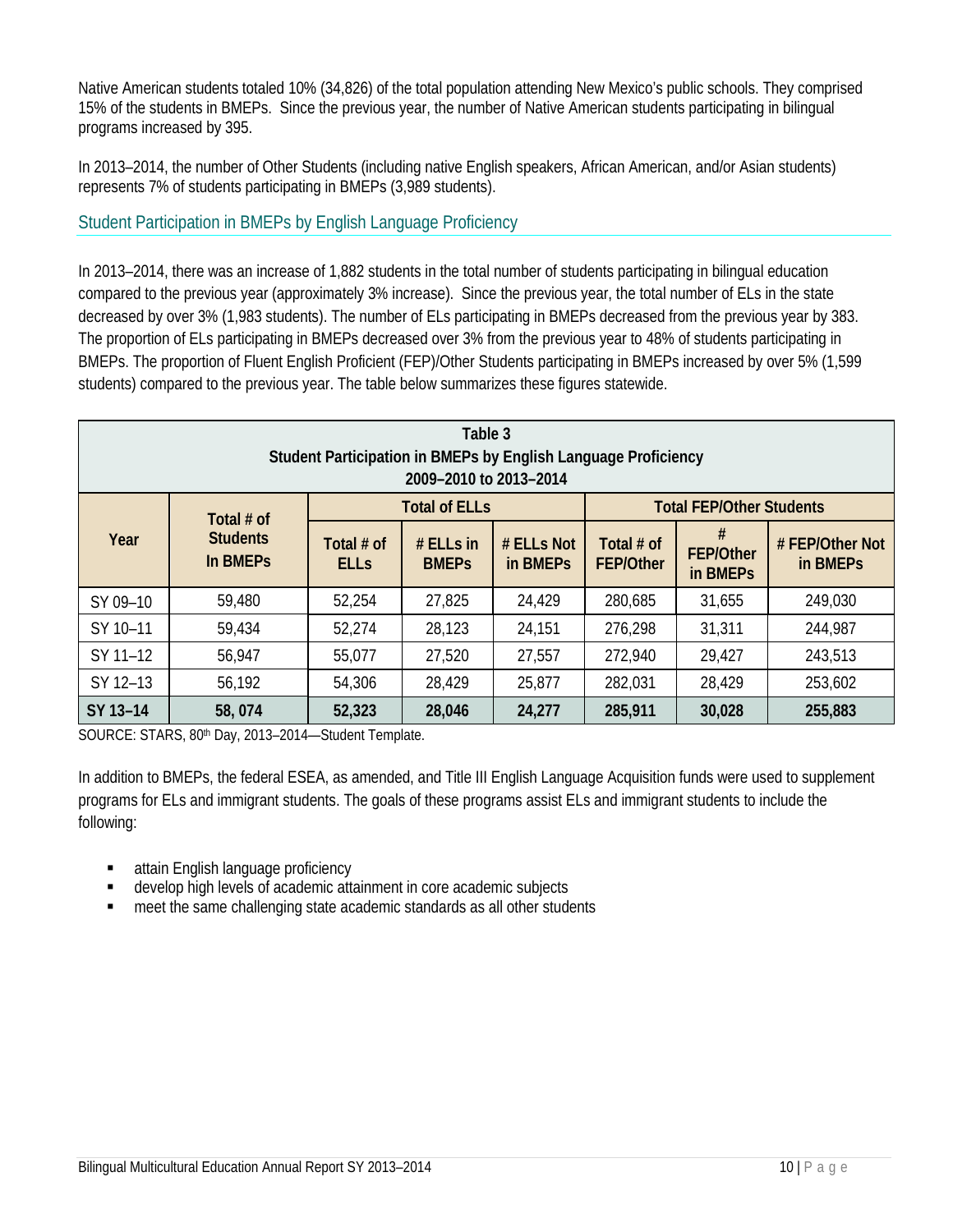Native American students totaled 10% (34,826) of the total population attending New Mexico's public schools. They comprised 15% of the students in BMEPs. Since the previous year, the number of Native American students participating in bilingual programs increased by 395.

In 2013–2014, the number of Other Students (including native English speakers, African American, and/or Asian students) represents 7% of students participating in BMEPs (3,989 students).

## Student Participation in BMEPs by English Language Proficiency

In 2013–2014, there was an increase of 1,882 students in the total number of students participating in bilingual education compared to the previous year (approximately 3% increase). Since the previous year, the total number of ELs in the state decreased by over 3% (1,983 students). The number of ELs participating in BMEPs decreased from the previous year by 383. The proportion of ELs participating in BMEPs decreased over 3% from the previous year to 48% of students participating in BMEPs. The proportion of Fluent English Proficient (FEP)/Other Students participating in BMEPs increased by over 5% (1,599 students) compared to the previous year. The table below summarizes these figures statewide.

**Table 3**
**Student Participation in BMEPs by English Language Proficiency**
**2009–2010 to 2013–2014**

| Year | Total # of Students In BMEPs | Total of ELLs | | | Total FEP/Other Students | | |
|---|---|---|---|---|---|---|---|
| | | Total # of ELLs | # ELLs in BMEPs | # ELLs Not in BMEPs | Total # of FEP/Other | # FEP/Other in BMEPs | # FEP/Other Not in BMEPs |
| SY 09–10 | 59,480 | 52,254 | 27,825 | 24,429 | 280,685 | 31,655 | 249,030 |
| SY 10–11 | 59,434 | 52,274 | 28,123 | 24,151 | 276,298 | 31,311 | 244,987 |
| SY 11–12 | 56,947 | 55,077 | 27,520 | 27,557 | 272,940 | 29,427 | 243,513 |
| SY 12–13 | 56,192 | 54,306 | 28,429 | 25,877 | 282,031 | 28,429 | 253,602 |
| **SY 13–14** | **58, 074** | **52,323** | **28,046** | **24,277** | **285,911** | **30,028** | **255,883** |

SOURCE: STARS, 80th Day, 2013–2014—Student Template.

In addition to BMEPs, the federal ESEA, as amended, and Title III English Language Acquisition funds were used to supplement programs for ELs and immigrant students. The goals of these programs assist ELs and immigrant students to include the following:

- attain English language proficiency
- develop high levels of academic attainment in core academic subjects
- meet the same challenging state academic standards as all other students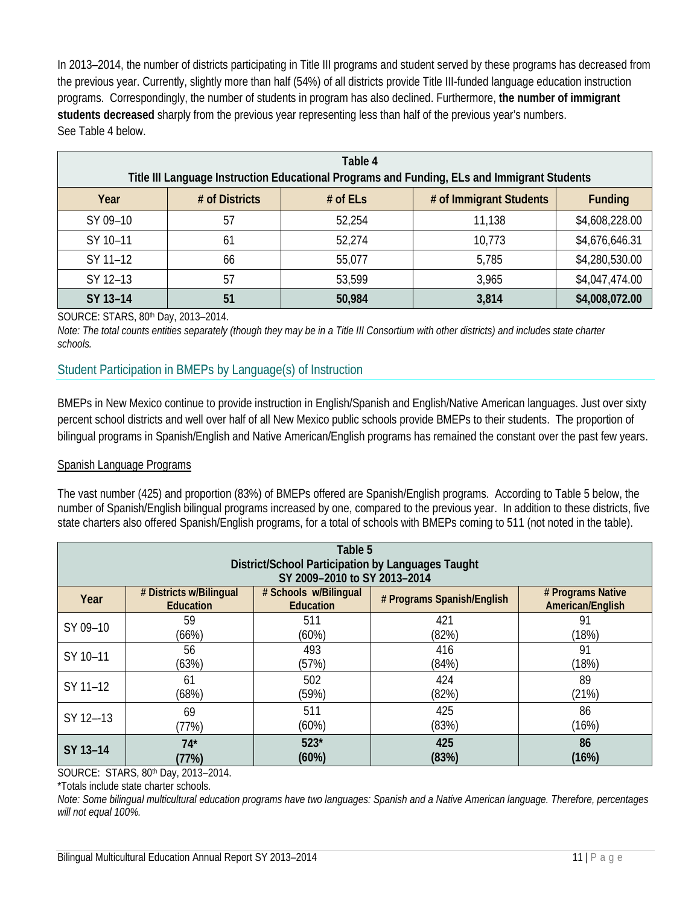In 2013–2014, the number of districts participating in Title III programs and student served by these programs has decreased from the previous year. Currently, slightly more than half (54%) of all districts provide Title III-funded language education instruction programs. Correspondingly, the number of students in program has also declined. Furthermore, **the number of immigrant students decreased** sharply from the previous year representing less than half of the previous year's numbers. See Table 4 below.

| Table 4<br>Title III Language Instruction Educational Programs and Funding, ELs and Immigrant Students | | | | |
|---|---|---|---|---|
| Year | # of Districts | # of ELs | # of Immigrant Students | Funding |
| SY 09–10 | 57 | 52,254 | 11,138 | $4,608,228.00 |
| SY 10–11 | 61 | 52,274 | 10,773 | $4,676,646.31 |
| SY 11–12 | 66 | 55,077 | 5,785 | $4,280,530.00 |
| SY 12–13 | 57 | 53,599 | 3,965 | $4,047,474.00 |
| **SY 13–14** | **51** | **50,984** | **3,814** | **$4,008,072.00** |

SOURCE: STARS, 80th Day, 2013–2014.

*Note: The total counts entities separately (though they may be in a Title III Consortium with other districts) and includes state charter schools.*

## Student Participation in BMEPs by Language(s) of Instruction

BMEPs in New Mexico continue to provide instruction in English/Spanish and English/Native American languages. Just over sixty percent school districts and well over half of all New Mexico public schools provide BMEPs to their students. The proportion of bilingual programs in Spanish/English and Native American/English programs has remained the constant over the past few years.

### Spanish Language Programs

The vast number (425) and proportion (83%) of BMEPs offered are Spanish/English programs. According to Table 5 below, the number of Spanish/English bilingual programs increased by one, compared to the previous year. In addition to these districts, five state charters also offered Spanish/English programs, for a total of schools with BMEPs coming to 511 (not noted in the table).

| Table 5<br>District/School Participation by Languages Taught<br>SY 2009–2010 to SY 2013–2014 | | | | |
|---|---|---|---|---|
| Year | # Districts w/Bilingual Education | # Schools w/Bilingual Education | # Programs Spanish/English | # Programs Native American/English |
| SY 09–10 | 59<br>(66%) | 511<br>(60%) | 421<br>(82%) | 91<br>(18%) |
| SY 10–11 | 56<br>(63%) | 493<br>(57%) | 416<br>(84%) | 91<br>(18%) |
| SY 11–12 | 61<br>(68%) | 502<br>(59%) | 424<br>(82%) | 89<br>(21%) |
| SY 12-–13 | 69<br>(77%) | 511<br>(60%) | 425<br>(83%) | 86<br>(16%) |
| **SY 13–14** | **74***<br>**(77%)** | **523***<br>**(60%)** | **425**<br>**(83%)** | **86**<br>**(16%)** |

SOURCE: STARS, 80th Day, 2013–2014.

*Totals include state charter schools.

*Note: Some bilingual multicultural education programs have two languages: Spanish and a Native American language. Therefore, percentages will not equal 100%.*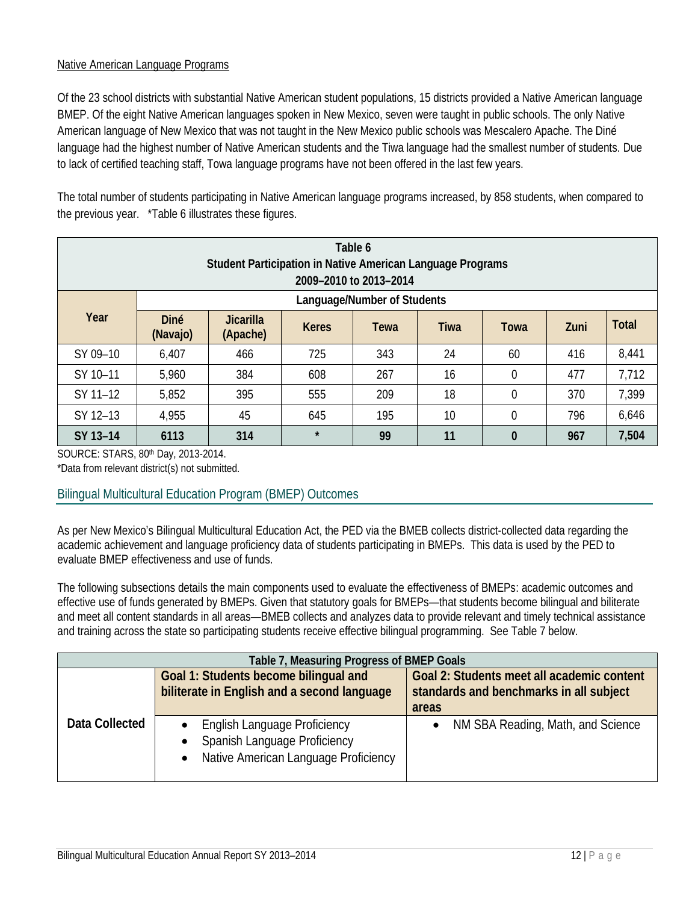Native American Language Programs

Of the 23 school districts with substantial Native American student populations, 15 districts provided a Native American language BMEP. Of the eight Native American languages spoken in New Mexico, seven were taught in public schools. The only Native American language of New Mexico that was not taught in the New Mexico public schools was Mescalero Apache. The Diné language had the highest number of Native American students and the Tiwa language had the smallest number of students. Due to lack of certified teaching staff, Towa language programs have not been offered in the last few years.

The total number of students participating in Native American language programs increased, by 858 students, when compared to the previous year. *Table 6 illustrates these figures.

**Table 6**
**Student Participation in Native American Language Programs**
**2009–2010 to 2013–2014**

| Year | Language/Number of Students | | | | | | | |
|---|---|---|---|---|---|---|---|---|
| | Diné (Navajo) | Jicarilla (Apache) | Keres | Tewa | Tiwa | Towa | Zuni | Total |
| SY 09–10 | 6,407 | 466 | 725 | 343 | 24 | 60 | 416 | 8,441 |
| SY 10–11 | 5,960 | 384 | 608 | 267 | 16 | 0 | 477 | 7,712 |
| SY 11–12 | 5,852 | 395 | 555 | 209 | 18 | 0 | 370 | 7,399 |
| SY 12–13 | 4,955 | 45 | 645 | 195 | 10 | 0 | 796 | 6,646 |
| **SY 13–14** | **6113** | **314** | ***** | **99** | **11** | **0** | **967** | **7,504** |

SOURCE: STARS, 80th Day, 2013-2014.
*Data from relevant district(s) not submitted.

## Bilingual Multicultural Education Program (BMEP) Outcomes

As per New Mexico's Bilingual Multicultural Education Act, the PED via the BMEB collects district-collected data regarding the academic achievement and language proficiency data of students participating in BMEPs. This data is used by the PED to evaluate BMEP effectiveness and use of funds.

The following subsections details the main components used to evaluate the effectiveness of BMEPs: academic outcomes and effective use of funds generated by BMEPs. Given that statutory goals for BMEPs—that students become bilingual and biliterate and meet all content standards in all areas—BMEB collects and analyzes data to provide relevant and timely technical assistance and training across the state so participating students receive effective bilingual programming. See Table 7 below.

**Table 7, Measuring Progress of BMEP Goals**

| | Goal 1: Students become bilingual and biliterate in English and a second language | Goal 2: Students meet all academic content standards and benchmarks in all subject areas |
|---|---|---|
| **Data Collected** | • English Language Proficiency<br>• Spanish Language Proficiency<br>• Native American Language Proficiency | • NM SBA Reading, Math, and Science |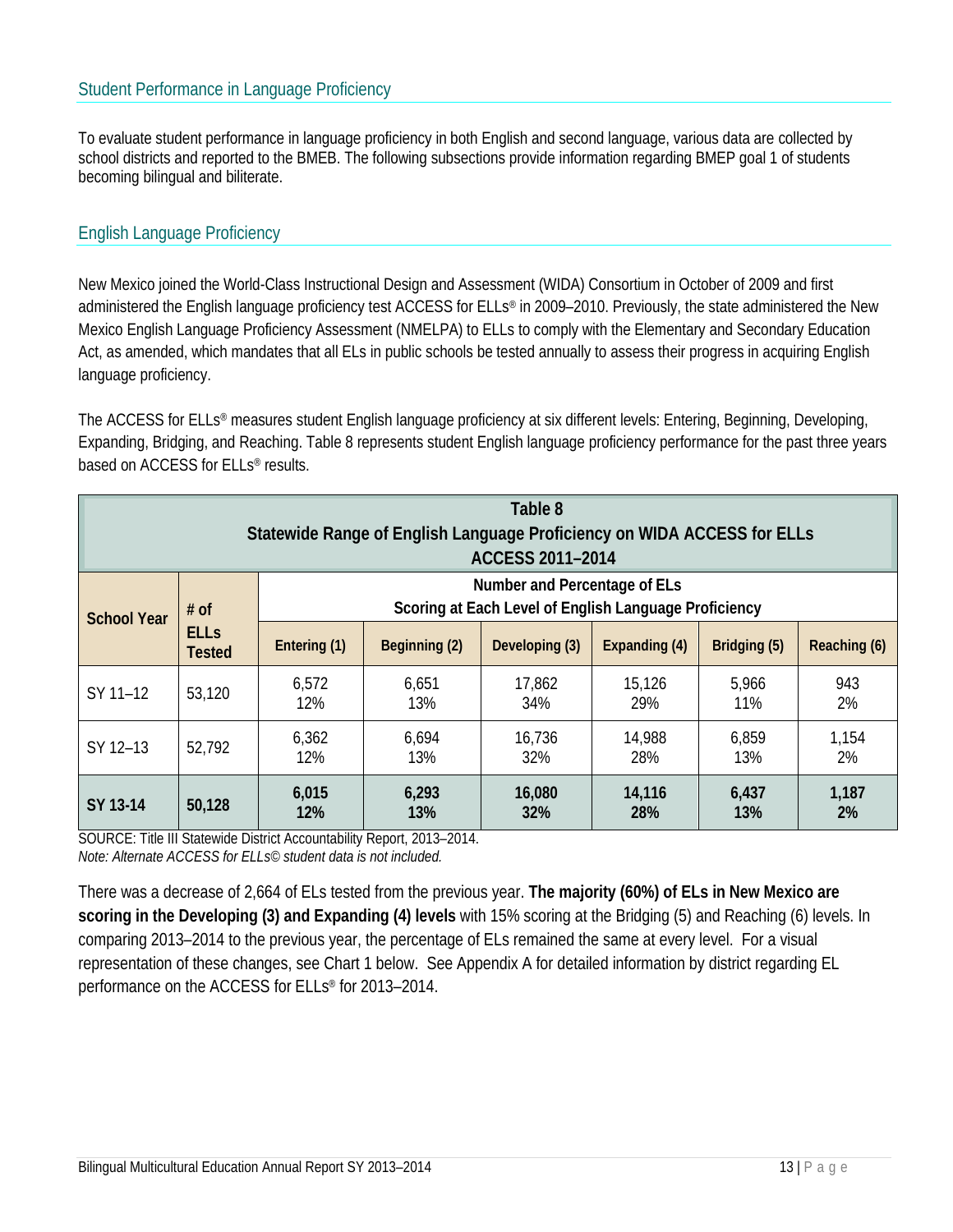## Student Performance in Language Proficiency

To evaluate student performance in language proficiency in both English and second language, various data are collected by school districts and reported to the BMEB. The following subsections provide information regarding BMEP goal 1 of students becoming bilingual and biliterate.

### English Language Proficiency

New Mexico joined the World-Class Instructional Design and Assessment (WIDA) Consortium in October of 2009 and first administered the English language proficiency test ACCESS for ELLs® in 2009–2010. Previously, the state administered the New Mexico English Language Proficiency Assessment (NMELPA) to ELLs to comply with the Elementary and Secondary Education Act, as amended, which mandates that all ELs in public schools be tested annually to assess their progress in acquiring English language proficiency.

The ACCESS for ELLs® measures student English language proficiency at six different levels: Entering, Beginning, Developing, Expanding, Bridging, and Reaching. Table 8 represents student English language proficiency performance for the past three years based on ACCESS for ELLs® results.

**Table 8**
**Statewide Range of English Language Proficiency on WIDA ACCESS for ELLs**
**ACCESS 2011–2014**

| School Year | # of ELLs Tested | Number and Percentage of ELs Scoring at Each Level of English Language Proficiency | | | | | |
|---|---|---|---|---|---|---|---|
| | | Entering (1) | Beginning (2) | Developing (3) | Expanding (4) | Bridging (5) | Reaching (6) |
| SY 11–12 | 53,120 | 6,572<br>12% | 6,651<br>13% | 17,862<br>34% | 15,126<br>29% | 5,966<br>11% | 943<br>2% |
| SY 12–13 | 52,792 | 6,362<br>12% | 6,694<br>13% | 16,736<br>32% | 14,988<br>28% | 6,859<br>13% | 1,154<br>2% |
| **SY 13-14** | **50,128** | **6,015<br>12%** | **6,293<br>13%** | **16,080<br>32%** | **14,116<br>28%** | **6,437<br>13%** | **1,187<br>2%** |

SOURCE: Title III Statewide District Accountability Report, 2013–2014.
*Note: Alternate ACCESS for ELLs© student data is not included.*

There was a decrease of 2,664 of ELs tested from the previous year. **The majority (60%) of ELs in New Mexico are scoring in the Developing (3) and Expanding (4) levels** with 15% scoring at the Bridging (5) and Reaching (6) levels. In comparing 2013–2014 to the previous year, the percentage of ELs remained the same at every level. For a visual representation of these changes, see Chart 1 below. See Appendix A for detailed information by district regarding EL performance on the ACCESS for ELLs® for 2013–2014.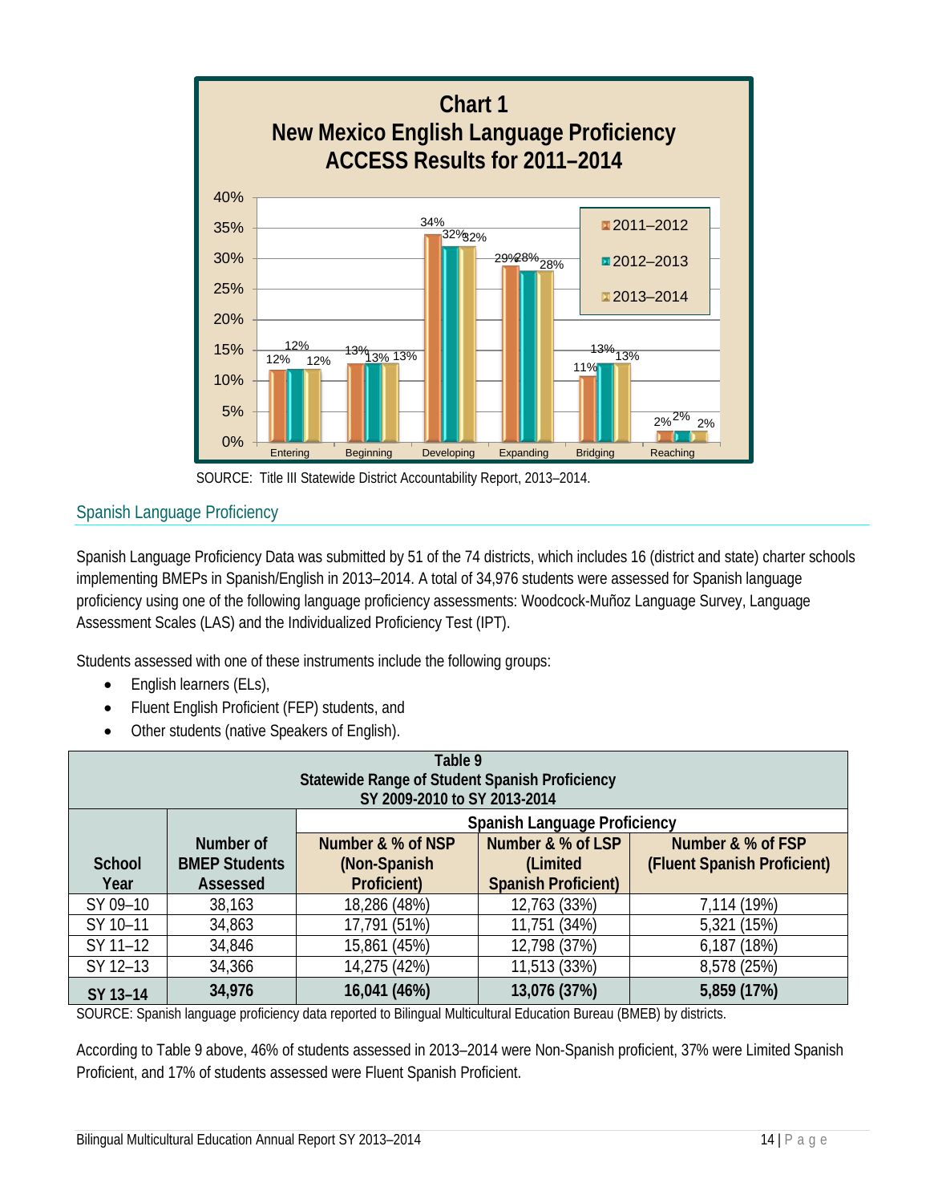**Chart 1**
**New Mexico English Language Proficiency**
**ACCESS Results for 2011–2014**

40%
35%
30%
25%
20%
15%
10%
5%
0%

2011–2012
2012–2013
2013–2014

12% 12% 12%
13% 13% 13%
34% 32% 32%
29% 28% 28%
11% 13% 13%
2% 2% 2%

Entering
Beginning
Developing
Expanding
Bridging
Reaching

SOURCE: Title III Statewide District Accountability Report, 2013–2014.

## Spanish Language Proficiency

Spanish Language Proficiency Data was submitted by 51 of the 74 districts, which includes 16 (district and state) charter schools implementing BMEPs in Spanish/English in 2013–2014. A total of 34,976 students were assessed for Spanish language proficiency using one of the following language proficiency assessments: Woodcock-Muñoz Language Survey, Language Assessment Scales (LAS) and the Individualized Proficiency Test (IPT).

Students assessed with one of these instruments include the following groups:

- English learners (ELs),
- Fluent English Proficient (FEP) students, and
- Other students (native Speakers of English).

**Table 9**
**Statewide Range of Student Spanish Proficiency**
**SY 2009-2010 to SY 2013-2014**

| School Year | Number of BMEP Students Assessed | Spanish Language Proficiency | | |
|---|---|---|---|---|
| | | Number & % of NSP (Non-Spanish Proficient) | Number & % of LSP (Limited Spanish Proficient) | Number & % of FSP (Fluent Spanish Proficient) |
| SY 09–10 | 38,163 | 18,286 (48%) | 12,763 (33%) | 7,114 (19%) |
| SY 10–11 | 34,863 | 17,791 (51%) | 11,751 (34%) | 5,321 (15%) |
| SY 11–12 | 34,846 | 15,861 (45%) | 12,798 (37%) | 6,187 (18%) |
| SY 12–13 | 34,366 | 14,275 (42%) | 11,513 (33%) | 8,578 (25%) |
| **SY 13–14** | **34,976** | **16,041 (46%)** | **13,076 (37%)** | **5,859 (17%)** |

SOURCE: Spanish language proficiency data reported to Bilingual Multicultural Education Bureau (BMEB) by districts.

According to Table 9 above, 46% of students assessed in 2013–2014 were Non-Spanish proficient, 37% were Limited Spanish Proficient, and 17% of students assessed were Fluent Spanish Proficient.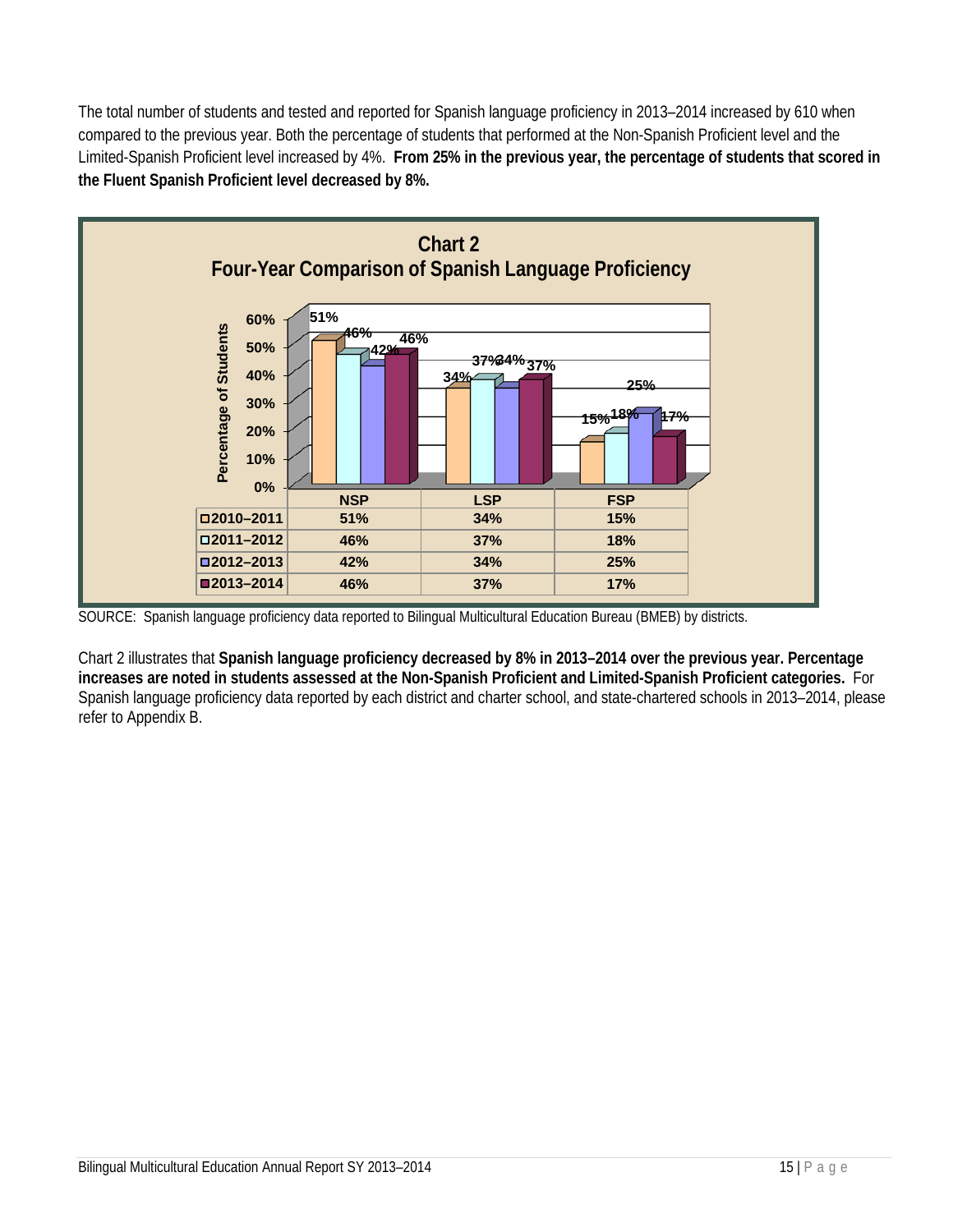The total number of students and tested and reported for Spanish language proficiency in 2013–2014 increased by 610 when compared to the previous year. Both the percentage of students that performed at the Non-Spanish Proficient level and the Limited-Spanish Proficient level increased by 4%. **From 25% in the previous year, the percentage of students that scored in the Fluent Spanish Proficient level decreased by 8%.**

**Chart 2**
**Four-Year Comparison of Spanish Language Proficiency**

| | NSP | LSP | FSP |
|---|---|---|---|
| 2010–2011 | 51% | 34% | 15% |
| 2011–2012 | 46% | 37% | 18% |
| 2012–2013 | 42% | 34% | 25% |
| 2013–2014 | 46% | 37% | 17% |

SOURCE: Spanish language proficiency data reported to Bilingual Multicultural Education Bureau (BMEB) by districts.

Chart 2 illustrates that **Spanish language proficiency decreased by 8% in 2013–2014 over the previous year. Percentage increases are noted in students assessed at the Non-Spanish Proficient and Limited-Spanish Proficient categories.** For Spanish language proficiency data reported by each district and charter school, and state-chartered schools in 2013–2014, please refer to Appendix B.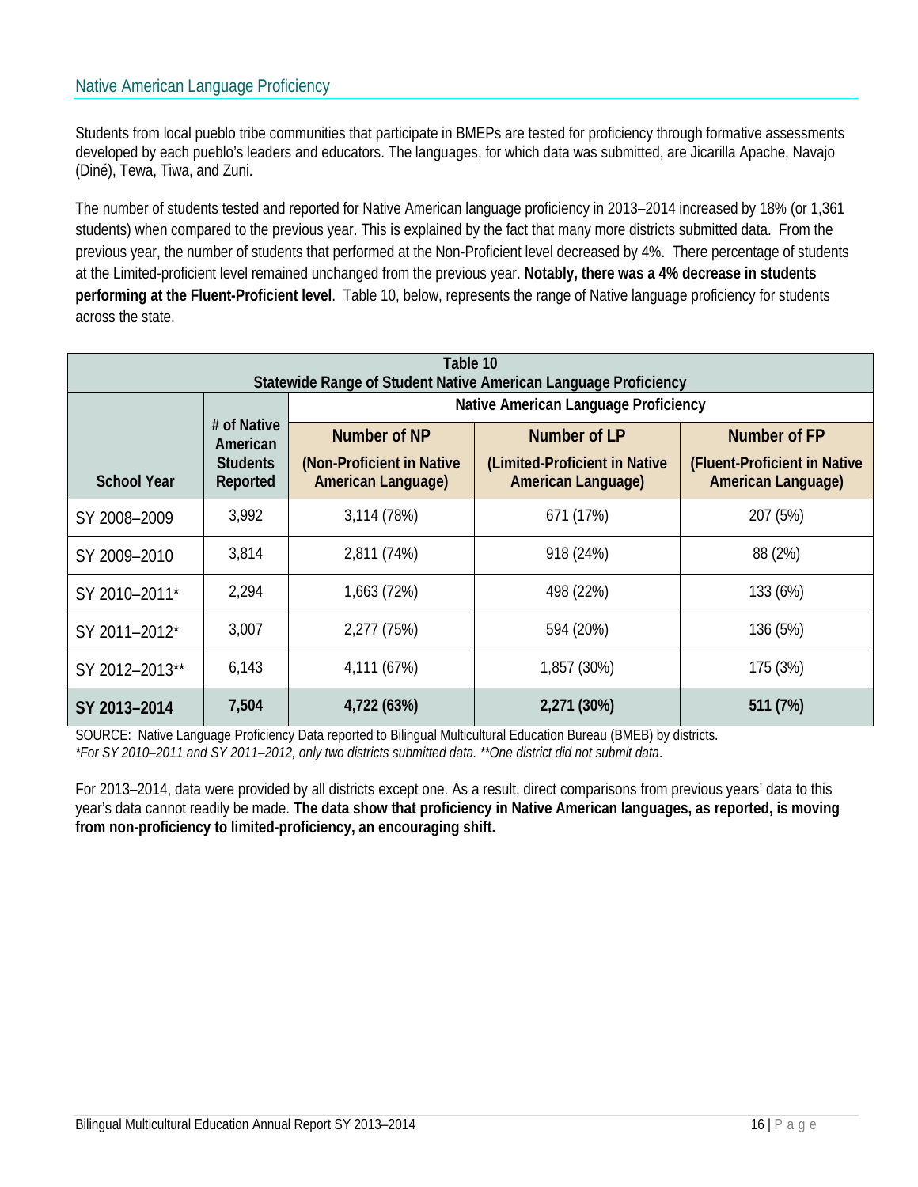## Native American Language Proficiency

Students from local pueblo tribe communities that participate in BMEPs are tested for proficiency through formative assessments developed by each pueblo's leaders and educators. The languages, for which data was submitted, are Jicarilla Apache, Navajo (Diné), Tewa, Tiwa, and Zuni.

The number of students tested and reported for Native American language proficiency in 2013–2014 increased by 18% (or 1,361 students) when compared to the previous year. This is explained by the fact that many more districts submitted data. From the previous year, the number of students that performed at the Non-Proficient level decreased by 4%. There percentage of students at the Limited-proficient level remained unchanged from the previous year. **Notably, there was a 4% decrease in students performing at the Fluent-Proficient level**. Table 10, below, represents the range of Native language proficiency for students across the state.

**Table 10**
**Statewide Range of Student Native American Language Proficiency**

| School Year | # of Native American Students Reported | Native American Language Proficiency | | |
|---|---|---|---|---|
| | | Number of NP (Non-Proficient in Native American Language) | Number of LP (Limited-Proficient in Native American Language) | Number of FP (Fluent-Proficient in Native American Language) |
| SY 2008–2009 | 3,992 | 3,114 (78%) | 671 (17%) | 207 (5%) |
| SY 2009–2010 | 3,814 | 2,811 (74%) | 918 (24%) | 88 (2%) |
| SY 2010–2011* | 2,294 | 1,663 (72%) | 498 (22%) | 133 (6%) |
| SY 2011–2012* | 3,007 | 2,277 (75%) | 594 (20%) | 136 (5%) |
| SY 2012–2013** | 6,143 | 4,111 (67%) | 1,857 (30%) | 175 (3%) |
| **SY 2013–2014** | **7,504** | **4,722 (63%)** | **2,271 (30%)** | **511 (7%)** |

SOURCE: Native Language Proficiency Data reported to Bilingual Multicultural Education Bureau (BMEB) by districts.
*For SY 2010–2011 and SY 2011–2012, only two districts submitted data. **One district did not submit data.*

For 2013–2014, data were provided by all districts except one. As a result, direct comparisons from previous years' data to this year's data cannot readily be made. **The data show that proficiency in Native American languages, as reported, is moving from non-proficiency to limited-proficiency, an encouraging shift.**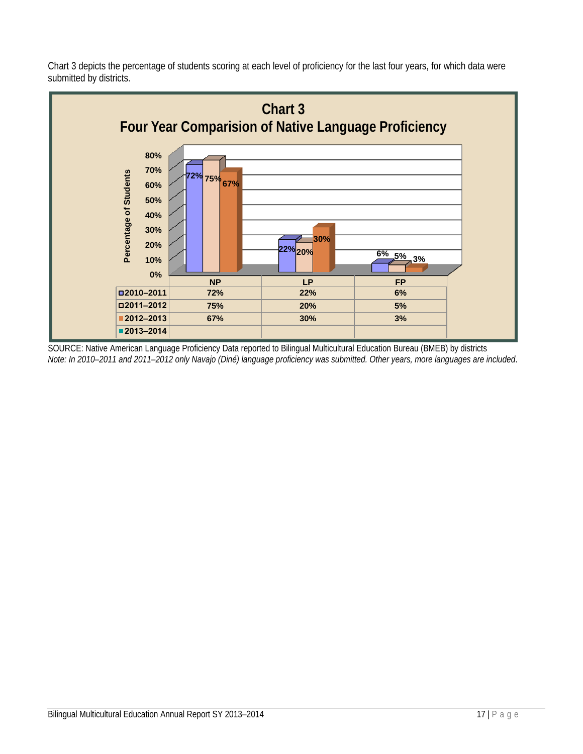Chart 3 depicts the percentage of students scoring at each level of proficiency for the last four years, for which data were submitted by districts.

**Chart 3**
**Four Year Comparision of Native Language Proficiency**

Percentage of Students

80%
70%
60%
50%
40%
30%
20%
10%
0%

72% 75% 67%
22% 20% 30%
6% 5% 3%

NP
LP
FP

2010–2011 72% 22% 6%
2011–2012 75% 20% 5%
2012–2013 67% 30% 3%
2013–2014

SOURCE: Native American Language Proficiency Data reported to Bilingual Multicultural Education Bureau (BMEB) by districts
*Note: In 2010–2011 and 2011–2012 only Navajo (Diné) language proficiency was submitted. Other years, more languages are included.*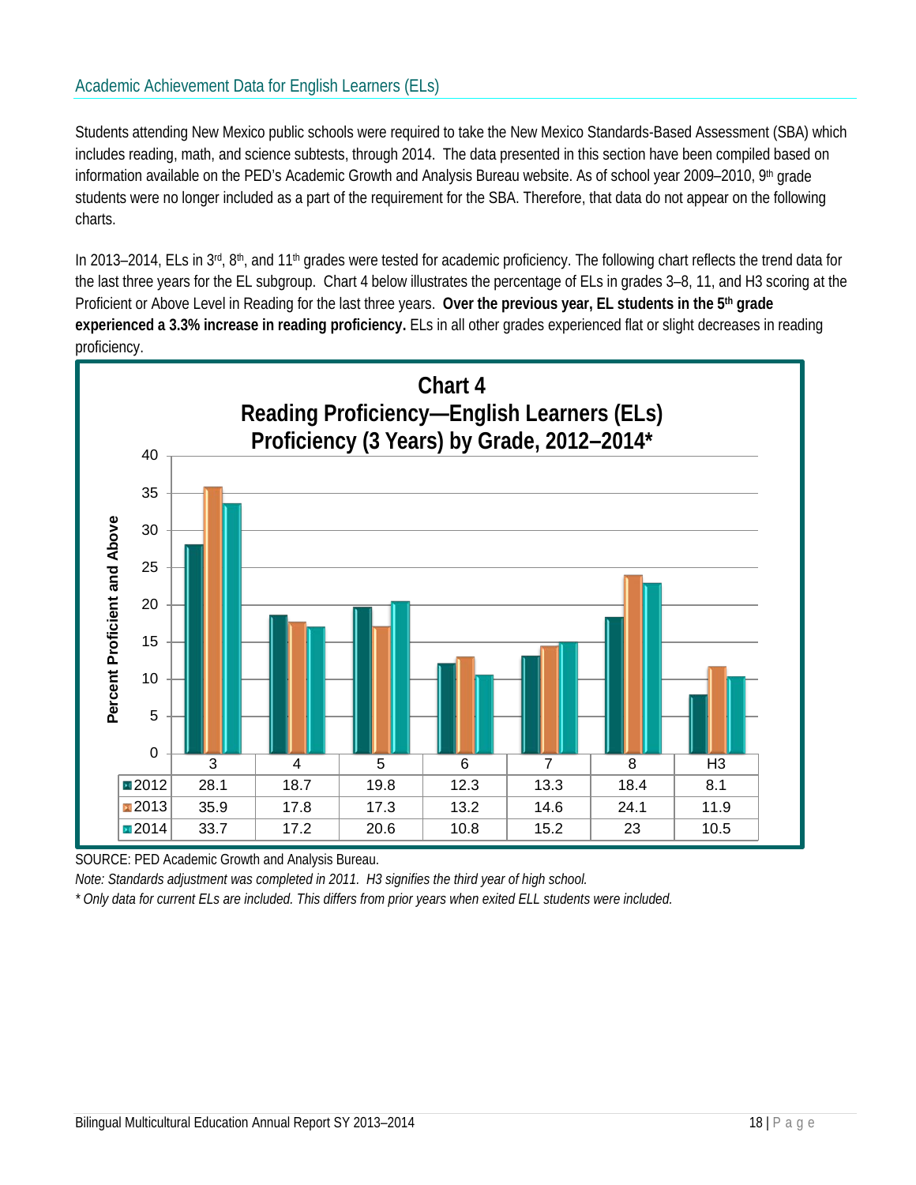## Academic Achievement Data for English Learners (ELs)

Students attending New Mexico public schools were required to take the New Mexico Standards-Based Assessment (SBA) which includes reading, math, and science subtests, through 2014. The data presented in this section have been compiled based on information available on the PED's Academic Growth and Analysis Bureau website. As of school year 2009–2010, 9th grade students were no longer included as a part of the requirement for the SBA. Therefore, that data do not appear on the following charts.

In 2013–2014, ELs in 3rd, 8th, and 11th grades were tested for academic proficiency. The following chart reflects the trend data for the last three years for the EL subgroup. Chart 4 below illustrates the percentage of ELs in grades 3–8, 11, and H3 scoring at the Proficient or Above Level in Reading for the last three years. **Over the previous year, EL students in the 5th grade experienced a 3.3% increase in reading proficiency.** ELs in all other grades experienced flat or slight decreases in reading proficiency.

Chart 4
Reading Proficiency—English Learners (ELs)
Proficiency (3 Years) by Grade, 2012–2014*

Percent Proficient and Above

0
5
10
15
20
25
30
35
40

3 4 5 6 7 8 H3
2012 28.1 18.7 19.8 12.3 13.3 18.4 8.1
2013 35.9 17.8 17.3 13.2 14.6 24.1 11.9
2014 33.7 17.2 20.6 10.8 15.2 23 10.5

SOURCE: PED Academic Growth and Analysis Bureau.

*Note: Standards adjustment was completed in 2011. H3 signifies the third year of high school.*

*\* Only data for current ELs are included. This differs from prior years when exited ELL students were included.*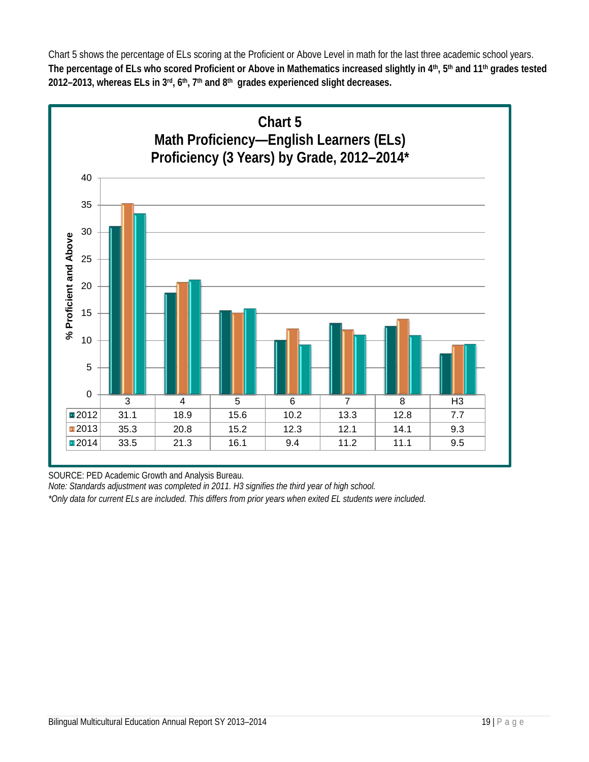Chart 5 shows the percentage of ELs scoring at the Proficient or Above Level in math for the last three academic school years. **The percentage of ELs who scored Proficient or Above in Mathematics increased slightly in 4th, 5th and 11th grades tested 2012–2013, whereas ELs in 3rd, 6th, 7th and 8th grades experienced slight decreases.**

**Chart 5**
**Math Proficiency—English Learners (ELs)**
**Proficiency (3 Years) by Grade, 2012–2014***

% Proficient and Above

40
35
30
25
20
15
10
5
0

3 4 5 6 7 8 H3

2012 31.1 18.9 15.6 10.2 13.3 12.8 7.7
2013 35.3 20.8 15.2 12.3 12.1 14.1 9.3
2014 33.5 21.3 16.1 9.4 11.2 11.1 9.5

SOURCE: PED Academic Growth and Analysis Bureau.

*Note: Standards adjustment was completed in 2011. H3 signifies the third year of high school.*

**Only data for current ELs are included. This differs from prior years when exited EL students were included.*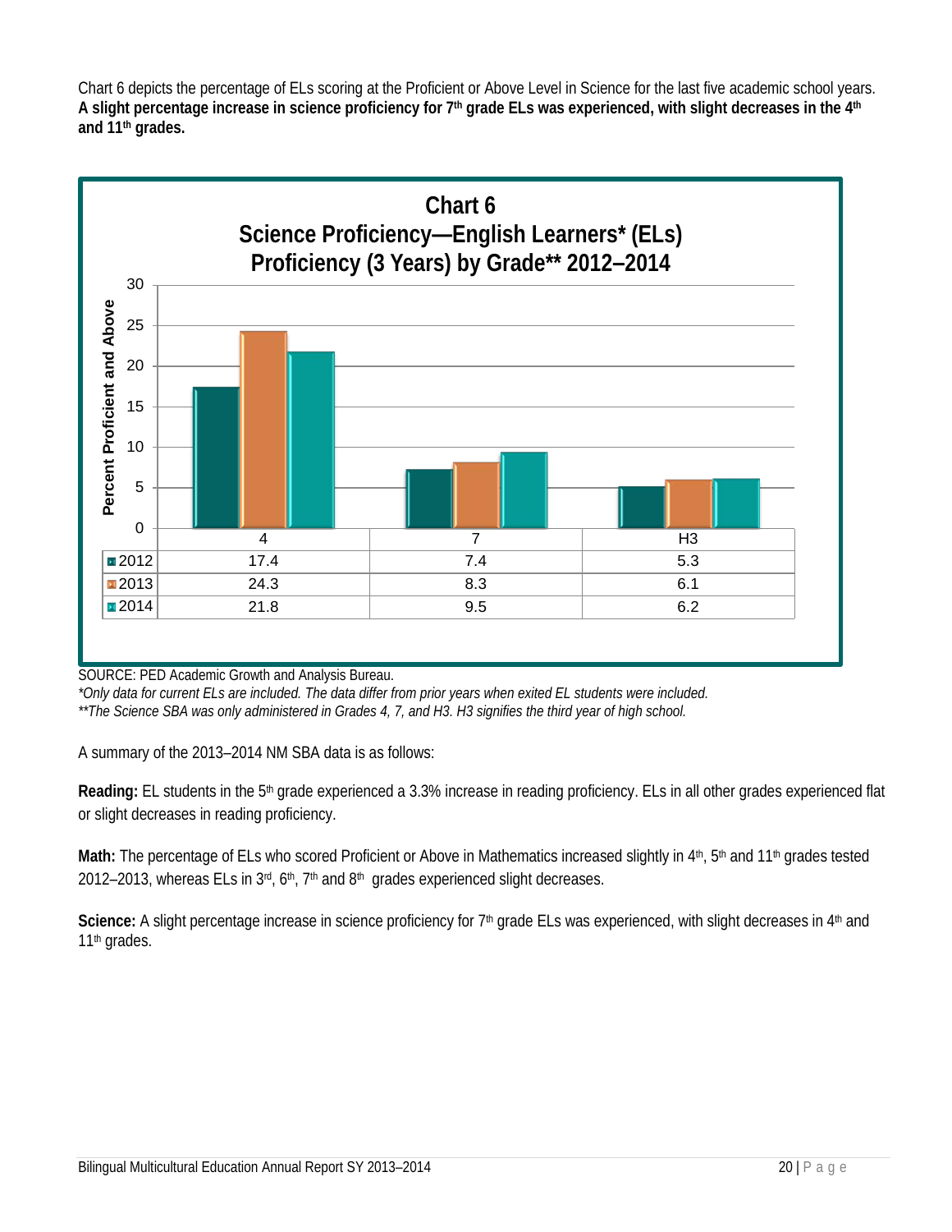Chart 6 depicts the percentage of ELs scoring at the Proficient or Above Level in Science for the last five academic school years. **A slight percentage increase in science proficiency for 7th grade ELs was experienced, with slight decreases in the 4th and 11th grades.**

**Chart 6**
**Science Proficiency—English Learners* (ELs)**
**Proficiency (3 Years) by Grade** 2012–2014**

Percent Proficient and Above

30
25
20
15
10
5
0

4
7
H3

2012 17.4 7.4 5.3
2013 24.3 8.3 6.1
2014 21.8 9.5 6.2

SOURCE: PED Academic Growth and Analysis Bureau.
*\*Only data for current ELs are included. The data differ from prior years when exited EL students were included.*
*\*\*The Science SBA was only administered in Grades 4, 7, and H3. H3 signifies the third year of high school.*

A summary of the 2013–2014 NM SBA data is as follows:

**Reading:** EL students in the 5th grade experienced a 3.3% increase in reading proficiency. ELs in all other grades experienced flat or slight decreases in reading proficiency.

**Math:** The percentage of ELs who scored Proficient or Above in Mathematics increased slightly in 4th, 5th and 11th grades tested 2012–2013, whereas ELs in 3rd, 6th, 7th and 8th grades experienced slight decreases.

**Science:** A slight percentage increase in science proficiency for 7th grade ELs was experienced, with slight decreases in 4th and 11th grades.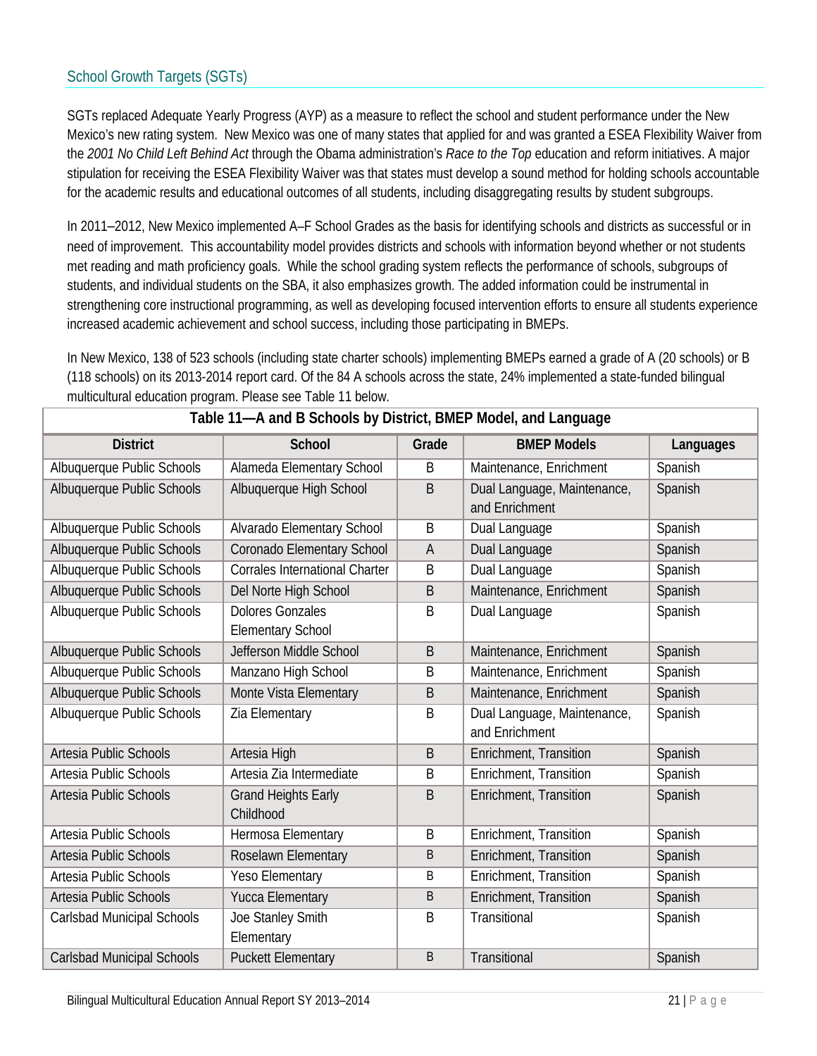## School Growth Targets (SGTs)

SGTs replaced Adequate Yearly Progress (AYP) as a measure to reflect the school and student performance under the New Mexico's new rating system. New Mexico was one of many states that applied for and was granted a ESEA Flexibility Waiver from the *2001 No Child Left Behind Act* through the Obama administration's *Race to the Top* education and reform initiatives. A major stipulation for receiving the ESEA Flexibility Waiver was that states must develop a sound method for holding schools accountable for the academic results and educational outcomes of all students, including disaggregating results by student subgroups.

In 2011–2012, New Mexico implemented A–F School Grades as the basis for identifying schools and districts as successful or in need of improvement. This accountability model provides districts and schools with information beyond whether or not students met reading and math proficiency goals. While the school grading system reflects the performance of schools, subgroups of students, and individual students on the SBA, it also emphasizes growth. The added information could be instrumental in strengthening core instructional programming, as well as developing focused intervention efforts to ensure all students experience increased academic achievement and school success, including those participating in BMEPs.

In New Mexico, 138 of 523 schools (including state charter schools) implementing BMEPs earned a grade of A (20 schools) or B (118 schools) on its 2013-2014 report card. Of the 84 A schools across the state, 24% implemented a state-funded bilingual multicultural education program. Please see Table 11 below.

**Table 11—A and B Schools by District, BMEP Model, and Language**

| District | School | Grade | BMEP Models | Languages |
|---|---|---|---|---|
| Albuquerque Public Schools | Alameda Elementary School | B | Maintenance, Enrichment | Spanish |
| Albuquerque Public Schools | Albuquerque High School | B | Dual Language, Maintenance, and Enrichment | Spanish |
| Albuquerque Public Schools | Alvarado Elementary School | B | Dual Language | Spanish |
| Albuquerque Public Schools | Coronado Elementary School | A | Dual Language | Spanish |
| Albuquerque Public Schools | Corrales International Charter | B | Dual Language | Spanish |
| Albuquerque Public Schools | Del Norte High School | B | Maintenance, Enrichment | Spanish |
| Albuquerque Public Schools | Dolores Gonzales Elementary School | B | Dual Language | Spanish |
| Albuquerque Public Schools | Jefferson Middle School | B | Maintenance, Enrichment | Spanish |
| Albuquerque Public Schools | Manzano High School | B | Maintenance, Enrichment | Spanish |
| Albuquerque Public Schools | Monte Vista Elementary | B | Maintenance, Enrichment | Spanish |
| Albuquerque Public Schools | Zia Elementary | B | Dual Language, Maintenance, and Enrichment | Spanish |
| Artesia Public Schools | Artesia High | B | Enrichment, Transition | Spanish |
| Artesia Public Schools | Artesia Zia Intermediate | B | Enrichment, Transition | Spanish |
| Artesia Public Schools | Grand Heights Early Childhood | B | Enrichment, Transition | Spanish |
| Artesia Public Schools | Hermosa Elementary | B | Enrichment, Transition | Spanish |
| Artesia Public Schools | Roselawn Elementary | B | Enrichment, Transition | Spanish |
| Artesia Public Schools | Yeso Elementary | B | Enrichment, Transition | Spanish |
| Artesia Public Schools | Yucca Elementary | B | Enrichment, Transition | Spanish |
| Carlsbad Municipal Schools | Joe Stanley Smith Elementary | B | Transitional | Spanish |
| Carlsbad Municipal Schools | Puckett Elementary | B | Transitional | Spanish |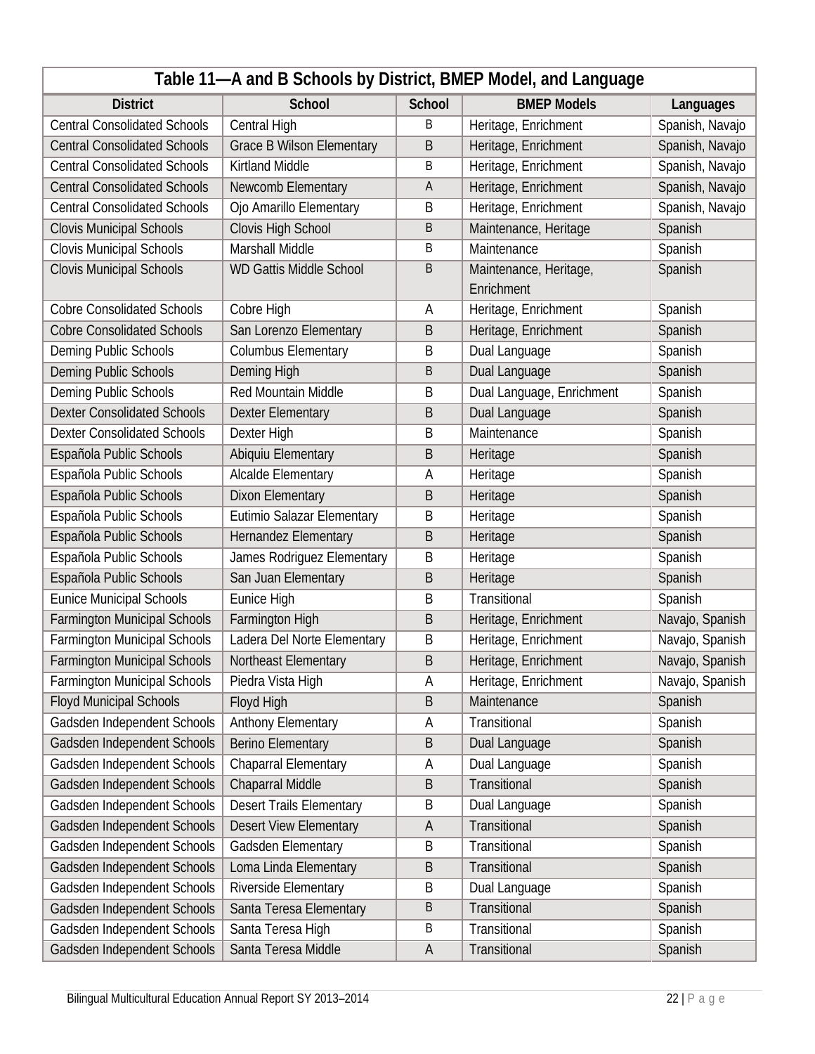| Table 11—A and B Schools by District, BMEP Model, and Language | | | | |
|---|---|---|---|---|
| **District** | **School** | **School** | **BMEP Models** | **Languages** |
| Central Consolidated Schools | Central High | B | Heritage, Enrichment | Spanish, Navajo |
| Central Consolidated Schools | Grace B Wilson Elementary | B | Heritage, Enrichment | Spanish, Navajo |
| Central Consolidated Schools | Kirtland Middle | B | Heritage, Enrichment | Spanish, Navajo |
| Central Consolidated Schools | Newcomb Elementary | A | Heritage, Enrichment | Spanish, Navajo |
| Central Consolidated Schools | Ojo Amarillo Elementary | B | Heritage, Enrichment | Spanish, Navajo |
| Clovis Municipal Schools | Clovis High School | B | Maintenance, Heritage | Spanish |
| Clovis Municipal Schools | Marshall Middle | B | Maintenance | Spanish |
| Clovis Municipal Schools | WD Gattis Middle School | B | Maintenance, Heritage, Enrichment | Spanish |
| Cobre Consolidated Schools | Cobre High | A | Heritage, Enrichment | Spanish |
| Cobre Consolidated Schools | San Lorenzo Elementary | B | Heritage, Enrichment | Spanish |
| Deming Public Schools | Columbus Elementary | B | Dual Language | Spanish |
| Deming Public Schools | Deming High | B | Dual Language | Spanish |
| Deming Public Schools | Red Mountain Middle | B | Dual Language, Enrichment | Spanish |
| Dexter Consolidated Schools | Dexter Elementary | B | Dual Language | Spanish |
| Dexter Consolidated Schools | Dexter High | B | Maintenance | Spanish |
| Española Public Schools | Abiquiu Elementary | B | Heritage | Spanish |
| Española Public Schools | Alcalde Elementary | A | Heritage | Spanish |
| Española Public Schools | Dixon Elementary | B | Heritage | Spanish |
| Española Public Schools | Eutimio Salazar Elementary | B | Heritage | Spanish |
| Española Public Schools | Hernandez Elementary | B | Heritage | Spanish |
| Española Public Schools | James Rodriguez Elementary | B | Heritage | Spanish |
| Española Public Schools | San Juan Elementary | B | Heritage | Spanish |
| Eunice Municipal Schools | Eunice High | B | Transitional | Spanish |
| Farmington Municipal Schools | Farmington High | B | Heritage, Enrichment | Navajo, Spanish |
| Farmington Municipal Schools | Ladera Del Norte Elementary | B | Heritage, Enrichment | Navajo, Spanish |
| Farmington Municipal Schools | Northeast Elementary | B | Heritage, Enrichment | Navajo, Spanish |
| Farmington Municipal Schools | Piedra Vista High | A | Heritage, Enrichment | Navajo, Spanish |
| Floyd Municipal Schools | Floyd High | B | Maintenance | Spanish |
| Gadsden Independent Schools | Anthony Elementary | A | Transitional | Spanish |
| Gadsden Independent Schools | Berino Elementary | B | Dual Language | Spanish |
| Gadsden Independent Schools | Chaparral Elementary | A | Dual Language | Spanish |
| Gadsden Independent Schools | Chaparral Middle | B | Transitional | Spanish |
| Gadsden Independent Schools | Desert Trails Elementary | B | Dual Language | Spanish |
| Gadsden Independent Schools | Desert View Elementary | A | Transitional | Spanish |
| Gadsden Independent Schools | Gadsden Elementary | B | Transitional | Spanish |
| Gadsden Independent Schools | Loma Linda Elementary | B | Transitional | Spanish |
| Gadsden Independent Schools | Riverside Elementary | B | Dual Language | Spanish |
| Gadsden Independent Schools | Santa Teresa Elementary | B | Transitional | Spanish |
| Gadsden Independent Schools | Santa Teresa High | B | Transitional | Spanish |
| Gadsden Independent Schools | Santa Teresa Middle | A | Transitional | Spanish |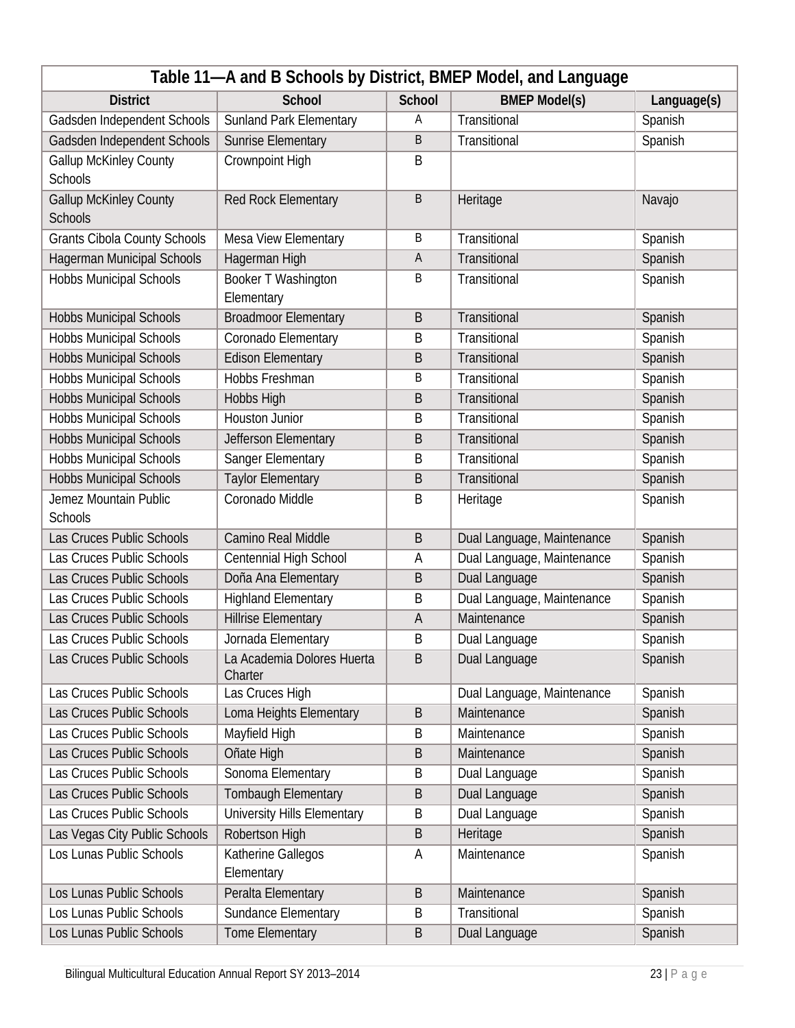| Table 11—A and B Schools by District, BMEP Model, and Language | | | | |
|---|---|---|---|---|
| **District** | **School** | **School** | **BMEP Model(s)** | **Language(s)** |
| Gadsden Independent Schools | Sunland Park Elementary | A | Transitional | Spanish |
| Gadsden Independent Schools | Sunrise Elementary | B | Transitional | Spanish |
| Gallup McKinley County Schools | Crownpoint High | B | | |
| Gallup McKinley County Schools | Red Rock Elementary | B | Heritage | Navajo |
| Grants Cibola County Schools | Mesa View Elementary | B | Transitional | Spanish |
| Hagerman Municipal Schools | Hagerman High | A | Transitional | Spanish |
| Hobbs Municipal Schools | Booker T Washington Elementary | B | Transitional | Spanish |
| Hobbs Municipal Schools | Broadmoor Elementary | B | Transitional | Spanish |
| Hobbs Municipal Schools | Coronado Elementary | B | Transitional | Spanish |
| Hobbs Municipal Schools | Edison Elementary | B | Transitional | Spanish |
| Hobbs Municipal Schools | Hobbs Freshman | B | Transitional | Spanish |
| Hobbs Municipal Schools | Hobbs High | B | Transitional | Spanish |
| Hobbs Municipal Schools | Houston Junior | B | Transitional | Spanish |
| Hobbs Municipal Schools | Jefferson Elementary | B | Transitional | Spanish |
| Hobbs Municipal Schools | Sanger Elementary | B | Transitional | Spanish |
| Hobbs Municipal Schools | Taylor Elementary | B | Transitional | Spanish |
| Jemez Mountain Public Schools | Coronado Middle | B | Heritage | Spanish |
| Las Cruces Public Schools | Camino Real Middle | B | Dual Language, Maintenance | Spanish |
| Las Cruces Public Schools | Centennial High School | A | Dual Language, Maintenance | Spanish |
| Las Cruces Public Schools | Doña Ana Elementary | B | Dual Language | Spanish |
| Las Cruces Public Schools | Highland Elementary | B | Dual Language, Maintenance | Spanish |
| Las Cruces Public Schools | Hillrise Elementary | A | Maintenance | Spanish |
| Las Cruces Public Schools | Jornada Elementary | B | Dual Language | Spanish |
| Las Cruces Public Schools | La Academia Dolores Huerta Charter | B | Dual Language | Spanish |
| Las Cruces Public Schools | Las Cruces High | | Dual Language, Maintenance | Spanish |
| Las Cruces Public Schools | Loma Heights Elementary | B | Maintenance | Spanish |
| Las Cruces Public Schools | Mayfield High | B | Maintenance | Spanish |
| Las Cruces Public Schools | Oñate High | B | Maintenance | Spanish |
| Las Cruces Public Schools | Sonoma Elementary | B | Dual Language | Spanish |
| Las Cruces Public Schools | Tombaugh Elementary | B | Dual Language | Spanish |
| Las Cruces Public Schools | University Hills Elementary | B | Dual Language | Spanish |
| Las Vegas City Public Schools | Robertson High | B | Heritage | Spanish |
| Los Lunas Public Schools | Katherine Gallegos Elementary | A | Maintenance | Spanish |
| Los Lunas Public Schools | Peralta Elementary | B | Maintenance | Spanish |
| Los Lunas Public Schools | Sundance Elementary | B | Transitional | Spanish |
| Los Lunas Public Schools | Tome Elementary | B | Dual Language | Spanish |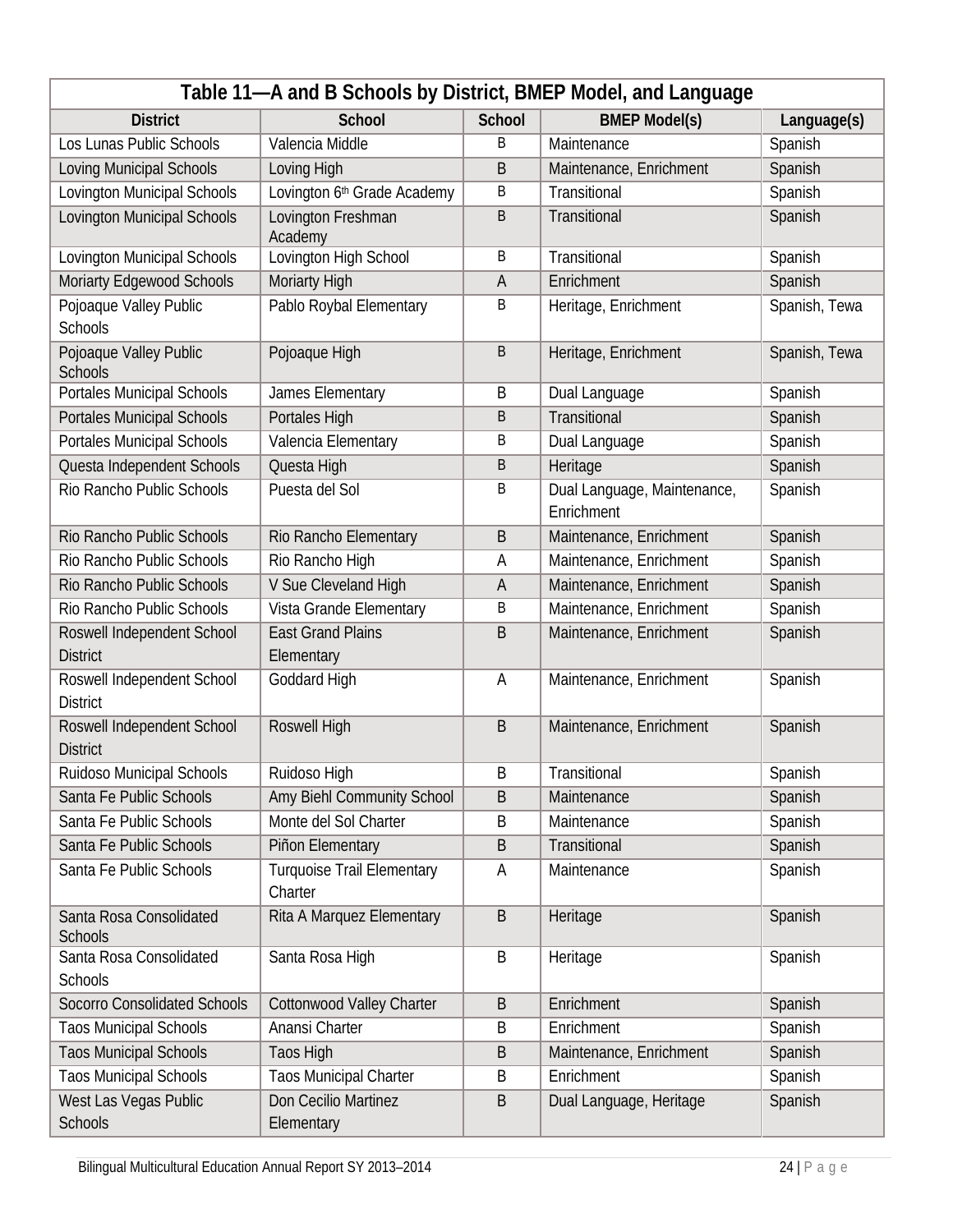| Table 11—A and B Schools by District, BMEP Model, and Language | | | | |
|---|---|---|---|---|
| **District** | **School** | **School** | **BMEP Model(s)** | **Language(s)** |
| Los Lunas Public Schools | Valencia Middle | B | Maintenance | Spanish |
| Loving Municipal Schools | Loving High | B | Maintenance, Enrichment | Spanish |
| Lovington Municipal Schools | Lovington 6th Grade Academy | B | Transitional | Spanish |
| Lovington Municipal Schools | Lovington Freshman Academy | B | Transitional | Spanish |
| Lovington Municipal Schools | Lovington High School | B | Transitional | Spanish |
| Moriarty Edgewood Schools | Moriarty High | A | Enrichment | Spanish |
| Pojoaque Valley Public Schools | Pablo Roybal Elementary | B | Heritage, Enrichment | Spanish, Tewa |
| Pojoaque Valley Public Schools | Pojoaque High | B | Heritage, Enrichment | Spanish, Tewa |
| Portales Municipal Schools | James Elementary | B | Dual Language | Spanish |
| Portales Municipal Schools | Portales High | B | Transitional | Spanish |
| Portales Municipal Schools | Valencia Elementary | B | Dual Language | Spanish |
| Questa Independent Schools | Questa High | B | Heritage | Spanish |
| Rio Rancho Public Schools | Puesta del Sol | B | Dual Language, Maintenance, Enrichment | Spanish |
| Rio Rancho Public Schools | Rio Rancho Elementary | B | Maintenance, Enrichment | Spanish |
| Rio Rancho Public Schools | Rio Rancho High | A | Maintenance, Enrichment | Spanish |
| Rio Rancho Public Schools | V Sue Cleveland High | A | Maintenance, Enrichment | Spanish |
| Rio Rancho Public Schools | Vista Grande Elementary | B | Maintenance, Enrichment | Spanish |
| Roswell Independent School District | East Grand Plains Elementary | B | Maintenance, Enrichment | Spanish |
| Roswell Independent School District | Goddard High | A | Maintenance, Enrichment | Spanish |
| Roswell Independent School District | Roswell High | B | Maintenance, Enrichment | Spanish |
| Ruidoso Municipal Schools | Ruidoso High | B | Transitional | Spanish |
| Santa Fe Public Schools | Amy Biehl Community School | B | Maintenance | Spanish |
| Santa Fe Public Schools | Monte del Sol Charter | B | Maintenance | Spanish |
| Santa Fe Public Schools | Piñon Elementary | B | Transitional | Spanish |
| Santa Fe Public Schools | Turquoise Trail Elementary Charter | A | Maintenance | Spanish |
| Santa Rosa Consolidated Schools | Rita A Marquez Elementary | B | Heritage | Spanish |
| Santa Rosa Consolidated Schools | Santa Rosa High | B | Heritage | Spanish |
| Socorro Consolidated Schools | Cottonwood Valley Charter | B | Enrichment | Spanish |
| Taos Municipal Schools | Anansi Charter | B | Enrichment | Spanish |
| Taos Municipal Schools | Taos High | B | Maintenance, Enrichment | Spanish |
| Taos Municipal Schools | Taos Municipal Charter | B | Enrichment | Spanish |
| West Las Vegas Public Schools | Don Cecilio Martinez Elementary | B | Dual Language, Heritage | Spanish |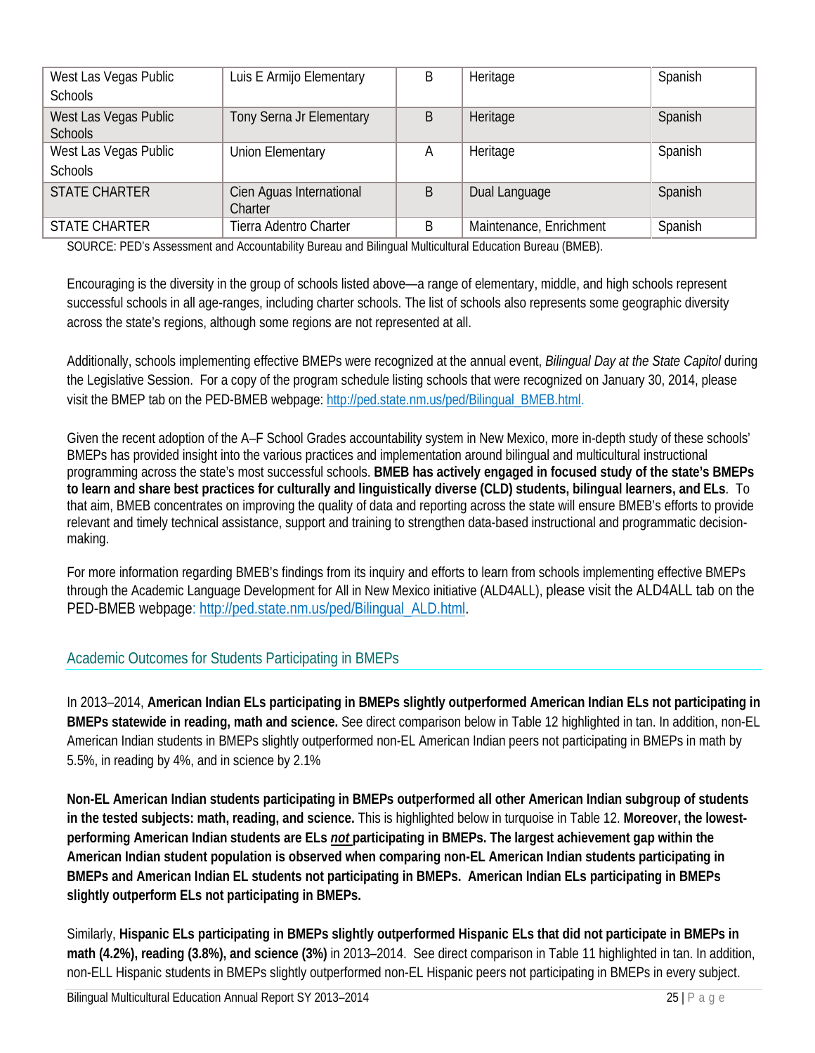| | | | | |
|---|---|---|---|---|
| West Las Vegas Public Schools | Luis E Armijo Elementary | B | Heritage | Spanish |
| West Las Vegas Public Schools | Tony Serna Jr Elementary | B | Heritage | Spanish |
| West Las Vegas Public Schools | Union Elementary | A | Heritage | Spanish |
| STATE CHARTER | Cien Aguas International Charter | B | Dual Language | Spanish |
| STATE CHARTER | Tierra Adentro Charter | B | Maintenance, Enrichment | Spanish |

SOURCE: PED's Assessment and Accountability Bureau and Bilingual Multicultural Education Bureau (BMEB).

Encouraging is the diversity in the group of schools listed above—a range of elementary, middle, and high schools represent successful schools in all age-ranges, including charter schools. The list of schools also represents some geographic diversity across the state's regions, although some regions are not represented at all.

Additionally, schools implementing effective BMEPs were recognized at the annual event, *Bilingual Day at the State Capitol* during the Legislative Session. For a copy of the program schedule listing schools that were recognized on January 30, 2014, please visit the BMEP tab on the PED-BMEB webpage: http://ped.state.nm.us/ped/Bilingual_BMEB.html.

Given the recent adoption of the A–F School Grades accountability system in New Mexico, more in-depth study of these schools' BMEPs has provided insight into the various practices and implementation around bilingual and multicultural instructional programming across the state's most successful schools. **BMEB has actively engaged in focused study of the state's BMEPs to learn and share best practices for culturally and linguistically diverse (CLD) students, bilingual learners, and ELs**. To that aim, BMEB concentrates on improving the quality of data and reporting across the state will ensure BMEB's efforts to provide relevant and timely technical assistance, support and training to strengthen data-based instructional and programmatic decision-making.

For more information regarding BMEB's findings from its inquiry and efforts to learn from schools implementing effective BMEPs through the Academic Language Development for All in New Mexico initiative (ALD4ALL), please visit the ALD4ALL tab on the PED-BMEB webpage: http://ped.state.nm.us/ped/Bilingual_ALD.html.

## Academic Outcomes for Students Participating in BMEPs

In 2013–2014, **American Indian ELs participating in BMEPs slightly outperformed American Indian ELs not participating in BMEPs statewide in reading, math and science.** See direct comparison below in Table 12 highlighted in tan. In addition, non-EL American Indian students in BMEPs slightly outperformed non-EL American Indian peers not participating in BMEPs in math by 5.5%, in reading by 4%, and in science by 2.1%

**Non-EL American Indian students participating in BMEPs outperformed all other American Indian subgroup of students in the tested subjects: math, reading, and science.** This is highlighted below in turquoise in Table 12. **Moreover, the lowest-performing American Indian students are ELs _*not*_ participating in BMEPs. The largest achievement gap within the American Indian student population is observed when comparing non-EL American Indian students participating in BMEPs and American Indian EL students not participating in BMEPs. American Indian ELs participating in BMEPs slightly outperform ELs not participating in BMEPs.**

Similarly, **Hispanic ELs participating in BMEPs slightly outperformed Hispanic ELs that did not participate in BMEPs in math (4.2%), reading (3.8%), and science (3%)** in 2013–2014. See direct comparison in Table 11 highlighted in tan. In addition, non-ELL Hispanic students in BMEPs slightly outperformed non-EL Hispanic peers not participating in BMEPs in every subject.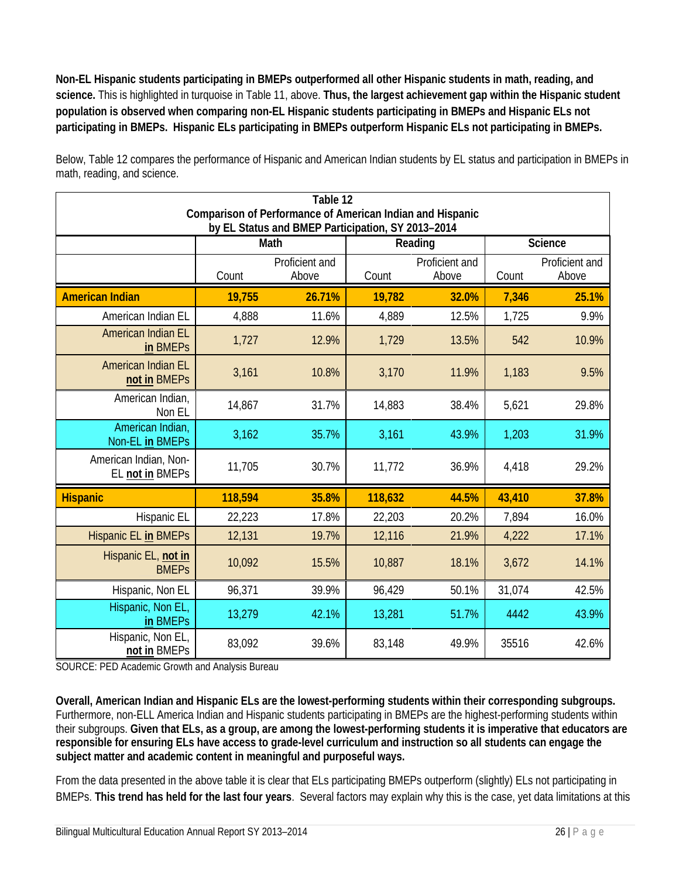**Non-EL Hispanic students participating in BMEPs outperformed all other Hispanic students in math, reading, and science.** This is highlighted in turquoise in Table 11, above. **Thus, the largest achievement gap within the Hispanic student population is observed when comparing non-EL Hispanic students participating in BMEPs and Hispanic ELs not participating in BMEPs. Hispanic ELs participating in BMEPs outperform Hispanic ELs not participating in BMEPs.**

Below, Table 12 compares the performance of Hispanic and American Indian students by EL status and participation in BMEPs in math, reading, and science.

**Table 12**
**Comparison of Performance of American Indian and Hispanic by EL Status and BMEP Participation, SY 2013–2014**

| | Math | | Reading | | Science | |
|---|---|---|---|---|---|---|
| | Count | Proficient and Above | Count | Proficient and Above | Count | Proficient and Above |
| **American Indian** | **19,755** | **26.71%** | **19,782** | **32.0%** | **7,346** | **25.1%** |
| American Indian EL | 4,888 | 11.6% | 4,889 | 12.5% | 1,725 | 9.9% |
| American Indian EL **in** BMEPs | 1,727 | 12.9% | 1,729 | 13.5% | 542 | 10.9% |
| American Indian EL **not in** BMEPs | 3,161 | 10.8% | 3,170 | 11.9% | 1,183 | 9.5% |
| American Indian, Non EL | 14,867 | 31.7% | 14,883 | 38.4% | 5,621 | 29.8% |
| American Indian, Non-EL **in** BMEPs | 3,162 | 35.7% | 3,161 | 43.9% | 1,203 | 31.9% |
| American Indian, Non-EL **not in** BMEPs | 11,705 | 30.7% | 11,772 | 36.9% | 4,418 | 29.2% |
| **Hispanic** | **118,594** | **35.8%** | **118,632** | **44.5%** | **43,410** | **37.8%** |
| Hispanic EL | 22,223 | 17.8% | 22,203 | 20.2% | 7,894 | 16.0% |
| Hispanic EL **in** BMEPs | 12,131 | 19.7% | 12,116 | 21.9% | 4,222 | 17.1% |
| Hispanic EL, **not in** BMEPs | 10,092 | 15.5% | 10,887 | 18.1% | 3,672 | 14.1% |
| Hispanic, Non EL | 96,371 | 39.9% | 96,429 | 50.1% | 31,074 | 42.5% |
| Hispanic, Non EL, **in** BMEPs | 13,279 | 42.1% | 13,281 | 51.7% | 4442 | 43.9% |
| Hispanic, Non EL, **not in** BMEPs | 83,092 | 39.6% | 83,148 | 49.9% | 35516 | 42.6% |

SOURCE: PED Academic Growth and Analysis Bureau

**Overall, American Indian and Hispanic ELs are the lowest-performing students within their corresponding subgroups.** Furthermore, non-ELL America Indian and Hispanic students participating in BMEPs are the highest-performing students within their subgroups. **Given that ELs, as a group, are among the lowest-performing students it is imperative that educators are responsible for ensuring ELs have access to grade-level curriculum and instruction so all students can engage the subject matter and academic content in meaningful and purposeful ways.**

From the data presented in the above table it is clear that ELs participating BMEPs outperform (slightly) ELs not participating in BMEPs. **This trend has held for the last four years**. Several factors may explain why this is the case, yet data limitations at this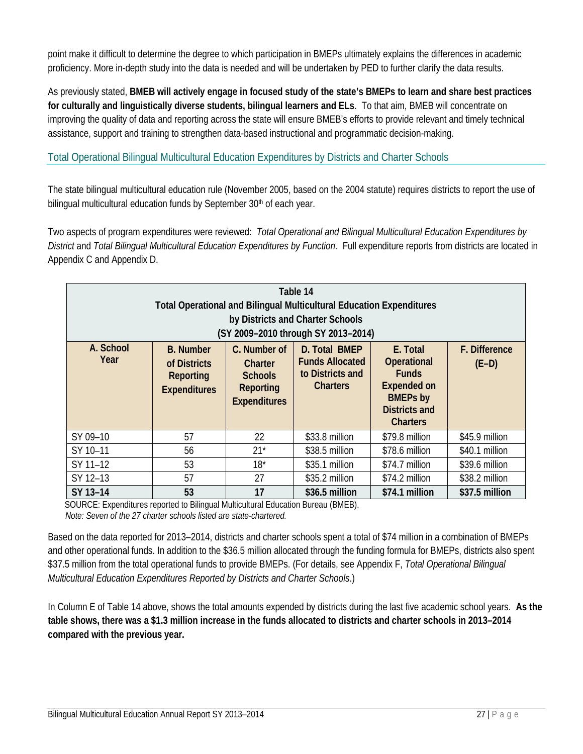point make it difficult to determine the degree to which participation in BMEPs ultimately explains the differences in academic proficiency. More in-depth study into the data is needed and will be undertaken by PED to further clarify the data results.

As previously stated, **BMEB will actively engage in focused study of the state's BMEPs to learn and share best practices for culturally and linguistically diverse students, bilingual learners and ELs**. To that aim, BMEB will concentrate on improving the quality of data and reporting across the state will ensure BMEB's efforts to provide relevant and timely technical assistance, support and training to strengthen data-based instructional and programmatic decision-making.

## Total Operational Bilingual Multicultural Education Expenditures by Districts and Charter Schools

The state bilingual multicultural education rule (November 2005, based on the 2004 statute) requires districts to report the use of bilingual multicultural education funds by September 30th of each year.

Two aspects of program expenditures were reviewed: *Total Operational and Bilingual Multicultural Education Expenditures by District* and *Total Bilingual Multicultural Education Expenditures by Function.* Full expenditure reports from districts are located in Appendix C and Appendix D.

**Table 14**
**Total Operational and Bilingual Multicultural Education Expenditures by Districts and Charter Schools (SY 2009–2010 through SY 2013–2014)**

| A. School Year | B. Number of Districts Reporting Expenditures | C. Number of Charter Schools Reporting Expenditures | D. Total BMEP Funds Allocated to Districts and Charters | E. Total Operational Funds Expended on BMEPs by Districts and Charters | F. Difference (E–D) |
|---|---|---|---|---|---|
| SY 09–10 | 57 | 22 | $33.8 million | $79.8 million | $45.9 million |
| SY 10–11 | 56 | 21* | $38.5 million | $78.6 million | $40.1 million |
| SY 11–12 | 53 | 18* | $35.1 million | $74.7 million | $39.6 million |
| SY 12–13 | 57 | 27 | $35.2 million | $74.2 million | $38.2 million |
| **SY 13–14** | **53** | **17** | **$36.5 million** | **$74.1 million** | **$37.5 million** |

SOURCE: Expenditures reported to Bilingual Multicultural Education Bureau (BMEB).
*Note: Seven of the 27 charter schools listed are state-chartered.*

Based on the data reported for 2013–2014, districts and charter schools spent a total of $74 million in a combination of BMEPs and other operational funds. In addition to the $36.5 million allocated through the funding formula for BMEPs, districts also spent $37.5 million from the total operational funds to provide BMEPs. (For details, see Appendix F, *Total Operational Bilingual Multicultural Education Expenditures Reported by Districts and Charter Schools*.)

In Column E of Table 14 above, shows the total amounts expended by districts during the last five academic school years. **As the table shows, there was a $1.3 million increase in the funds allocated to districts and charter schools in 2013–2014 compared with the previous year.**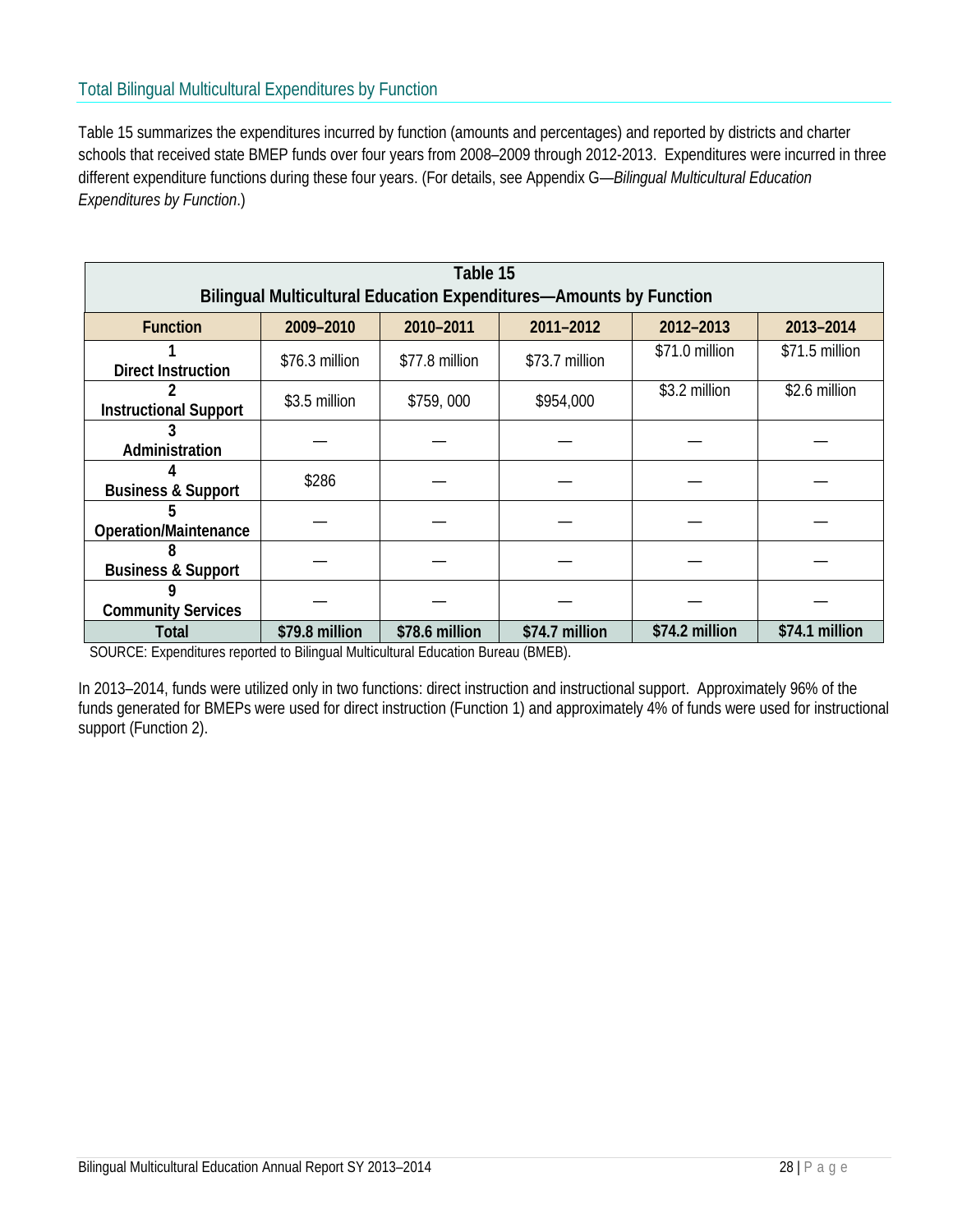## Total Bilingual Multicultural Expenditures by Function

Table 15 summarizes the expenditures incurred by function (amounts and percentages) and reported by districts and charter schools that received state BMEP funds over four years from 2008–2009 through 2012-2013. Expenditures were incurred in three different expenditure functions during these four years. (For details, see Appendix G—*Bilingual Multicultural Education Expenditures by Function*.)

**Table 15**
**Bilingual Multicultural Education Expenditures—Amounts by Function**

| Function | 2009–2010 | 2010–2011 | 2011–2012 | 2012–2013 | 2013–2014 |
|---|---|---|---|---|---|
| 1 Direct Instruction | $76.3 million | $77.8 million | $73.7 million | $71.0 million | $71.5 million |
| 2 Instructional Support | $3.5 million | $759, 000 | $954,000 | $3.2 million | $2.6 million |
| 3 Administration | — | — | — | — | — |
| 4 Business & Support | $286 | — | — | — | — |
| 5 Operation/Maintenance | — | — | — | — | — |
| 8 Business & Support | — | — | — | — | — |
| 9 Community Services | — | — | — | — | — |
| **Total** | **$79.8 million** | **$78.6 million** | **$74.7 million** | **$74.2 million** | **$74.1 million** |

SOURCE: Expenditures reported to Bilingual Multicultural Education Bureau (BMEB).

In 2013–2014, funds were utilized only in two functions: direct instruction and instructional support. Approximately 96% of the funds generated for BMEPs were used for direct instruction (Function 1) and approximately 4% of funds were used for instructional support (Function 2).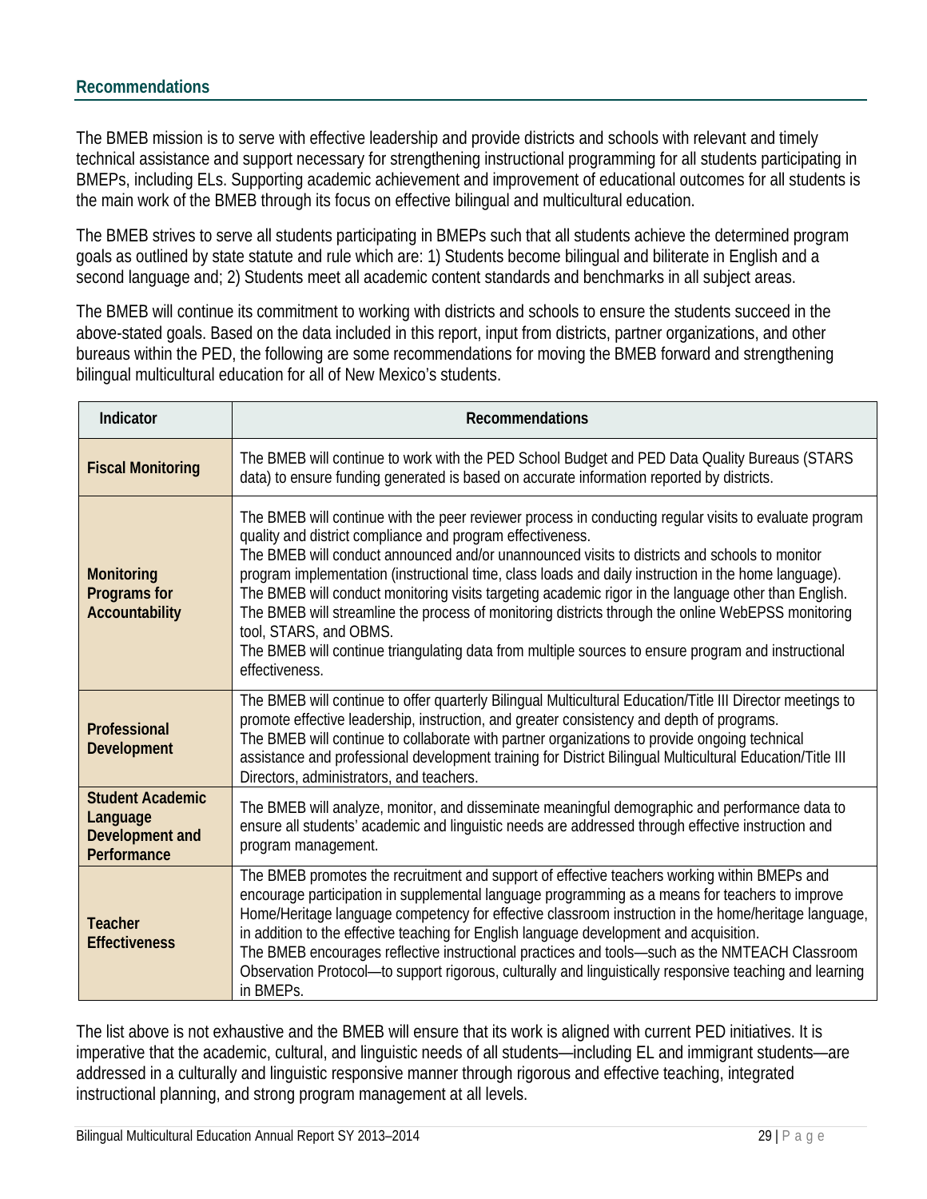## Recommendations

The BMEB mission is to serve with effective leadership and provide districts and schools with relevant and timely technical assistance and support necessary for strengthening instructional programming for all students participating in BMEPs, including ELs. Supporting academic achievement and improvement of educational outcomes for all students is the main work of the BMEB through its focus on effective bilingual and multicultural education.

The BMEB strives to serve all students participating in BMEPs such that all students achieve the determined program goals as outlined by state statute and rule which are: 1) Students become bilingual and biliterate in English and a second language and; 2) Students meet all academic content standards and benchmarks in all subject areas.

The BMEB will continue its commitment to working with districts and schools to ensure the students succeed in the above-stated goals. Based on the data included in this report, input from districts, partner organizations, and other bureaus within the PED, the following are some recommendations for moving the BMEB forward and strengthening bilingual multicultural education for all of New Mexico's students.

| Indicator | Recommendations |
|---|---|
| **Fiscal Monitoring** | The BMEB will continue to work with the PED School Budget and PED Data Quality Bureaus (STARS data) to ensure funding generated is based on accurate information reported by districts. |
| **Monitoring Programs for Accountability** | The BMEB will continue with the peer reviewer process in conducting regular visits to evaluate program quality and district compliance and program effectiveness.<br>The BMEB will conduct announced and/or unannounced visits to districts and schools to monitor program implementation (instructional time, class loads and daily instruction in the home language).<br>The BMEB will conduct monitoring visits targeting academic rigor in the language other than English.<br>The BMEB will streamline the process of monitoring districts through the online WebEPSS monitoring tool, STARS, and OBMS.<br>The BMEB will continue triangulating data from multiple sources to ensure program and instructional effectiveness. |
| **Professional Development** | The BMEB will continue to offer quarterly Bilingual Multicultural Education/Title III Director meetings to promote effective leadership, instruction, and greater consistency and depth of programs.<br>The BMEB will continue to collaborate with partner organizations to provide ongoing technical assistance and professional development training for District Bilingual Multicultural Education/Title III Directors, administrators, and teachers. |
| **Student Academic Language Development and Performance** | The BMEB will analyze, monitor, and disseminate meaningful demographic and performance data to ensure all students' academic and linguistic needs are addressed through effective instruction and program management. |
| **Teacher Effectiveness** | The BMEB promotes the recruitment and support of effective teachers working within BMEPs and encourage participation in supplemental language programming as a means for teachers to improve Home/Heritage language competency for effective classroom instruction in the home/heritage language, in addition to the effective teaching for English language development and acquisition.<br>The BMEB encourages reflective instructional practices and tools—such as the NMTEACH Classroom Observation Protocol—to support rigorous, culturally and linguistically responsive teaching and learning in BMEPs. |

The list above is not exhaustive and the BMEB will ensure that its work is aligned with current PED initiatives. It is imperative that the academic, cultural, and linguistic needs of all students—including EL and immigrant students—are addressed in a culturally and linguistic responsive manner through rigorous and effective teaching, integrated instructional planning, and strong program management at all levels.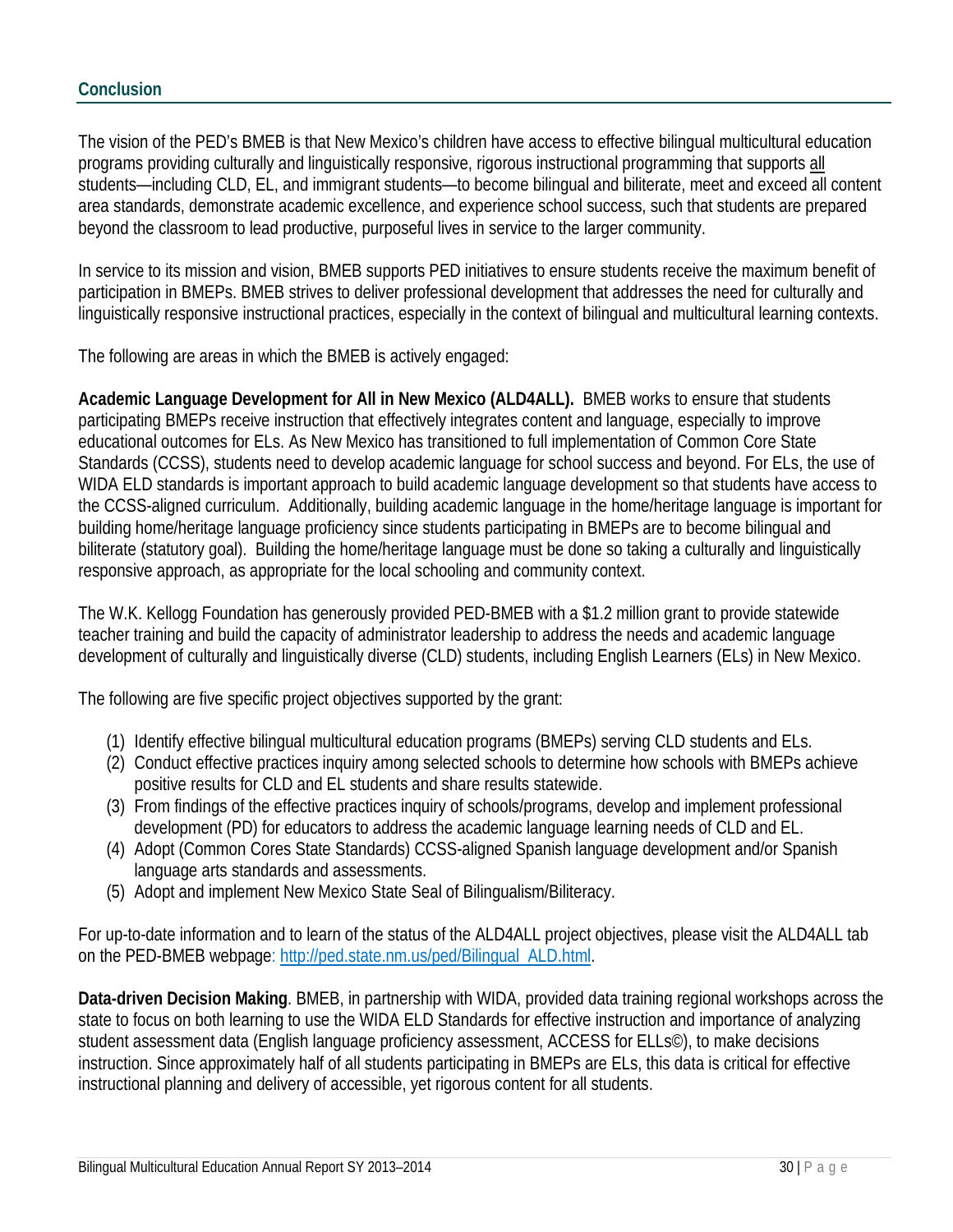## Conclusion

The vision of the PED's BMEB is that New Mexico's children have access to effective bilingual multicultural education programs providing culturally and linguistically responsive, rigorous instructional programming that supports all students—including CLD, EL, and immigrant students—to become bilingual and biliterate, meet and exceed all content area standards, demonstrate academic excellence, and experience school success, such that students are prepared beyond the classroom to lead productive, purposeful lives in service to the larger community.

In service to its mission and vision, BMEB supports PED initiatives to ensure students receive the maximum benefit of participation in BMEPs. BMEB strives to deliver professional development that addresses the need for culturally and linguistically responsive instructional practices, especially in the context of bilingual and multicultural learning contexts.

The following are areas in which the BMEB is actively engaged:

**Academic Language Development for All in New Mexico (ALD4ALL).** BMEB works to ensure that students participating BMEPs receive instruction that effectively integrates content and language, especially to improve educational outcomes for ELs. As New Mexico has transitioned to full implementation of Common Core State Standards (CCSS), students need to develop academic language for school success and beyond. For ELs, the use of WIDA ELD standards is important approach to build academic language development so that students have access to the CCSS-aligned curriculum. Additionally, building academic language in the home/heritage language is important for building home/heritage language proficiency since students participating in BMEPs are to become bilingual and biliterate (statutory goal). Building the home/heritage language must be done so taking a culturally and linguistically responsive approach, as appropriate for the local schooling and community context.

The W.K. Kellogg Foundation has generously provided PED-BMEB with a $1.2 million grant to provide statewide teacher training and build the capacity of administrator leadership to address the needs and academic language development of culturally and linguistically diverse (CLD) students, including English Learners (ELs) in New Mexico.

The following are five specific project objectives supported by the grant:

1. Identify effective bilingual multicultural education programs (BMEPs) serving CLD students and ELs.
2. Conduct effective practices inquiry among selected schools to determine how schools with BMEPs achieve positive results for CLD and EL students and share results statewide.
3. From findings of the effective practices inquiry of schools/programs, develop and implement professional development (PD) for educators to address the academic language learning needs of CLD and EL.
4. Adopt (Common Cores State Standards) CCSS-aligned Spanish language development and/or Spanish language arts standards and assessments.
5. Adopt and implement New Mexico State Seal of Bilingualism/Biliteracy.

For up-to-date information and to learn of the status of the ALD4ALL project objectives, please visit the ALD4ALL tab on the PED-BMEB webpage: http://ped.state.nm.us/ped/Bilingual_ALD.html.

**Data-driven Decision Making**. BMEB, in partnership with WIDA, provided data training regional workshops across the state to focus on both learning to use the WIDA ELD Standards for effective instruction and importance of analyzing student assessment data (English language proficiency assessment, ACCESS for ELLs©), to make decisions instruction. Since approximately half of all students participating in BMEPs are ELs, this data is critical for effective instructional planning and delivery of accessible, yet rigorous content for all students.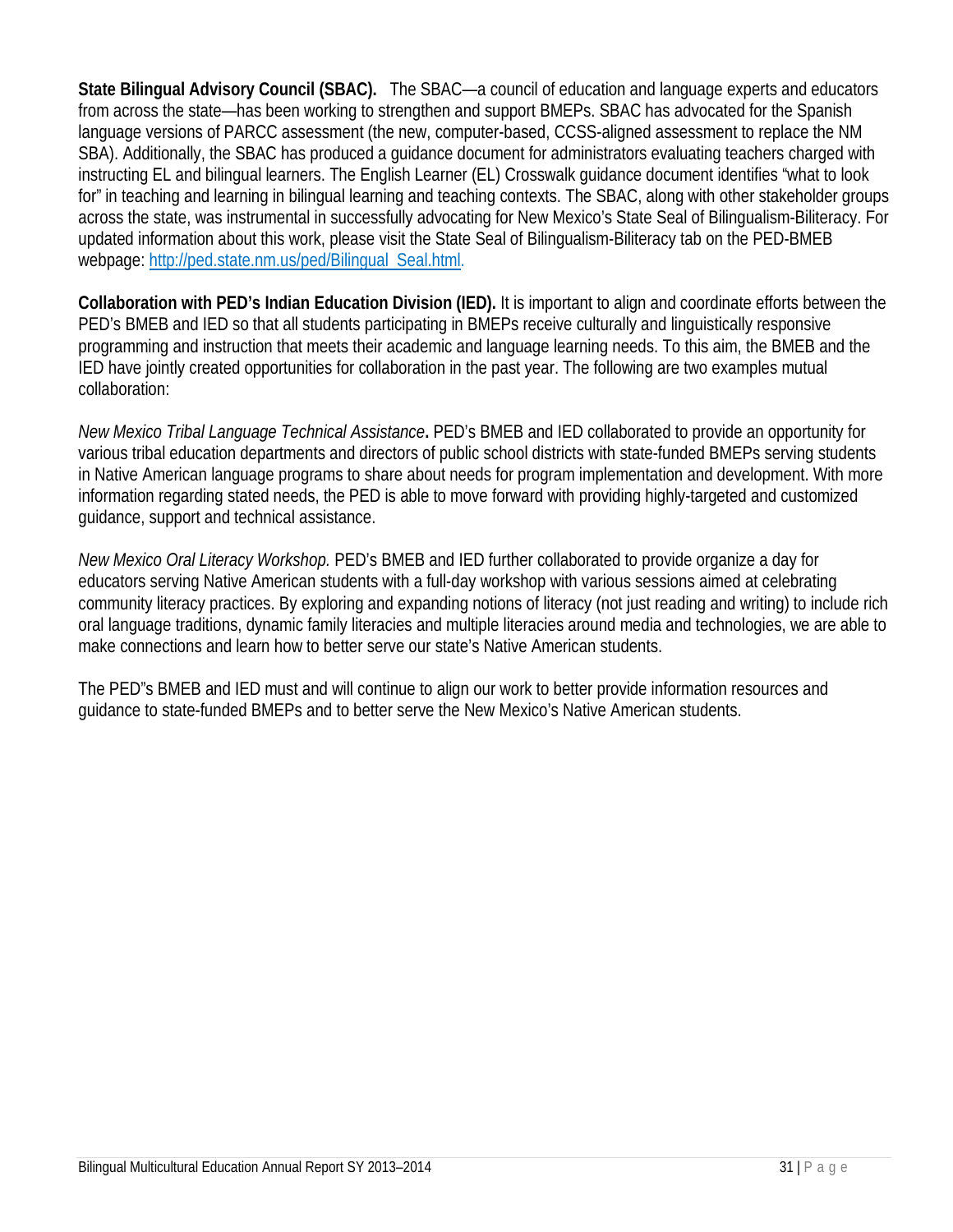**State Bilingual Advisory Council (SBAC).** The SBAC—a council of education and language experts and educators from across the state—has been working to strengthen and support BMEPs. SBAC has advocated for the Spanish language versions of PARCC assessment (the new, computer-based, CCSS-aligned assessment to replace the NM SBA). Additionally, the SBAC has produced a guidance document for administrators evaluating teachers charged with instructing EL and bilingual learners. The English Learner (EL) Crosswalk guidance document identifies "what to look for" in teaching and learning in bilingual learning and teaching contexts. The SBAC, along with other stakeholder groups across the state, was instrumental in successfully advocating for New Mexico's State Seal of Bilingualism-Biliteracy. For updated information about this work, please visit the State Seal of Bilingualism-Biliteracy tab on the PED-BMEB webpage: [http://ped.state.nm.us/ped/Bilingual_Seal.html](http://ped.state.nm.us/ped/Bilingual_Seal.html).

**Collaboration with PED's Indian Education Division (IED).** It is important to align and coordinate efforts between the PED's BMEB and IED so that all students participating in BMEPs receive culturally and linguistically responsive programming and instruction that meets their academic and language learning needs. To this aim, the BMEB and the IED have jointly created opportunities for collaboration in the past year. The following are two examples mutual collaboration:

*New Mexico Tribal Language Technical Assistance***.** PED's BMEB and IED collaborated to provide an opportunity for various tribal education departments and directors of public school districts with state-funded BMEPs serving students in Native American language programs to share about needs for program implementation and development. With more information regarding stated needs, the PED is able to move forward with providing highly-targeted and customized guidance, support and technical assistance.

*New Mexico Oral Literacy Workshop.* PED's BMEB and IED further collaborated to provide organize a day for educators serving Native American students with a full-day workshop with various sessions aimed at celebrating community literacy practices. By exploring and expanding notions of literacy (not just reading and writing) to include rich oral language traditions, dynamic family literacies and multiple literacies around media and technologies, we are able to make connections and learn how to better serve our state's Native American students.

The PED"s BMEB and IED must and will continue to align our work to better provide information resources and guidance to state-funded BMEPs and to better serve the New Mexico's Native American students.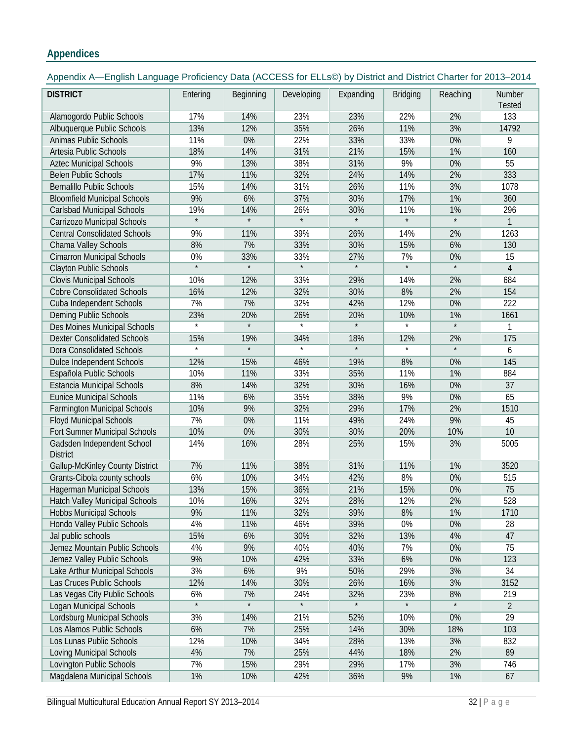## Appendices

### Appendix A—English Language Proficiency Data (ACCESS for ELLs©) by District and District Charter for 2013–2014

| DISTRICT | Entering | Beginning | Developing | Expanding | Bridging | Reaching | Number Tested |
|---|---|---|---|---|---|---|---|
| Alamogordo Public Schools | 17% | 14% | 23% | 23% | 22% | 2% | 133 |
| Albuquerque Public Schools | 13% | 12% | 35% | 26% | 11% | 3% | 14792 |
| Animas Public Schools | 11% | 0% | 22% | 33% | 33% | 0% | 9 |
| Artesia Public Schools | 18% | 14% | 31% | 21% | 15% | 1% | 160 |
| Aztec Municipal Schools | 9% | 13% | 38% | 31% | 9% | 0% | 55 |
| Belen Public Schools | 17% | 11% | 32% | 24% | 14% | 2% | 333 |
| Bernalillo Public Schools | 15% | 14% | 31% | 26% | 11% | 3% | 1078 |
| Bloomfield Municipal Schools | 9% | 6% | 37% | 30% | 17% | 1% | 360 |
| Carlsbad Municipal Schools | 19% | 14% | 26% | 30% | 11% | 1% | 296 |
| Carrizozo Municipal Schools | * | * | * | * | * | * | 1 |
| Central Consolidated Schools | 9% | 11% | 39% | 26% | 14% | 2% | 1263 |
| Chama Valley Schools | 8% | 7% | 33% | 30% | 15% | 6% | 130 |
| Cimarron Municipal Schools | 0% | 33% | 33% | 27% | 7% | 0% | 15 |
| Clayton Public Schools | * | * | * | * | * | * | 4 |
| Clovis Municipal Schools | 10% | 12% | 33% | 29% | 14% | 2% | 684 |
| Cobre Consolidated Schools | 16% | 12% | 32% | 30% | 8% | 2% | 154 |
| Cuba Independent Schools | 7% | 7% | 32% | 42% | 12% | 0% | 222 |
| Deming Public Schools | 23% | 20% | 26% | 20% | 10% | 1% | 1661 |
| Des Moines Municipal Schools | * | * | * | * | * | * | 1 |
| Dexter Consolidated Schools | 15% | 19% | 34% | 18% | 12% | 2% | 175 |
| Dora Consolidated Schools | * | * | * | * | * | * | 6 |
| Dulce Independent Schools | 12% | 15% | 46% | 19% | 8% | 0% | 145 |
| Española Public Schools | 10% | 11% | 33% | 35% | 11% | 1% | 884 |
| Estancia Municipal Schools | 8% | 14% | 32% | 30% | 16% | 0% | 37 |
| Eunice Municipal Schools | 11% | 6% | 35% | 38% | 9% | 0% | 65 |
| Farmington Municipal Schools | 10% | 9% | 32% | 29% | 17% | 2% | 1510 |
| Floyd Municipal Schools | 7% | 0% | 11% | 49% | 24% | 9% | 45 |
| Fort Sumner Municipal Schools | 10% | 0% | 30% | 30% | 20% | 10% | 10 |
| Gadsden Independent School District | 14% | 16% | 28% | 25% | 15% | 3% | 5005 |
| Gallup-McKinley County District | 7% | 11% | 38% | 31% | 11% | 1% | 3520 |
| Grants-Cibola county schools | 6% | 10% | 34% | 42% | 8% | 0% | 515 |
| Hagerman Municipal Schools | 13% | 15% | 36% | 21% | 15% | 0% | 75 |
| Hatch Valley Municipal Schools | 10% | 16% | 32% | 28% | 12% | 2% | 528 |
| Hobbs Municipal Schools | 9% | 11% | 32% | 39% | 8% | 1% | 1710 |
| Hondo Valley Public Schools | 4% | 11% | 46% | 39% | 0% | 0% | 28 |
| Jal public schools | 15% | 6% | 30% | 32% | 13% | 4% | 47 |
| Jemez Mountain Public Schools | 4% | 9% | 40% | 40% | 7% | 0% | 75 |
| Jemez Valley Public Schools | 9% | 10% | 42% | 33% | 6% | 0% | 123 |
| Lake Arthur Municipal Schools | 3% | 6% | 9% | 50% | 29% | 3% | 34 |
| Las Cruces Public Schools | 12% | 14% | 30% | 26% | 16% | 3% | 3152 |
| Las Vegas City Public Schools | 6% | 7% | 24% | 32% | 23% | 8% | 219 |
| Logan Municipal Schools | * | * | * | * | * | * | 2 |
| Lordsburg Municipal Schools | 3% | 14% | 21% | 52% | 10% | 0% | 29 |
| Los Alamos Public Schools | 6% | 7% | 25% | 14% | 30% | 18% | 103 |
| Los Lunas Public Schools | 12% | 10% | 34% | 28% | 13% | 3% | 832 |
| Loving Municipal Schools | 4% | 7% | 25% | 44% | 18% | 2% | 89 |
| Lovington Public Schools | 7% | 15% | 29% | 29% | 17% | 3% | 746 |
| Magdalena Municipal Schools | 1% | 10% | 42% | 36% | 9% | 1% | 67 |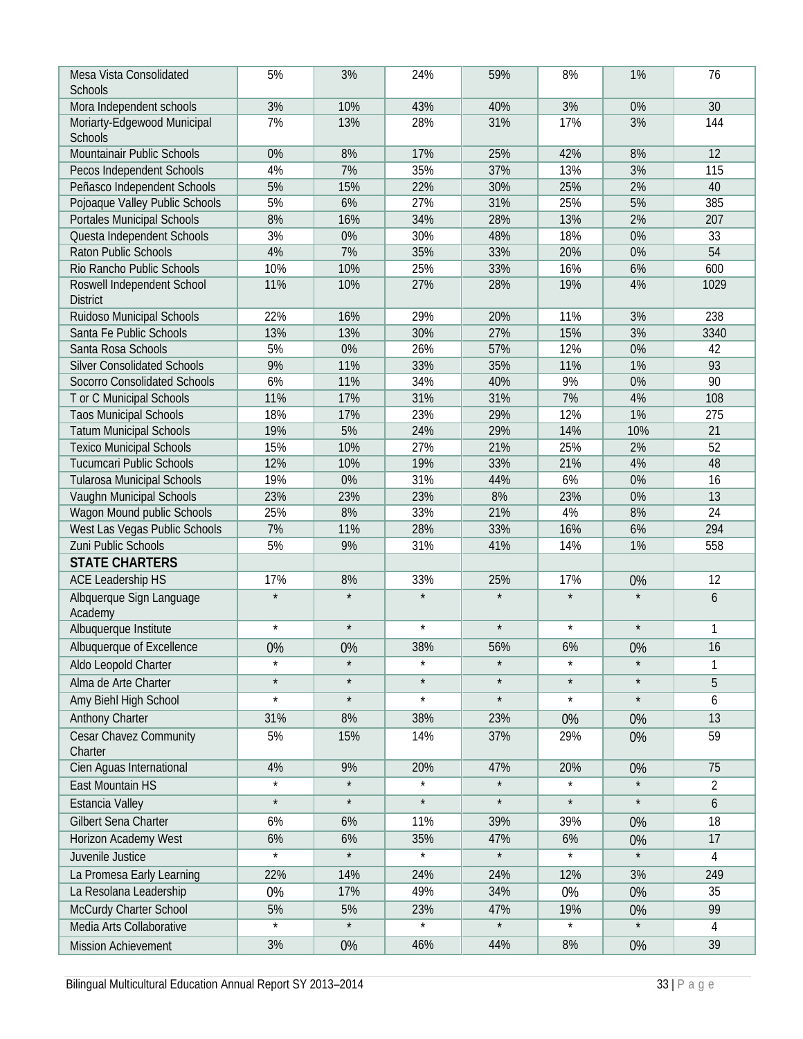| | | | | | | | |
|---|---|---|---|---|---|---|---|
| Mesa Vista Consolidated Schools | 5% | 3% | 24% | 59% | 8% | 1% | 76 |
| Mora Independent schools | 3% | 10% | 43% | 40% | 3% | 0% | 30 |
| Moriarty-Edgewood Municipal Schools | 7% | 13% | 28% | 31% | 17% | 3% | 144 |
| Mountainair Public Schools | 0% | 8% | 17% | 25% | 42% | 8% | 12 |
| Pecos Independent Schools | 4% | 7% | 35% | 37% | 13% | 3% | 115 |
| Peñasco Independent Schools | 5% | 15% | 22% | 30% | 25% | 2% | 40 |
| Pojoaque Valley Public Schools | 5% | 6% | 27% | 31% | 25% | 5% | 385 |
| Portales Municipal Schools | 8% | 16% | 34% | 28% | 13% | 2% | 207 |
| Questa Independent Schools | 3% | 0% | 30% | 48% | 18% | 0% | 33 |
| Raton Public Schools | 4% | 7% | 35% | 33% | 20% | 0% | 54 |
| Rio Rancho Public Schools | 10% | 10% | 25% | 33% | 16% | 6% | 600 |
| Roswell Independent School District | 11% | 10% | 27% | 28% | 19% | 4% | 1029 |
| Ruidoso Municipal Schools | 22% | 16% | 29% | 20% | 11% | 3% | 238 |
| Santa Fe Public Schools | 13% | 13% | 30% | 27% | 15% | 3% | 3340 |
| Santa Rosa Schools | 5% | 0% | 26% | 57% | 12% | 0% | 42 |
| Silver Consolidated Schools | 9% | 11% | 33% | 35% | 11% | 1% | 93 |
| Socorro Consolidated Schools | 6% | 11% | 34% | 40% | 9% | 0% | 90 |
| T or C Municipal Schools | 11% | 17% | 31% | 31% | 7% | 4% | 108 |
| Taos Municipal Schools | 18% | 17% | 23% | 29% | 12% | 1% | 275 |
| Tatum Municipal Schools | 19% | 5% | 24% | 29% | 14% | 10% | 21 |
| Texico Municipal Schools | 15% | 10% | 27% | 21% | 25% | 2% | 52 |
| Tucumcari Public Schools | 12% | 10% | 19% | 33% | 21% | 4% | 48 |
| Tularosa Municipal Schools | 19% | 0% | 31% | 44% | 6% | 0% | 16 |
| Vaughn Municipal Schools | 23% | 23% | 23% | 8% | 23% | 0% | 13 |
| Wagon Mound public Schools | 25% | 8% | 33% | 21% | 4% | 8% | 24 |
| West Las Vegas Public Schools | 7% | 11% | 28% | 33% | 16% | 6% | 294 |
| Zuni Public Schools | 5% | 9% | 31% | 41% | 14% | 1% | 558 |
| **STATE CHARTERS** | | | | | | | |
| ACE Leadership HS | 17% | 8% | 33% | 25% | 17% | 0% | 12 |
| Albquerque Sign Language Academy | * | * | * | * | * | * | 6 |
| Albuquerque Institute | * | * | * | * | * | * | 1 |
| Albuquerque of Excellence | 0% | 0% | 38% | 56% | 6% | 0% | 16 |
| Aldo Leopold Charter | * | * | * | * | * | * | 1 |
| Alma de Arte Charter | * | * | * | * | * | * | 5 |
| Amy Biehl High School | * | * | * | * | * | * | 6 |
| Anthony Charter | 31% | 8% | 38% | 23% | 0% | 0% | 13 |
| Cesar Chavez Community Charter | 5% | 15% | 14% | 37% | 29% | 0% | 59 |
| Cien Aguas International | 4% | 9% | 20% | 47% | 20% | 0% | 75 |
| East Mountain HS | * | * | * | * | * | * | 2 |
| Estancia Valley | * | * | * | * | * | * | 6 |
| Gilbert Sena Charter | 6% | 6% | 11% | 39% | 39% | 0% | 18 |
| Horizon Academy West | 6% | 6% | 35% | 47% | 6% | 0% | 17 |
| Juvenile Justice | * | * | * | * | * | * | 4 |
| La Promesa Early Learning | 22% | 14% | 24% | 24% | 12% | 3% | 249 |
| La Resolana Leadership | 0% | 17% | 49% | 34% | 0% | 0% | 35 |
| McCurdy Charter School | 5% | 5% | 23% | 47% | 19% | 0% | 99 |
| Media Arts Collaborative | * | * | * | * | * | * | 4 |
| Mission Achievement | 3% | 0% | 46% | 44% | 8% | 0% | 39 |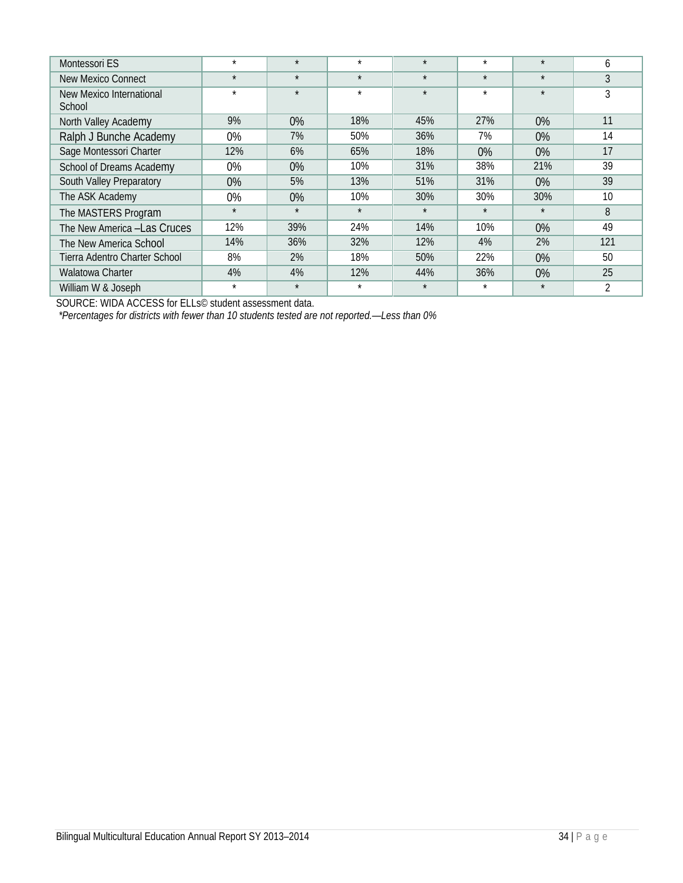| | | | | | | | |
|---|---|---|---|---|---|---|---|
| Montessori ES | * | * | * | * | * | * | 6 |
| New Mexico Connect | * | * | * | * | * | * | 3 |
| New Mexico International School | * | * | * | * | * | * | 3 |
| North Valley Academy | 9% | 0% | 18% | 45% | 27% | 0% | 11 |
| Ralph J Bunche Academy | 0% | 7% | 50% | 36% | 7% | 0% | 14 |
| Sage Montessori Charter | 12% | 6% | 65% | 18% | 0% | 0% | 17 |
| School of Dreams Academy | 0% | 0% | 10% | 31% | 38% | 21% | 39 |
| South Valley Preparatory | 0% | 5% | 13% | 51% | 31% | 0% | 39 |
| The ASK Academy | 0% | 0% | 10% | 30% | 30% | 30% | 10 |
| The MASTERS Program | * | * | * | * | * | * | 8 |
| The New America –Las Cruces | 12% | 39% | 24% | 14% | 10% | 0% | 49 |
| The New America School | 14% | 36% | 32% | 12% | 4% | 2% | 121 |
| Tierra Adentro Charter School | 8% | 2% | 18% | 50% | 22% | 0% | 50 |
| Walatowa Charter | 4% | 4% | 12% | 44% | 36% | 0% | 25 |
| William W & Joseph | * | * | * | * | * | * | 2 |

SOURCE: WIDA ACCESS for ELLs© student assessment data.

*\*Percentages for districts with fewer than 10 students tested are not reported.—Less than 0%*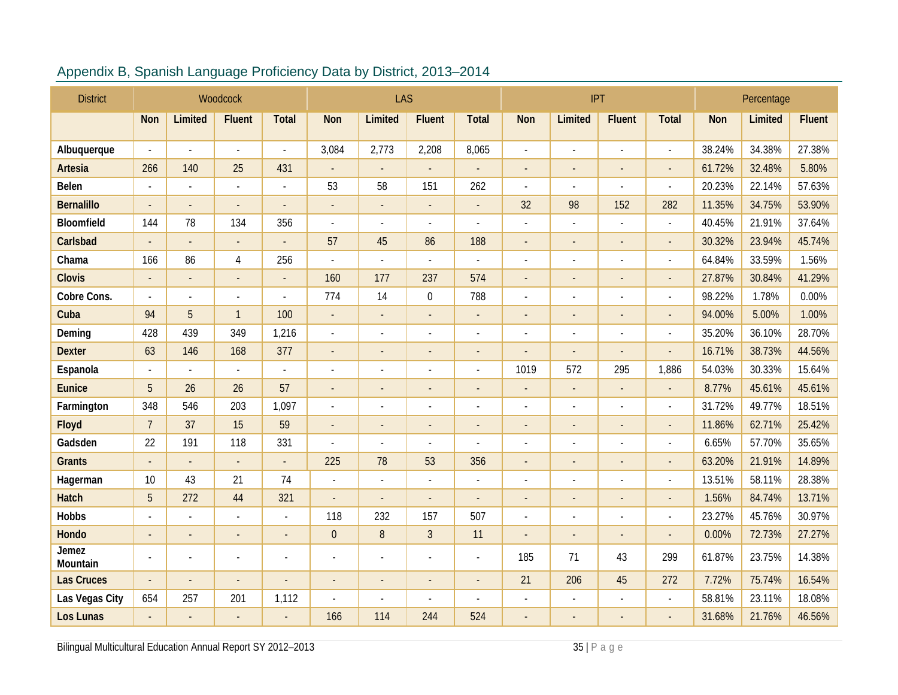## Appendix B, Spanish Language Proficiency Data by District, 2013–2014

| District | Woodcock | | | | LAS | | | | IPT | | | | Percentage | | |
|---|---|---|---|---|---|---|---|---|---|---|---|---|---|---|---|
| | Non | Limited | Fluent | Total | Non | Limited | Fluent | Total | Non | Limited | Fluent | Total | Non | Limited | Fluent |
| **Albuquerque** | - | - | - | - | 3,084 | 2,773 | 2,208 | 8,065 | - | - | - | - | 38.24% | 34.38% | 27.38% |
| **Artesia** | 266 | 140 | 25 | 431 | - | - | - | - | - | - | - | - | 61.72% | 32.48% | 5.80% |
| **Belen** | - | - | - | - | 53 | 58 | 151 | 262 | - | - | - | - | 20.23% | 22.14% | 57.63% |
| **Bernalillo** | - | - | - | - | - | - | - | - | 32 | 98 | 152 | 282 | 11.35% | 34.75% | 53.90% |
| **Bloomfield** | 144 | 78 | 134 | 356 | - | - | - | - | - | - | - | - | 40.45% | 21.91% | 37.64% |
| **Carlsbad** | - | - | - | - | 57 | 45 | 86 | 188 | - | - | - | - | 30.32% | 23.94% | 45.74% |
| **Chama** | 166 | 86 | 4 | 256 | - | - | - | - | - | - | - | - | 64.84% | 33.59% | 1.56% |
| **Clovis** | - | - | - | - | 160 | 177 | 237 | 574 | - | - | - | - | 27.87% | 30.84% | 41.29% |
| **Cobre Cons.** | - | - | - | - | 774 | 14 | 0 | 788 | - | - | - | - | 98.22% | 1.78% | 0.00% |
| **Cuba** | 94 | 5 | 1 | 100 | - | - | - | - | - | - | - | - | 94.00% | 5.00% | 1.00% |
| **Deming** | 428 | 439 | 349 | 1,216 | - | - | - | - | - | - | - | - | 35.20% | 36.10% | 28.70% |
| **Dexter** | 63 | 146 | 168 | 377 | - | - | - | - | - | - | - | - | 16.71% | 38.73% | 44.56% |
| **Espanola** | - | - | - | - | - | - | - | - | 1019 | 572 | 295 | 1,886 | 54.03% | 30.33% | 15.64% |
| **Eunice** | 5 | 26 | 26 | 57 | - | - | - | - | - | - | - | - | 8.77% | 45.61% | 45.61% |
| **Farmington** | 348 | 546 | 203 | 1,097 | - | - | - | - | - | - | - | - | 31.72% | 49.77% | 18.51% |
| **Floyd** | 7 | 37 | 15 | 59 | - | - | - | - | - | - | - | - | 11.86% | 62.71% | 25.42% |
| **Gadsden** | 22 | 191 | 118 | 331 | - | - | - | - | - | - | - | - | 6.65% | 57.70% | 35.65% |
| **Grants** | - | - | - | - | 225 | 78 | 53 | 356 | - | - | - | - | 63.20% | 21.91% | 14.89% |
| **Hagerman** | 10 | 43 | 21 | 74 | - | - | - | - | - | - | - | - | 13.51% | 58.11% | 28.38% |
| **Hatch** | 5 | 272 | 44 | 321 | - | - | - | - | - | - | - | - | 1.56% | 84.74% | 13.71% |
| **Hobbs** | - | - | - | - | 118 | 232 | 157 | 507 | - | - | - | - | 23.27% | 45.76% | 30.97% |
| **Hondo** | - | - | - | - | 0 | 8 | 3 | 11 | - | - | - | - | 0.00% | 72.73% | 27.27% |
| **Jemez Mountain** | - | - | - | - | - | - | - | - | 185 | 71 | 43 | 299 | 61.87% | 23.75% | 14.38% |
| **Las Cruces** | - | - | - | - | - | - | - | - | 21 | 206 | 45 | 272 | 7.72% | 75.74% | 16.54% |
| **Las Vegas City** | 654 | 257 | 201 | 1,112 | - | - | - | - | - | - | - | - | 58.81% | 23.11% | 18.08% |
| **Los Lunas** | - | - | - | - | 166 | 114 | 244 | 524 | - | - | - | - | 31.68% | 21.76% | 46.56% |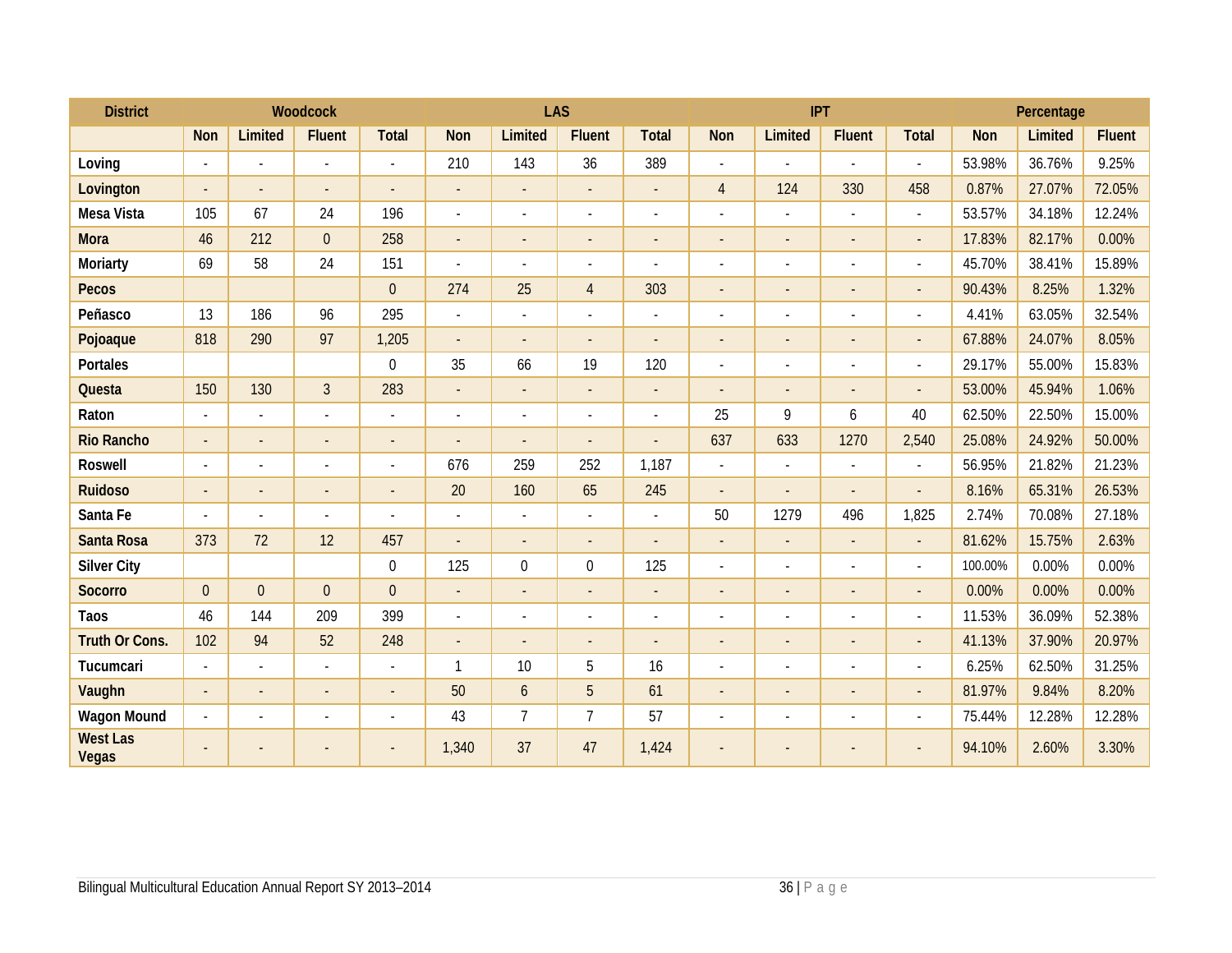| District | Woodcock | | | | LAS | | | | IPT | | | | Percentage | | |
|---|---|---|---|---|---|---|---|---|---|---|---|---|---|---|---|
| | Non | Limited | Fluent | Total | Non | Limited | Fluent | Total | Non | Limited | Fluent | Total | Non | Limited | Fluent |
| **Loving** | - | - | - | - | 210 | 143 | 36 | 389 | - | - | - | - | 53.98% | 36.76% | 9.25% |
| **Lovington** | - | - | - | - | - | - | - | - | 4 | 124 | 330 | 458 | 0.87% | 27.07% | 72.05% |
| **Mesa Vista** | 105 | 67 | 24 | 196 | - | - | - | - | - | - | - | - | 53.57% | 34.18% | 12.24% |
| **Mora** | 46 | 212 | 0 | 258 | - | - | - | - | - | - | - | - | 17.83% | 82.17% | 0.00% |
| **Moriarty** | 69 | 58 | 24 | 151 | - | - | - | - | - | - | - | - | 45.70% | 38.41% | 15.89% |
| **Pecos** | | | | 0 | 274 | 25 | 4 | 303 | - | - | - | - | 90.43% | 8.25% | 1.32% |
| **Peñasco** | 13 | 186 | 96 | 295 | - | - | - | - | - | - | - | - | 4.41% | 63.05% | 32.54% |
| **Pojoaque** | 818 | 290 | 97 | 1,205 | - | - | - | - | - | - | - | - | 67.88% | 24.07% | 8.05% |
| **Portales** | | | | 0 | 35 | 66 | 19 | 120 | - | - | - | - | 29.17% | 55.00% | 15.83% |
| **Questa** | 150 | 130 | 3 | 283 | - | - | - | - | - | - | - | - | 53.00% | 45.94% | 1.06% |
| **Raton** | - | - | - | - | - | - | - | - | 25 | 9 | 6 | 40 | 62.50% | 22.50% | 15.00% |
| **Rio Rancho** | - | - | - | - | - | - | - | - | 637 | 633 | 1270 | 2,540 | 25.08% | 24.92% | 50.00% |
| **Roswell** | - | - | - | - | 676 | 259 | 252 | 1,187 | - | - | - | - | 56.95% | 21.82% | 21.23% |
| **Ruidoso** | - | - | - | - | 20 | 160 | 65 | 245 | - | - | - | - | 8.16% | 65.31% | 26.53% |
| **Santa Fe** | - | - | - | - | - | - | - | - | 50 | 1279 | 496 | 1,825 | 2.74% | 70.08% | 27.18% |
| **Santa Rosa** | 373 | 72 | 12 | 457 | - | - | - | - | - | - | - | - | 81.62% | 15.75% | 2.63% |
| **Silver City** | | | | 0 | 125 | 0 | 0 | 125 | - | - | - | - | 100.00% | 0.00% | 0.00% |
| **Socorro** | 0 | 0 | 0 | 0 | - | - | - | - | - | - | - | - | 0.00% | 0.00% | 0.00% |
| **Taos** | 46 | 144 | 209 | 399 | - | - | - | - | - | - | - | - | 11.53% | 36.09% | 52.38% |
| **Truth Or Cons.** | 102 | 94 | 52 | 248 | - | - | - | - | - | - | - | - | 41.13% | 37.90% | 20.97% |
| **Tucumcari** | - | - | - | - | 1 | 10 | 5 | 16 | - | - | - | - | 6.25% | 62.50% | 31.25% |
| **Vaughn** | - | - | - | - | 50 | 6 | 5 | 61 | - | - | - | - | 81.97% | 9.84% | 8.20% |
| **Wagon Mound** | - | - | - | - | 43 | 7 | 7 | 57 | - | - | - | - | 75.44% | 12.28% | 12.28% |
| **West Las Vegas** | - | - | - | - | 1,340 | 37 | 47 | 1,424 | - | - | - | - | 94.10% | 2.60% | 3.30% |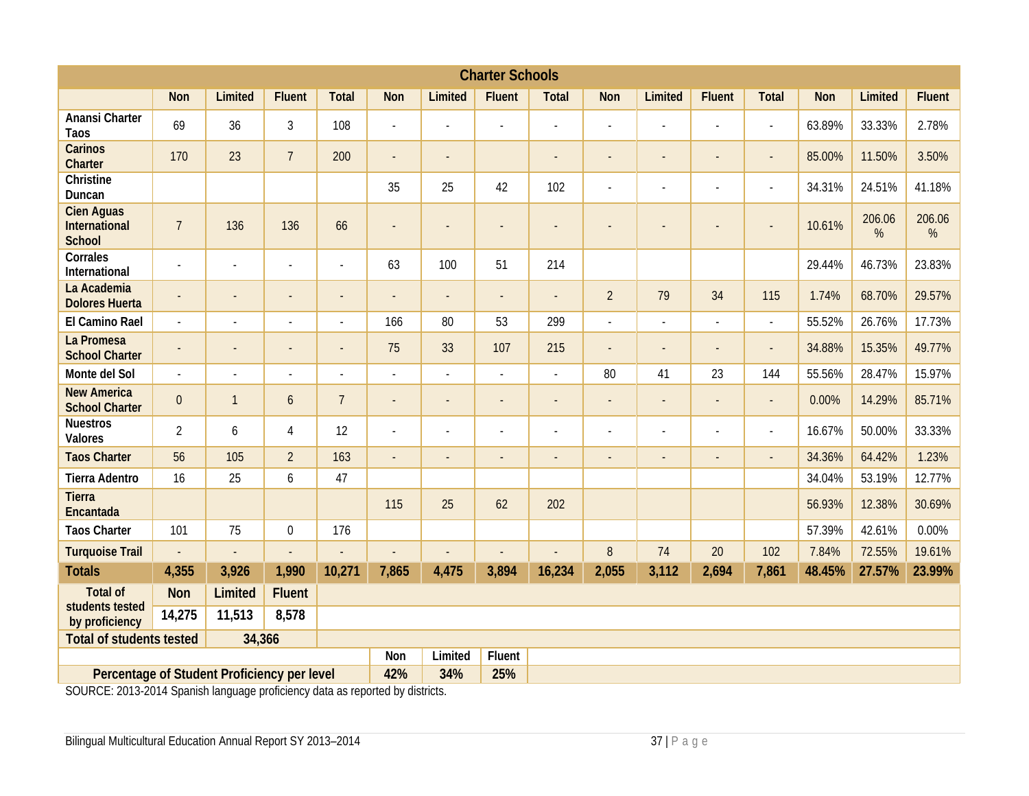| Charter Schools | | | | | | | | | | | | | | | |
|---|---|---|---|---|---|---|---|---|---|---|---|---|---|---|---|
| | Non | Limited | Fluent | Total | Non | Limited | Fluent | Total | Non | Limited | Fluent | Total | Non | Limited | Fluent |
| Anansi Charter Taos | 69 | 36 | 3 | 108 | - | - | - | - | - | - | - | - | 63.89% | 33.33% | 2.78% |
| Carinos Charter | 170 | 23 | 7 | 200 | - | - | | - | - | - | - | - | 85.00% | 11.50% | 3.50% |
| Christine Duncan | | | | | 35 | 25 | 42 | 102 | - | - | - | - | 34.31% | 24.51% | 41.18% |
| Cien Aguas International School | 7 | 136 | 136 | 66 | - | - | - | - | - | - | - | - | 10.61% | 206.06 % | 206.06 % |
| Corrales International | - | - | - | - | 63 | 100 | 51 | 214 | | | | | 29.44% | 46.73% | 23.83% |
| La Academia Dolores Huerta | - | - | - | - | - | - | - | - | 2 | 79 | 34 | 115 | 1.74% | 68.70% | 29.57% |
| El Camino Rael | - | - | - | - | 166 | 80 | 53 | 299 | - | - | - | - | 55.52% | 26.76% | 17.73% |
| La Promesa School Charter | - | - | - | - | 75 | 33 | 107 | 215 | - | - | - | - | 34.88% | 15.35% | 49.77% |
| Monte del Sol | - | - | - | - | - | - | - | - | 80 | 41 | 23 | 144 | 55.56% | 28.47% | 15.97% |
| New America School Charter | 0 | 1 | 6 | 7 | - | - | - | - | - | - | - | - | 0.00% | 14.29% | 85.71% |
| Nuestros Valores | 2 | 6 | 4 | 12 | - | - | - | - | - | - | - | - | 16.67% | 50.00% | 33.33% |
| Taos Charter | 56 | 105 | 2 | 163 | - | - | - | - | - | - | - | - | 34.36% | 64.42% | 1.23% |
| Tierra Adentro | 16 | 25 | 6 | 47 | | | | | | | | | 34.04% | 53.19% | 12.77% |
| Tierra Encantada | | | | | 115 | 25 | 62 | 202 | | | | | 56.93% | 12.38% | 30.69% |
| Taos Charter | 101 | 75 | 0 | 176 | | | | | | | | | 57.39% | 42.61% | 0.00% |
| Turquoise Trail | - | - | - | - | - | - | - | - | 8 | 74 | 20 | 102 | 7.84% | 72.55% | 19.61% |
| **Totals** | **4,355** | **3,926** | **1,990** | **10,271** | **7,865** | **4,475** | **3,894** | **16,234** | **2,055** | **3,112** | **2,694** | **7,861** | **48.45%** | **27.57%** | **23.99%** |

| Total of students tested by proficiency | Non | Limited | Fluent |
|---|---|---|---|
| | 14,275 | 11,513 | 8,578 |
| **Total of students tested** | 34,366 | | |

| | Non | Limited | Fluent |
|---|---|---|---|
| **Percentage of Student Proficiency per level** | 42% | 34% | 25% |

SOURCE: 2013-2014 Spanish language proficiency data as reported by districts.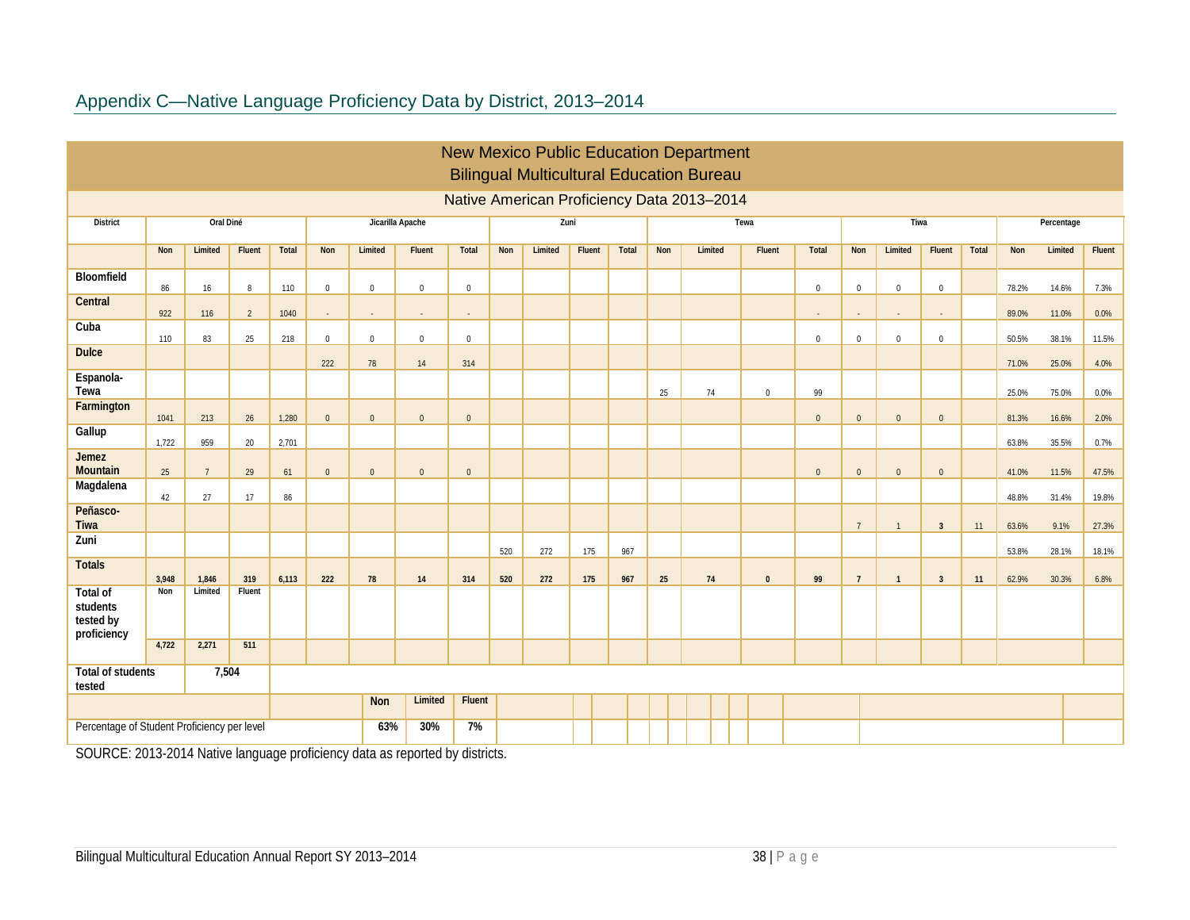## Appendix C—Native Language Proficiency Data by District, 2013–2014

New Mexico Public Education Department
Bilingual Multicultural Education Bureau

Native American Proficiency Data 2013–2014

| District | Oral Diné | | | | Jicarilla Apache | | | | Zuni | | | | Tewa | | | | Tiwa | | | | Percentage | | |
|---|---|---|---|---|---|---|---|---|---|---|---|---|---|---|---|---|---|---|---|---|---|---|---|
| | Non | Limited | Fluent | Total | Non | Limited | Fluent | Total | Non | Limited | Fluent | Total | Non | Limited | Fluent | Total | Non | Limited | Fluent | Total | Non | Limited | Fluent |
| Bloomfield | 86 | 16 | 8 | 110 | 0 | 0 | 0 | 0 | | | | | | | | 0 | 0 | 0 | 0 | | 78.2% | 14.6% | 7.3% |
| Central | 922 | 116 | 2 | 1040 | - | - | - | - | | | | | | | | - | - | - | - | | 89.0% | 11.0% | 0.0% |
| Cuba | 110 | 83 | 25 | 218 | 0 | 0 | 0 | 0 | | | | | | | | 0 | 0 | 0 | 0 | | 50.5% | 38.1% | 11.5% |
| Dulce | | | | | 222 | 78 | 14 | 314 | | | | | | | | | | | | | 71.0% | 25.0% | 4.0% |
| Espanola-Tewa | | | | | | | | | | | | | 25 | 74 | 0 | 99 | | | | | 25.0% | 75.0% | 0.0% |
| Farmington | 1041 | 213 | 26 | 1,280 | 0 | 0 | 0 | 0 | | | | | | | | 0 | 0 | 0 | 0 | | 81.3% | 16.6% | 2.0% |
| Gallup | 1,722 | 959 | 20 | 2,701 | | | | | | | | | | | | | | | | | 63.8% | 35.5% | 0.7% |
| Jemez Mountain | 25 | 7 | 29 | 61 | 0 | 0 | 0 | 0 | | | | | | | | 0 | 0 | 0 | 0 | | 41.0% | 11.5% | 47.5% |
| Magdalena | 42 | 27 | 17 | 86 | | | | | | | | | | | | | | | | | 48.8% | 31.4% | 19.8% |
| Peñasco-Tiwa | | | | | | | | | | | | | | | | | 7 | 1 | 3 | 11 | 63.6% | 9.1% | 27.3% |
| Zuni | | | | | | | | | 520 | 272 | 175 | 967 | | | | | | | | | 53.8% | 28.1% | 18.1% |
| **Totals** | **3,948** | **1,846** | **319** | **6,113** | **222** | **78** | **14** | **314** | **520** | **272** | **175** | **967** | **25** | **74** | **0** | **99** | **7** | **1** | **3** | **11** | 62.9% | 30.3% | 6.8% |
| **Total of students tested by proficiency** | **Non** | **Limited** | **Fluent** | | | | | | | | | | | | | | | | | | | | |
| | **4,722** | **2,271** | **511** | | | | | | | | | | | | | | | | | | | | |
| **Total of students tested** | | **7,504** | | | | | | | | | | | | | | | | | | | | | |
| | | | | | **Non** | **Limited** | **Fluent** | | | | | | | | | | | | | | | | |
| Percentage of Student Proficiency per level | | | | | **63%** | **30%** | **7%** | | | | | | | | | | | | | | | | |

SOURCE: 2013-2014 Native language proficiency data as reported by districts.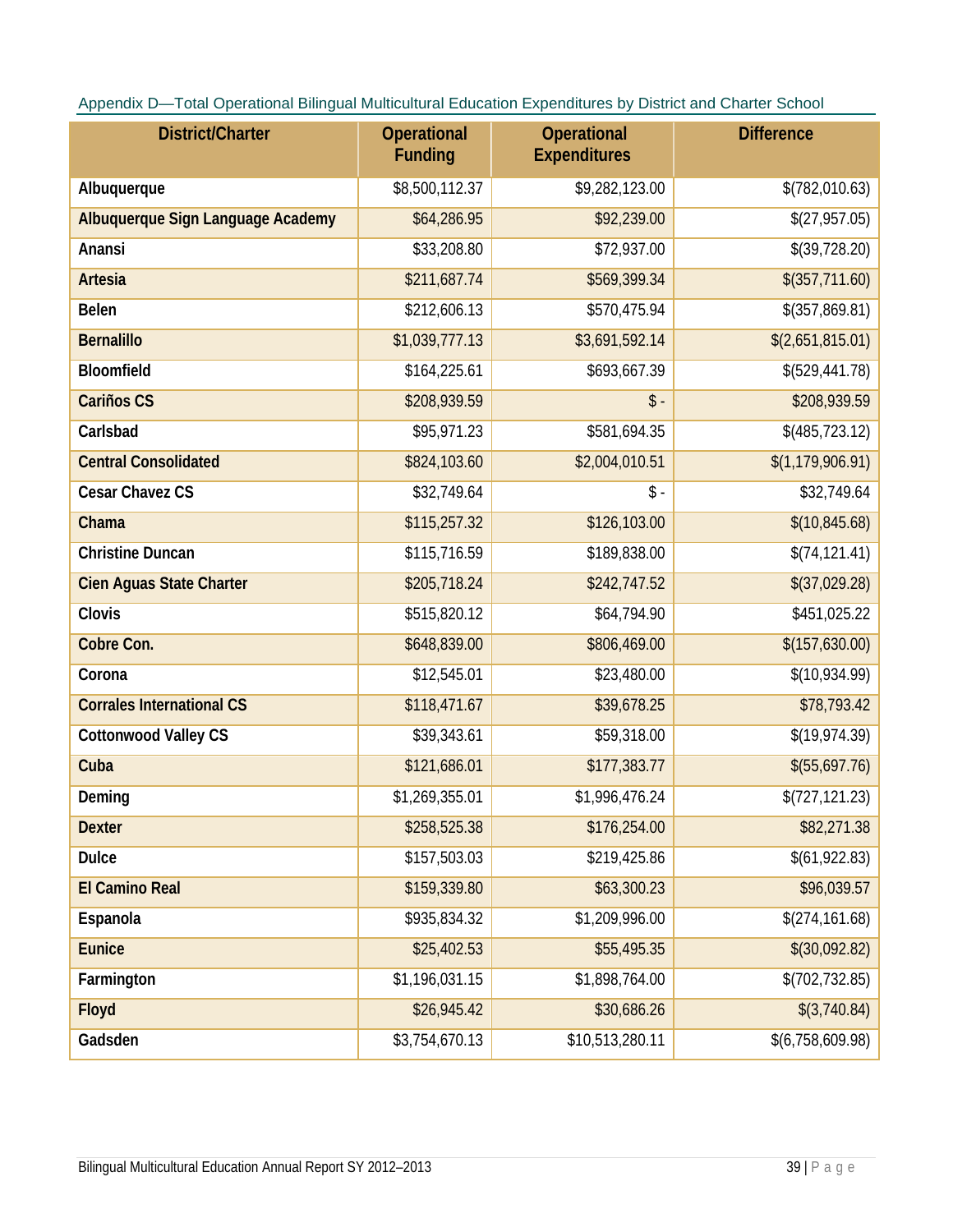Appendix D—Total Operational Bilingual Multicultural Education Expenditures by District and Charter School

| District/Charter | Operational Funding | Operational Expenditures | Difference |
| --- | --- | --- | --- |
| **Albuquerque** | $8,500,112.37 | $9,282,123.00 | $(782,010.63) |
| **Albuquerque Sign Language Academy** | $64,286.95 | $92,239.00 | $(27,957.05) |
| **Anansi** | $33,208.80 | $72,937.00 | $(39,728.20) |
| **Artesia** | $211,687.74 | $569,399.34 | $(357,711.60) |
| **Belen** | $212,606.13 | $570,475.94 | $(357,869.81) |
| **Bernalillo** | $1,039,777.13 | $3,691,592.14 | $(2,651,815.01) |
| **Bloomfield** | $164,225.61 | $693,667.39 | $(529,441.78) |
| **Cariños CS** | $208,939.59 | $ - | $208,939.59 |
| **Carlsbad** | $95,971.23 | $581,694.35 | $(485,723.12) |
| **Central Consolidated** | $824,103.60 | $2,004,010.51 | $(1,179,906.91) |
| **Cesar Chavez CS** | $32,749.64 | $ - | $32,749.64 |
| **Chama** | $115,257.32 | $126,103.00 | $(10,845.68) |
| **Christine Duncan** | $115,716.59 | $189,838.00 | $(74,121.41) |
| **Cien Aguas State Charter** | $205,718.24 | $242,747.52 | $(37,029.28) |
| **Clovis** | $515,820.12 | $64,794.90 | $451,025.22 |
| **Cobre Con.** | $648,839.00 | $806,469.00 | $(157,630.00) |
| **Corona** | $12,545.01 | $23,480.00 | $(10,934.99) |
| **Corrales International CS** | $118,471.67 | $39,678.25 | $78,793.42 |
| **Cottonwood Valley CS** | $39,343.61 | $59,318.00 | $(19,974.39) |
| **Cuba** | $121,686.01 | $177,383.77 | $(55,697.76) |
| **Deming** | $1,269,355.01 | $1,996,476.24 | $(727,121.23) |
| **Dexter** | $258,525.38 | $176,254.00 | $82,271.38 |
| **Dulce** | $157,503.03 | $219,425.86 | $(61,922.83) |
| **El Camino Real** | $159,339.80 | $63,300.23 | $96,039.57 |
| **Espanola** | $935,834.32 | $1,209,996.00 | $(274,161.68) |
| **Eunice** | $25,402.53 | $55,495.35 | $(30,092.82) |
| **Farmington** | $1,196,031.15 | $1,898,764.00 | $(702,732.85) |
| **Floyd** | $26,945.42 | $30,686.26 | $(3,740.84) |
| **Gadsden** | $3,754,670.13 | $10,513,280.11 | $(6,758,609.98) |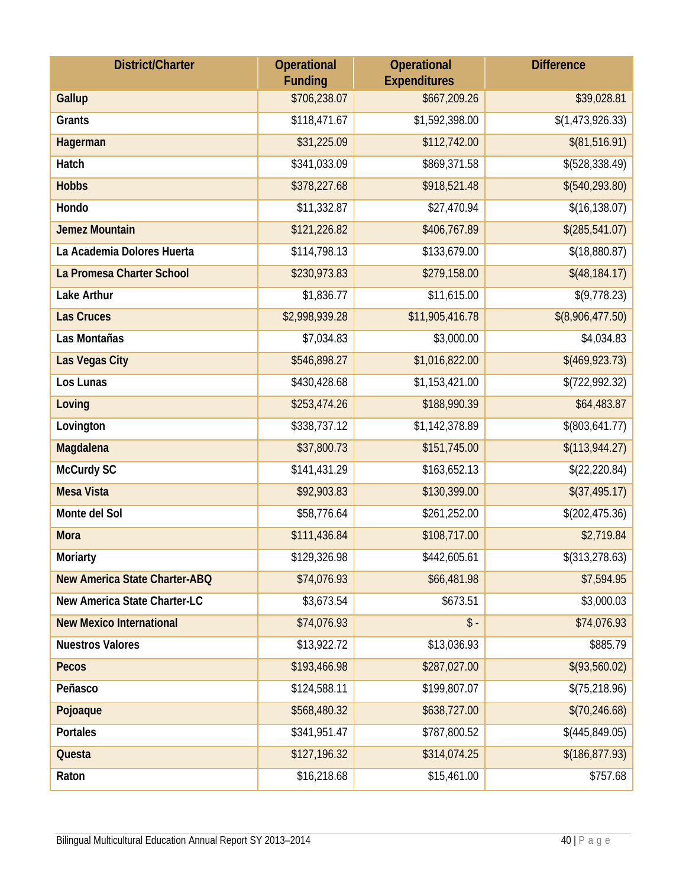| District/Charter | Operational Funding | Operational Expenditures | Difference |
|---|---|---|---|
| **Gallup** | $706,238.07 | $667,209.26 | $39,028.81 |
| **Grants** | $118,471.67 | $1,592,398.00 | $(1,473,926.33) |
| **Hagerman** | $31,225.09 | $112,742.00 | $(81,516.91) |
| **Hatch** | $341,033.09 | $869,371.58 | $(528,338.49) |
| **Hobbs** | $378,227.68 | $918,521.48 | $(540,293.80) |
| **Hondo** | $11,332.87 | $27,470.94 | $(16,138.07) |
| **Jemez Mountain** | $121,226.82 | $406,767.89 | $(285,541.07) |
| **La Academia Dolores Huerta** | $114,798.13 | $133,679.00 | $(18,880.87) |
| **La Promesa Charter School** | $230,973.83 | $279,158.00 | $(48,184.17) |
| **Lake Arthur** | $1,836.77 | $11,615.00 | $(9,778.23) |
| **Las Cruces** | $2,998,939.28 | $11,905,416.78 | $(8,906,477.50) |
| **Las Montañas** | $7,034.83 | $3,000.00 | $4,034.83 |
| **Las Vegas City** | $546,898.27 | $1,016,822.00 | $(469,923.73) |
| **Los Lunas** | $430,428.68 | $1,153,421.00 | $(722,992.32) |
| **Loving** | $253,474.26 | $188,990.39 | $64,483.87 |
| **Lovington** | $338,737.12 | $1,142,378.89 | $(803,641.77) |
| **Magdalena** | $37,800.73 | $151,745.00 | $(113,944.27) |
| **McCurdy SC** | $141,431.29 | $163,652.13 | $(22,220.84) |
| **Mesa Vista** | $92,903.83 | $130,399.00 | $(37,495.17) |
| **Monte del Sol** | $58,776.64 | $261,252.00 | $(202,475.36) |
| **Mora** | $111,436.84 | $108,717.00 | $2,719.84 |
| **Moriarty** | $129,326.98 | $442,605.61 | $(313,278.63) |
| **New America State Charter-ABQ** | $74,076.93 | $66,481.98 | $7,594.95 |
| **New America State Charter-LC** | $3,673.54 | $673.51 | $3,000.03 |
| **New Mexico International** | $74,076.93 | $ - | $74,076.93 |
| **Nuestros Valores** | $13,922.72 | $13,036.93 | $885.79 |
| **Pecos** | $193,466.98 | $287,027.00 | $(93,560.02) |
| **Peñasco** | $124,588.11 | $199,807.07 | $(75,218.96) |
| **Pojoaque** | $568,480.32 | $638,727.00 | $(70,246.68) |
| **Portales** | $341,951.47 | $787,800.52 | $(445,849.05) |
| **Questa** | $127,196.32 | $314,074.25 | $(186,877.93) |
| **Raton** | $16,218.68 | $15,461.00 | $757.68 |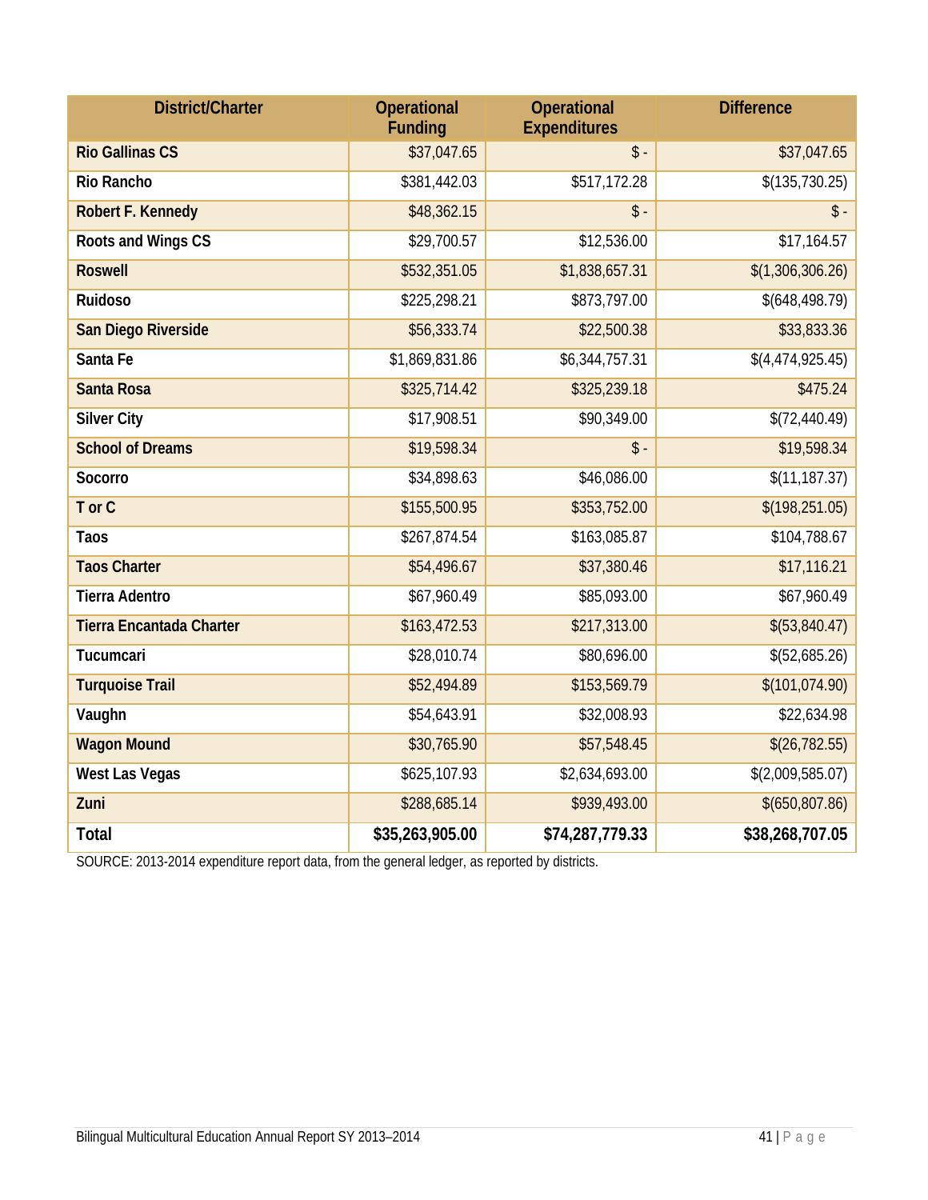| District/Charter | Operational Funding | Operational Expenditures | Difference |
|---|---|---|---|
| **Rio Gallinas CS** | $37,047.65 | $ - | $37,047.65 |
| **Rio Rancho** | $381,442.03 | $517,172.28 | $(135,730.25) |
| **Robert F. Kennedy** | $48,362.15 | $ - | $ - |
| **Roots and Wings CS** | $29,700.57 | $12,536.00 | $17,164.57 |
| **Roswell** | $532,351.05 | $1,838,657.31 | $(1,306,306.26) |
| **Ruidoso** | $225,298.21 | $873,797.00 | $(648,498.79) |
| **San Diego Riverside** | $56,333.74 | $22,500.38 | $33,833.36 |
| **Santa Fe** | $1,869,831.86 | $6,344,757.31 | $(4,474,925.45) |
| **Santa Rosa** | $325,714.42 | $325,239.18 | $475.24 |
| **Silver City** | $17,908.51 | $90,349.00 | $(72,440.49) |
| **School of Dreams** | $19,598.34 | $ - | $19,598.34 |
| **Socorro** | $34,898.63 | $46,086.00 | $(11,187.37) |
| **T or C** | $155,500.95 | $353,752.00 | $(198,251.05) |
| **Taos** | $267,874.54 | $163,085.87 | $104,788.67 |
| **Taos Charter** | $54,496.67 | $37,380.46 | $17,116.21 |
| **Tierra Adentro** | $67,960.49 | $85,093.00 | $67,960.49 |
| **Tierra Encantada Charter** | $163,472.53 | $217,313.00 | $(53,840.47) |
| **Tucumcari** | $28,010.74 | $80,696.00 | $(52,685.26) |
| **Turquoise Trail** | $52,494.89 | $153,569.79 | $(101,074.90) |
| **Vaughn** | $54,643.91 | $32,008.93 | $22,634.98 |
| **Wagon Mound** | $30,765.90 | $57,548.45 | $(26,782.55) |
| **West Las Vegas** | $625,107.93 | $2,634,693.00 | $(2,009,585.07) |
| **Zuni** | $288,685.14 | $939,493.00 | $(650,807.86) |
| **Total** | **$35,263,905.00** | **$74,287,779.33** | **$38,268,707.05** |

SOURCE: 2013-2014 expenditure report data, from the general ledger, as reported by districts.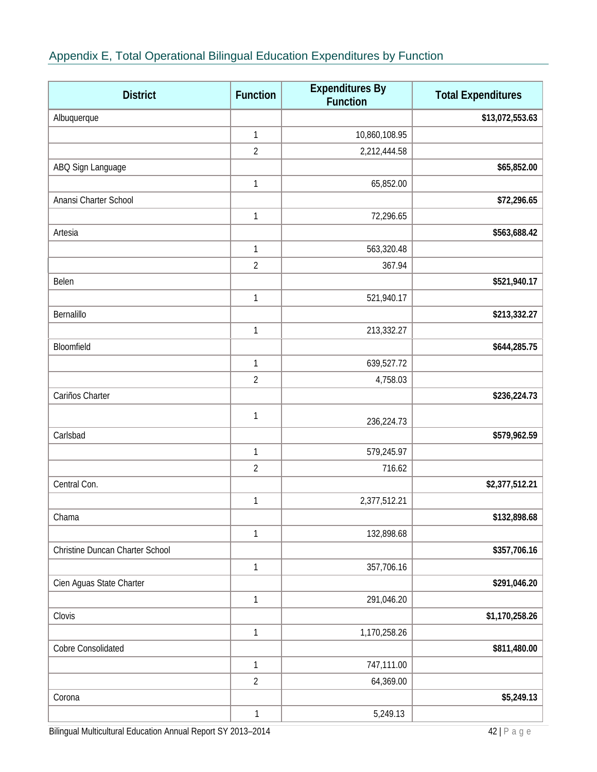## Appendix E, Total Operational Bilingual Education Expenditures by Function

| District | Function | Expenditures By Function | Total Expenditures |
|---|---|---|---|
| Albuquerque | | | **$13,072,553.63** |
| | 1 | 10,860,108.95 | |
| | 2 | 2,212,444.58 | |
| ABQ Sign Language | | | **$65,852.00** |
| | 1 | 65,852.00 | |
| Anansi Charter School | | | **$72,296.65** |
| | 1 | 72,296.65 | |
| Artesia | | | **$563,688.42** |
| | 1 | 563,320.48 | |
| | 2 | 367.94 | |
| Belen | | | **$521,940.17** |
| | 1 | 521,940.17 | |
| Bernalillo | | | **$213,332.27** |
| | 1 | 213,332.27 | |
| Bloomfield | | | **$644,285.75** |
| | 1 | 639,527.72 | |
| | 2 | 4,758.03 | |
| Cariños Charter | | | **$236,224.73** |
| | 1 | 236,224.73 | |
| Carlsbad | | | **$579,962.59** |
| | 1 | 579,245.97 | |
| | 2 | 716.62 | |
| Central Con. | | | **$2,377,512.21** |
| | 1 | 2,377,512.21 | |
| Chama | | | **$132,898.68** |
| | 1 | 132,898.68 | |
| Christine Duncan Charter School | | | **$357,706.16** |
| | 1 | 357,706.16 | |
| Cien Aguas State Charter | | | **$291,046.20** |
| | 1 | 291,046.20 | |
| Clovis | | | **$1,170,258.26** |
| | 1 | 1,170,258.26 | |
| Cobre Consolidated | | | **$811,480.00** |
| | 1 | 747,111.00 | |
| | 2 | 64,369.00 | |
| Corona | | | **$5,249.13** |
| | 1 | 5,249.13 | |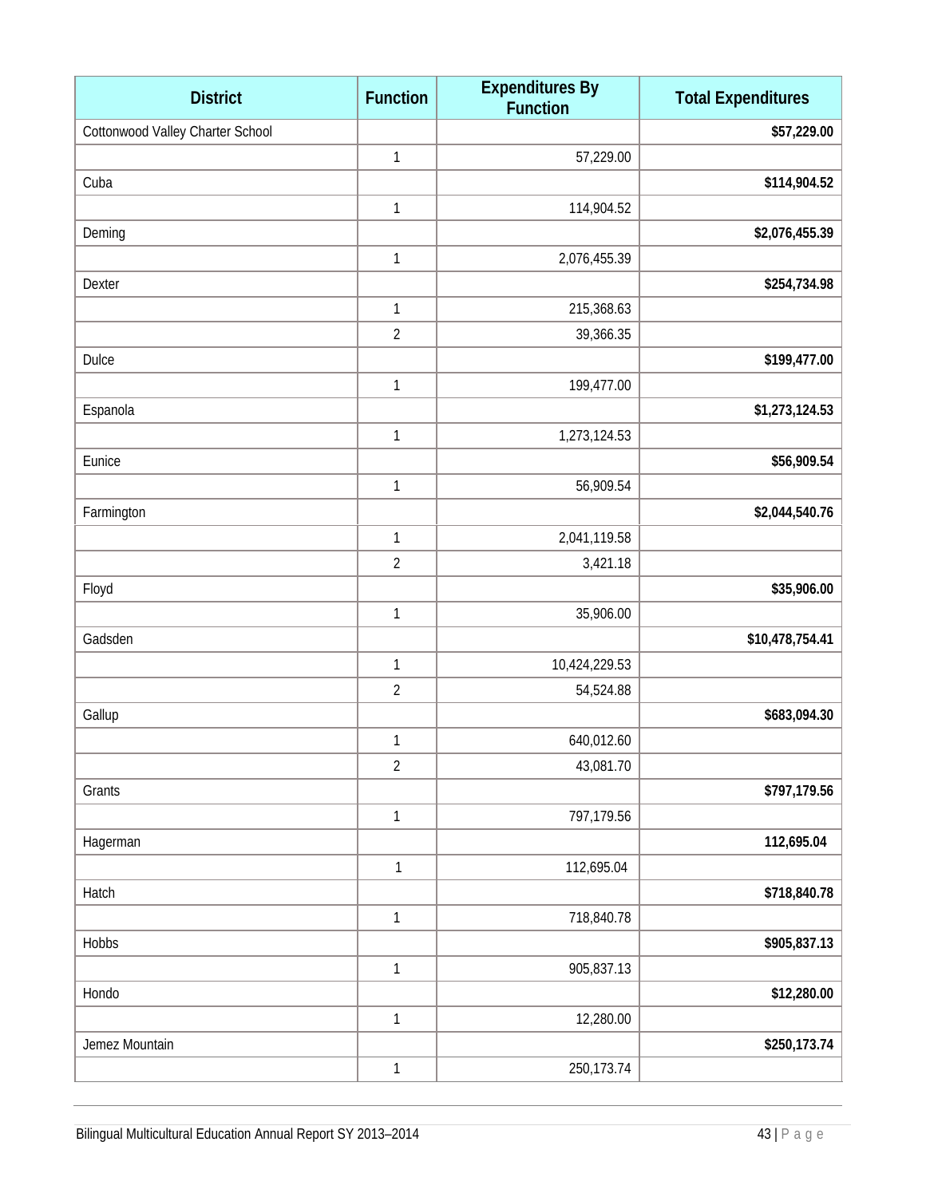| District | Function | Expenditures By Function | Total Expenditures |
|---|---|---|---|
| Cottonwood Valley Charter School | | | **$57,229.00** |
| | 1 | 57,229.00 | |
| Cuba | | | **$114,904.52** |
| | 1 | 114,904.52 | |
| Deming | | | **$2,076,455.39** |
| | 1 | 2,076,455.39 | |
| Dexter | | | **$254,734.98** |
| | 1 | 215,368.63 | |
| | 2 | 39,366.35 | |
| Dulce | | | **$199,477.00** |
| | 1 | 199,477.00 | |
| Espanola | | | **$1,273,124.53** |
| | 1 | 1,273,124.53 | |
| Eunice | | | **$56,909.54** |
| | 1 | 56,909.54 | |
| Farmington | | | **$2,044,540.76** |
| | 1 | 2,041,119.58 | |
| | 2 | 3,421.18 | |
| Floyd | | | **$35,906.00** |
| | 1 | 35,906.00 | |
| Gadsden | | | **$10,478,754.41** |
| | 1 | 10,424,229.53 | |
| | 2 | 54,524.88 | |
| Gallup | | | **$683,094.30** |
| | 1 | 640,012.60 | |
| | 2 | 43,081.70 | |
| Grants | | | **$797,179.56** |
| | 1 | 797,179.56 | |
| Hagerman | | | **112,695.04** |
| | 1 | 112,695.04 | |
| Hatch | | | **$718,840.78** |
| | 1 | 718,840.78 | |
| Hobbs | | | **$905,837.13** |
| | 1 | 905,837.13 | |
| Hondo | | | **$12,280.00** |
| | 1 | 12,280.00 | |
| Jemez Mountain | | | **$250,173.74** |
| | 1 | 250,173.74 | |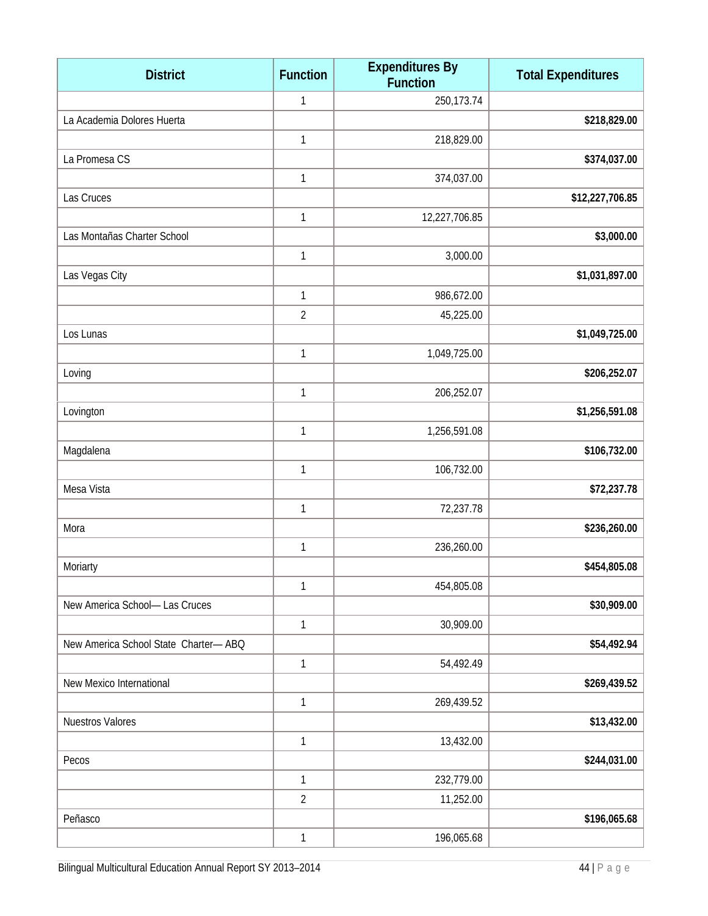| District | Function | Expenditures By Function | Total Expenditures |
|---|---|---|---|
| | 1 | 250,173.74 | |
| La Academia Dolores Huerta | | | **$218,829.00** |
| | 1 | 218,829.00 | |
| La Promesa CS | | | **$374,037.00** |
| | 1 | 374,037.00 | |
| Las Cruces | | | **$12,227,706.85** |
| | 1 | 12,227,706.85 | |
| Las Montañas Charter School | | | **$3,000.00** |
| | 1 | 3,000.00 | |
| Las Vegas City | | | **$1,031,897.00** |
| | 1 | 986,672.00 | |
| | 2 | 45,225.00 | |
| Los Lunas | | | **$1,049,725.00** |
| | 1 | 1,049,725.00 | |
| Loving | | | **$206,252.07** |
| | 1 | 206,252.07 | |
| Lovington | | | **$1,256,591.08** |
| | 1 | 1,256,591.08 | |
| Magdalena | | | **$106,732.00** |
| | 1 | 106,732.00 | |
| Mesa Vista | | | **$72,237.78** |
| | 1 | 72,237.78 | |
| Mora | | | **$236,260.00** |
| | 1 | 236,260.00 | |
| Moriarty | | | **$454,805.08** |
| | 1 | 454,805.08 | |
| New America School— Las Cruces | | | **$30,909.00** |
| | 1 | 30,909.00 | |
| New America School State Charter— ABQ | | | **$54,492.94** |
| | 1 | 54,492.49 | |
| New Mexico International | | | **$269,439.52** |
| | 1 | 269,439.52 | |
| Nuestros Valores | | | **$13,432.00** |
| | 1 | 13,432.00 | |
| Pecos | | | **$244,031.00** |
| | 1 | 232,779.00 | |
| | 2 | 11,252.00 | |
| Peñasco | | | **$196,065.68** |
| | 1 | 196,065.68 | |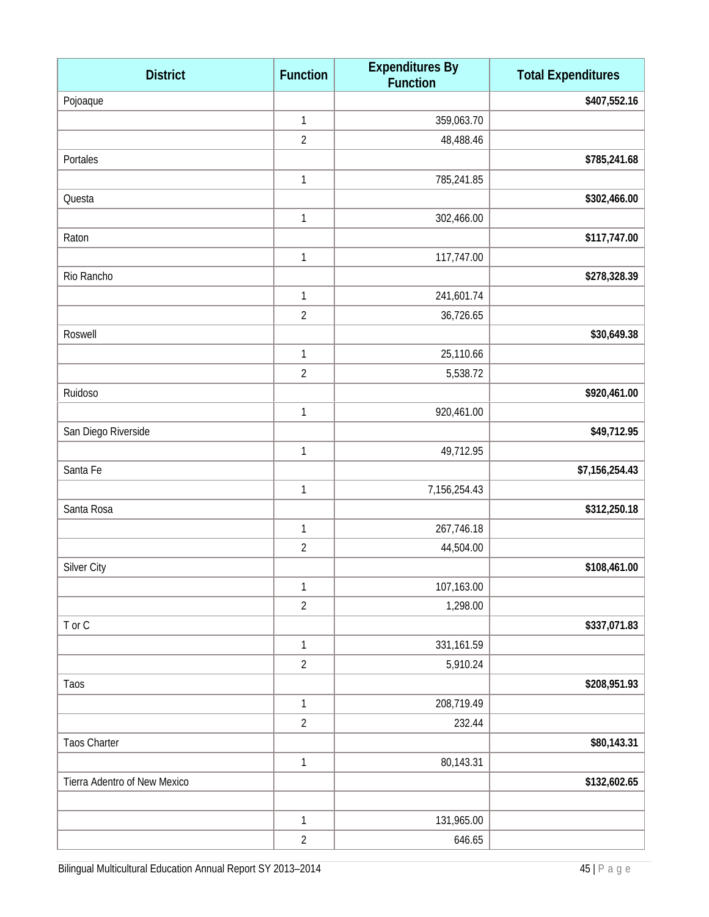| District | Function | Expenditures By Function | Total Expenditures |
|---|---|---|---|
| Pojoaque | | | **$407,552.16** |
| | 1 | 359,063.70 | |
| | 2 | 48,488.46 | |
| Portales | | | **$785,241.68** |
| | 1 | 785,241.85 | |
| Questa | | | **$302,466.00** |
| | 1 | 302,466.00 | |
| Raton | | | **$117,747.00** |
| | 1 | 117,747.00 | |
| Rio Rancho | | | **$278,328.39** |
| | 1 | 241,601.74 | |
| | 2 | 36,726.65 | |
| Roswell | | | **$30,649.38** |
| | 1 | 25,110.66 | |
| | 2 | 5,538.72 | |
| Ruidoso | | | **$920,461.00** |
| | 1 | 920,461.00 | |
| San Diego Riverside | | | **$49,712.95** |
| | 1 | 49,712.95 | |
| Santa Fe | | | **$7,156,254.43** |
| | 1 | 7,156,254.43 | |
| Santa Rosa | | | **$312,250.18** |
| | 1 | 267,746.18 | |
| | 2 | 44,504.00 | |
| Silver City | | | **$108,461.00** |
| | 1 | 107,163.00 | |
| | 2 | 1,298.00 | |
| T or C | | | **$337,071.83** |
| | 1 | 331,161.59 | |
| | 2 | 5,910.24 | |
| Taos | | | **$208,951.93** |
| | 1 | 208,719.49 | |
| | 2 | 232.44 | |
| Taos Charter | | | **$80,143.31** |
| | 1 | 80,143.31 | |
| Tierra Adentro of New Mexico | | | **$132,602.65** |
| | | | |
| | 1 | 131,965.00 | |
| | 2 | 646.65 | |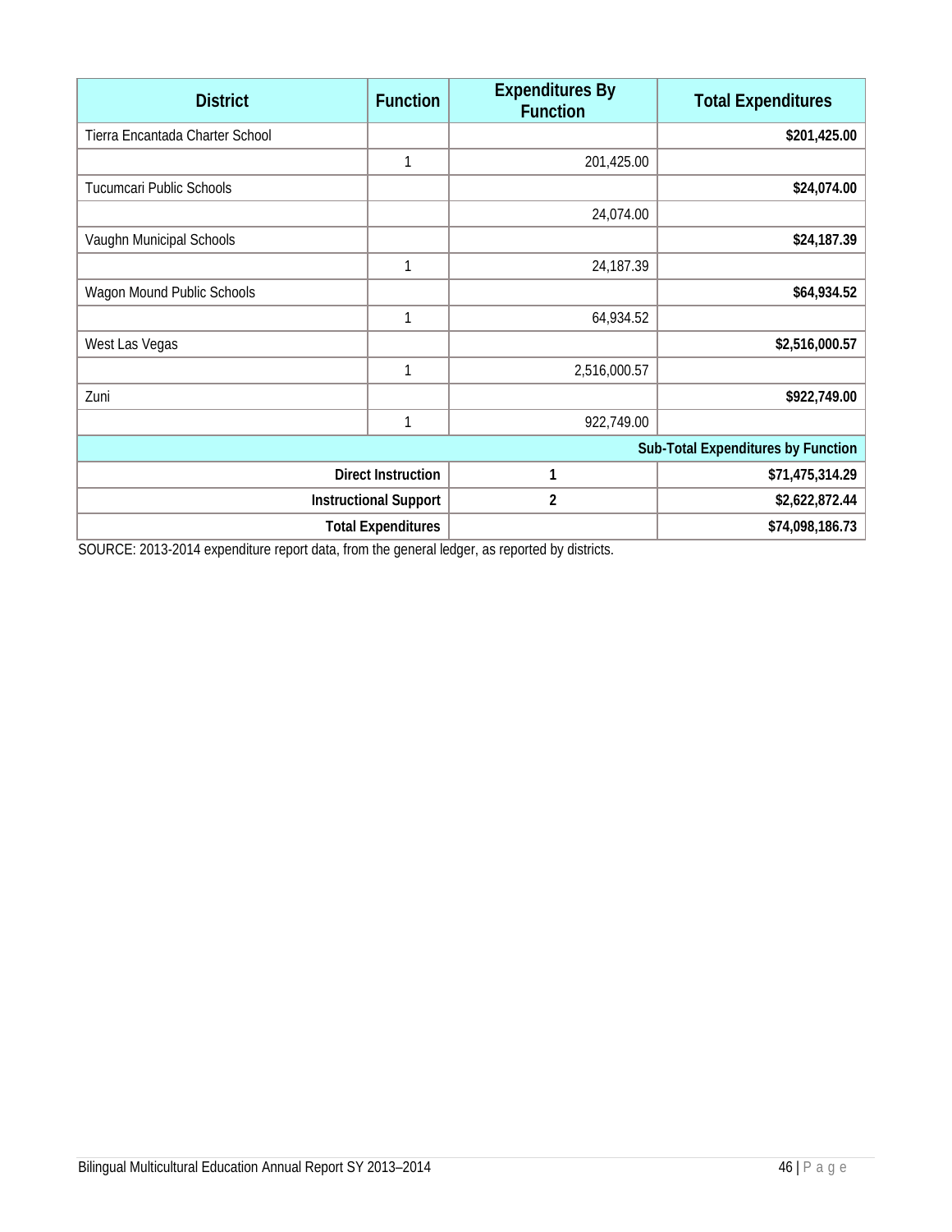| District | Function | Expenditures By Function | Total Expenditures |
|---|---|---|---|
| Tierra Encantada Charter School | | | **$201,425.00** |
| | 1 | 201,425.00 | |
| Tucumcari Public Schools | | | **$24,074.00** |
| | | 24,074.00 | |
| Vaughn Municipal Schools | | | **$24,187.39** |
| | 1 | 24,187.39 | |
| Wagon Mound Public Schools | | | **$64,934.52** |
| | 1 | 64,934.52 | |
| West Las Vegas | | | **$2,516,000.57** |
| | 1 | 2,516,000.57 | |
| Zuni | | | **$922,749.00** |
| | 1 | 922,749.00 | |
| | | | **Sub-Total Expenditures by Function** |
| **Direct Instruction** | | **1** | **$71,475,314.29** |
| **Instructional Support** | | **2** | **$2,622,872.44** |
| **Total Expenditures** | | | **$74,098,186.73** |

SOURCE: 2013-2014 expenditure report data, from the general ledger, as reported by districts.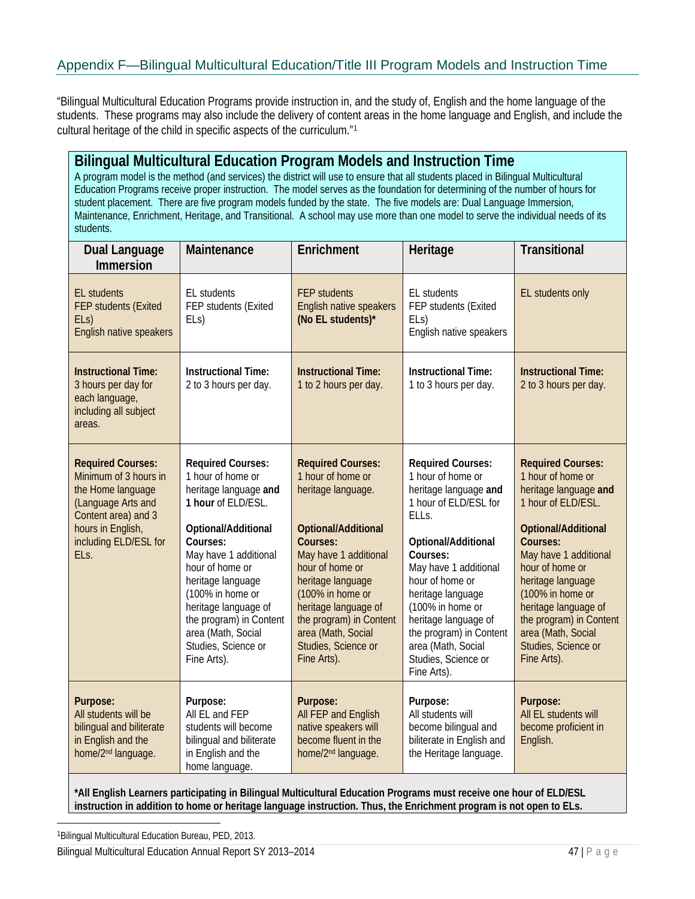## Appendix F—Bilingual Multicultural Education/Title III Program Models and Instruction Time

"Bilingual Multicultural Education Programs provide instruction in, and the study of, English and the home language of the students. These programs may also include the delivery of content areas in the home language and English, and include the cultural heritage of the child in specific aspects of the curriculum."[1]

### Bilingual Multicultural Education Program Models and Instruction Time

A program model is the method (and services) the district will use to ensure that all students placed in Bilingual Multicultural Education Programs receive proper instruction. The model serves as the foundation for determining of the number of hours for student placement. There are five program models funded by the state. The five models are: Dual Language Immersion, Maintenance, Enrichment, Heritage, and Transitional. A school may use more than one model to serve the individual needs of its students.

| Dual Language Immersion | Maintenance | Enrichment | Heritage | Transitional |
|---|---|---|---|---|
| EL students<br>FEP students (Exited ELs)<br>English native speakers | EL students<br>FEP students (Exited ELs) | FEP students<br>English native speakers<br>**(No EL students)*** | EL students<br>FEP students (Exited ELs)<br>English native speakers | EL students only |
| **Instructional Time:**<br>3 hours per day for each language, including all subject areas. | **Instructional Time:**<br>2 to 3 hours per day. | **Instructional Time:**<br>1 to 2 hours per day. | **Instructional Time:**<br>1 to 3 hours per day. | **Instructional Time:**<br>2 to 3 hours per day. |
| **Required Courses:**<br>Minimum of 3 hours in the Home language (Language Arts and Content area) and 3 hours in English, including ELD/ESL for ELs. | **Required Courses:**<br>1 hour of home or heritage language **and 1 hour** of ELD/ESL.<br><br>**Optional/Additional Courses:**<br>May have 1 additional hour of home or heritage language (100% in home or heritage language of the program) in Content area (Math, Social Studies, Science or Fine Arts). | **Required Courses:**<br>1 hour of home or heritage language.<br><br>**Optional/Additional Courses:**<br>May have 1 additional hour of home or heritage language (100% in home or heritage language of the program) in Content area (Math, Social Studies, Science or Fine Arts). | **Required Courses:**<br>1 hour of home or heritage language **and** 1 hour of ELD/ESL for ELLs.<br><br>**Optional/Additional Courses:**<br>May have 1 additional hour of home or heritage language (100% in home or heritage language of the program) in Content area (Math, Social Studies, Science or Fine Arts). | **Required Courses:**<br>1 hour of home or heritage language **and** 1 hour of ELD/ESL.<br><br>**Optional/Additional Courses:**<br>May have 1 additional hour of home or heritage language (100% in home or heritage language of the program) in Content area (Math, Social Studies, Science or Fine Arts). |
| **Purpose:**<br>All students will be bilingual and biliterate in English and the home/2nd language. | **Purpose:**<br>All EL and FEP students will become bilingual and biliterate in English and the home language. | **Purpose:**<br>All FEP and English native speakers will become fluent in the home/2nd language. | **Purpose:**<br>All students will become bilingual and biliterate in English and the Heritage language. | **Purpose:**<br>All EL students will become proficient in English. |

**\*All English Learners participating in Bilingual Multicultural Education Programs must receive one hour of ELD/ESL instruction in addition to home or heritage language instruction. Thus, the Enrichment program is not open to ELs.**

[1] Bilingual Multicultural Education Bureau, PED, 2013.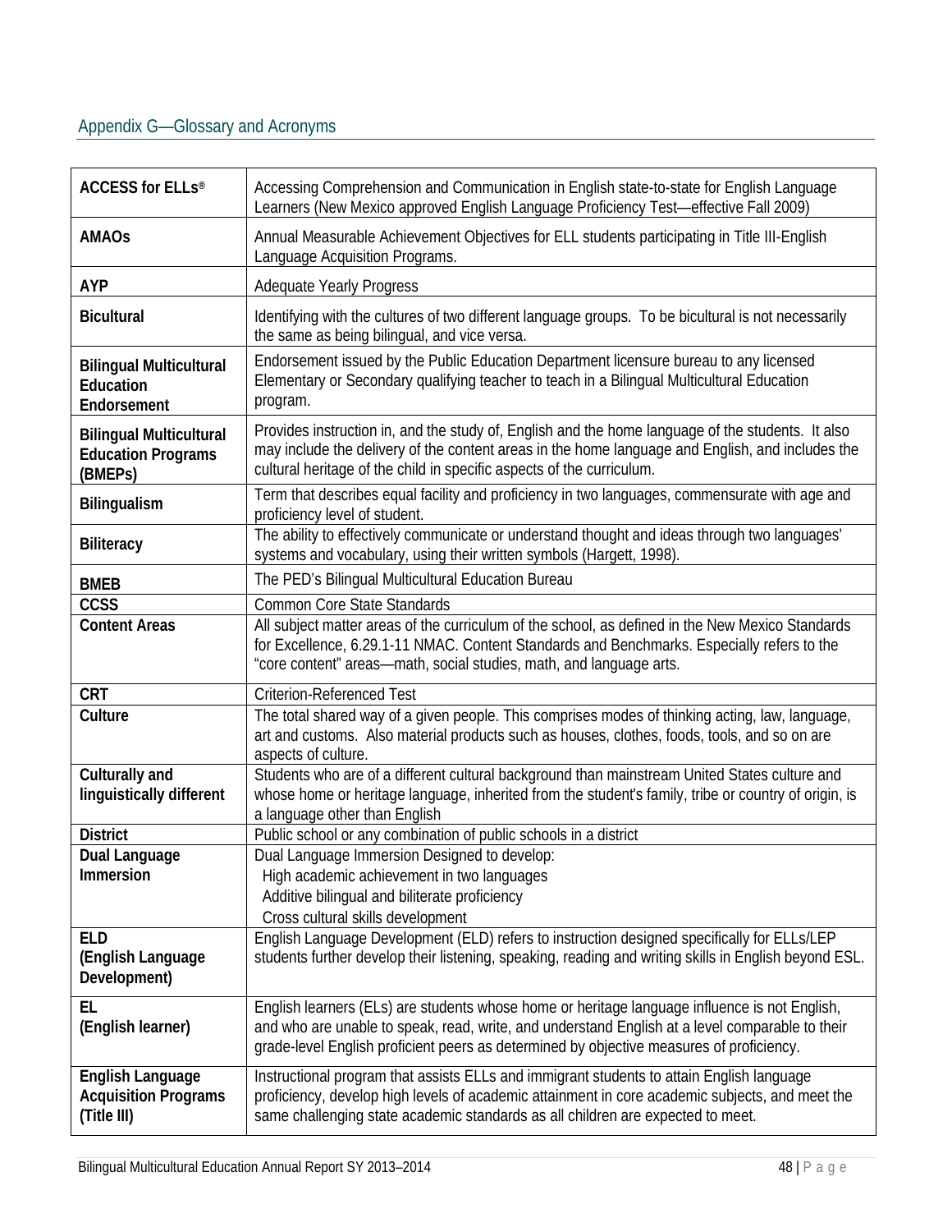## Appendix G—Glossary and Acronyms

| Term | Definition |
|---|---|
| **ACCESS for ELLs®** | Accessing Comprehension and Communication in English state-to-state for English Language Learners (New Mexico approved English Language Proficiency Test—effective Fall 2009) |
| **AMAOs** | Annual Measurable Achievement Objectives for ELL students participating in Title III-English Language Acquisition Programs. |
| **AYP** | Adequate Yearly Progress |
| **Bicultural** | Identifying with the cultures of two different language groups. To be bicultural is not necessarily the same as being bilingual, and vice versa. |
| **Bilingual Multicultural Education Endorsement** | Endorsement issued by the Public Education Department licensure bureau to any licensed Elementary or Secondary qualifying teacher to teach in a Bilingual Multicultural Education program. |
| **Bilingual Multicultural Education Programs (BMEPs)** | Provides instruction in, and the study of, English and the home language of the students. It also may include the delivery of the content areas in the home language and English, and includes the cultural heritage of the child in specific aspects of the curriculum. |
| **Bilingualism** | Term that describes equal facility and proficiency in two languages, commensurate with age and proficiency level of student. |
| **Biliteracy** | The ability to effectively communicate or understand thought and ideas through two languages' systems and vocabulary, using their written symbols (Hargett, 1998). |
| **BMEB** | The PED's Bilingual Multicultural Education Bureau |
| **CCSS** | Common Core State Standards |
| **Content Areas** | All subject matter areas of the curriculum of the school, as defined in the New Mexico Standards for Excellence, 6.29.1-11 NMAC. Content Standards and Benchmarks. Especially refers to the "core content" areas—math, social studies, math, and language arts. |
| **CRT** | Criterion-Referenced Test |
| **Culture** | The total shared way of a given people. This comprises modes of thinking acting, law, language, art and customs. Also material products such as houses, clothes, foods, tools, and so on are aspects of culture. |
| **Culturally and linguistically different** | Students who are of a different cultural background than mainstream United States culture and whose home or heritage language, inherited from the student's family, tribe or country of origin, is a language other than English |
| **District** | Public school or any combination of public schools in a district |
| **Dual Language Immersion** | Dual Language Immersion Designed to develop:<br>High academic achievement in two languages<br>Additive bilingual and biliterate proficiency<br>Cross cultural skills development |
| **ELD (English Language Development)** | English Language Development (ELD) refers to instruction designed specifically for ELLs/LEP students further develop their listening, speaking, reading and writing skills in English beyond ESL. |
| **EL (English learner)** | English learners (ELs) are students whose home or heritage language influence is not English, and who are unable to speak, read, write, and understand English at a level comparable to their grade-level English proficient peers as determined by objective measures of proficiency. |
| **English Language Acquisition Programs (Title III)** | Instructional program that assists ELLs and immigrant students to attain English language proficiency, develop high levels of academic attainment in core academic subjects, and meet the same challenging state academic standards as all children are expected to meet. |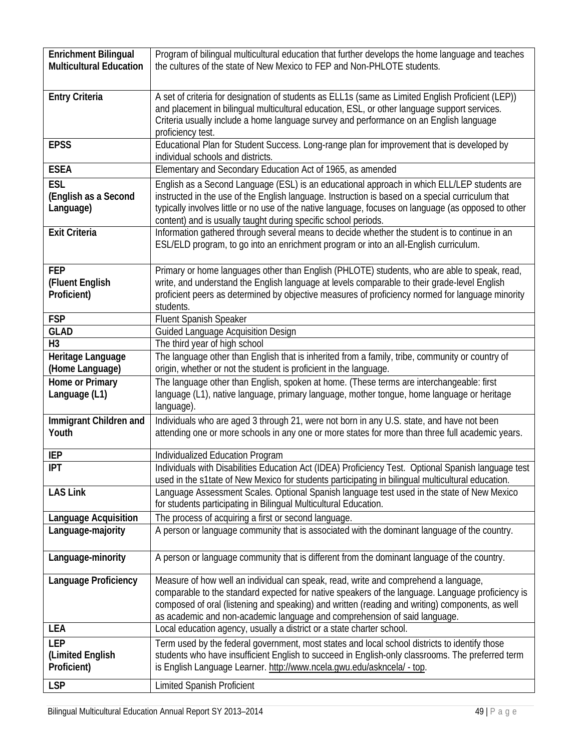| | |
|---|---|
| **Enrichment Bilingual Multicultural Education** | Program of bilingual multicultural education that further develops the home language and teaches the cultures of the state of New Mexico to FEP and Non-PHLOTE students. |
| **Entry Criteria** | A set of criteria for designation of students as ELL1s (same as Limited English Proficient (LEP)) and placement in bilingual multicultural education, ESL, or other language support services. Criteria usually include a home language survey and performance on an English language proficiency test. |
| **EPSS** | Educational Plan for Student Success. Long-range plan for improvement that is developed by individual schools and districts. |
| **ESEA** | Elementary and Secondary Education Act of 1965, as amended |
| **ESL (English as a Second Language)** | English as a Second Language (ESL) is an educational approach in which ELL/LEP students are instructed in the use of the English language. Instruction is based on a special curriculum that typically involves little or no use of the native language, focuses on language (as opposed to other content) and is usually taught during specific school periods. |
| **Exit Criteria** | Information gathered through several means to decide whether the student is to continue in an ESL/ELD program, to go into an enrichment program or into an all-English curriculum. |
| **FEP (Fluent English Proficient)** | Primary or home languages other than English (PHLOTE) students, who are able to speak, read, write, and understand the English language at levels comparable to their grade-level English proficient peers as determined by objective measures of proficiency normed for language minority students. |
| **FSP** | Fluent Spanish Speaker |
| **GLAD** | Guided Language Acquisition Design |
| **H3** | The third year of high school |
| **Heritage Language (Home Language)** | The language other than English that is inherited from a family, tribe, community or country of origin, whether or not the student is proficient in the language. |
| **Home or Primary Language (L1)** | The language other than English, spoken at home. (These terms are interchangeable: first language (L1), native language, primary language, mother tongue, home language or heritage language). |
| **Immigrant Children and Youth** | Individuals who are aged 3 through 21, were not born in any U.S. state, and have not been attending one or more schools in any one or more states for more than three full academic years. |
| **IEP** | Individualized Education Program |
| **IPT** | Individuals with Disabilities Education Act (IDEA) Proficiency Test. Optional Spanish language test used in the s1tate of New Mexico for students participating in bilingual multicultural education. |
| **LAS Link** | Language Assessment Scales. Optional Spanish language test used in the state of New Mexico for students participating in Bilingual Multicultural Education. |
| **Language Acquisition** | The process of acquiring a first or second language. |
| **Language-majority** | A person or language community that is associated with the dominant language of the country. |
| **Language-minority** | A person or language community that is different from the dominant language of the country. |
| **Language Proficiency** | Measure of how well an individual can speak, read, write and comprehend a language, comparable to the standard expected for native speakers of the language. Language proficiency is composed of oral (listening and speaking) and written (reading and writing) components, as well as academic and non-academic language and comprehension of said language. |
| **LEA** | Local education agency, usually a district or a state charter school. |
| **LEP (Limited English Proficient)** | Term used by the federal government, most states and local school districts to identify those students who have insufficient English to succeed in English-only classrooms. The preferred term is English Language Learner. http://www.ncela.gwu.edu/askncela/ - top. |
| **LSP** | Limited Spanish Proficient |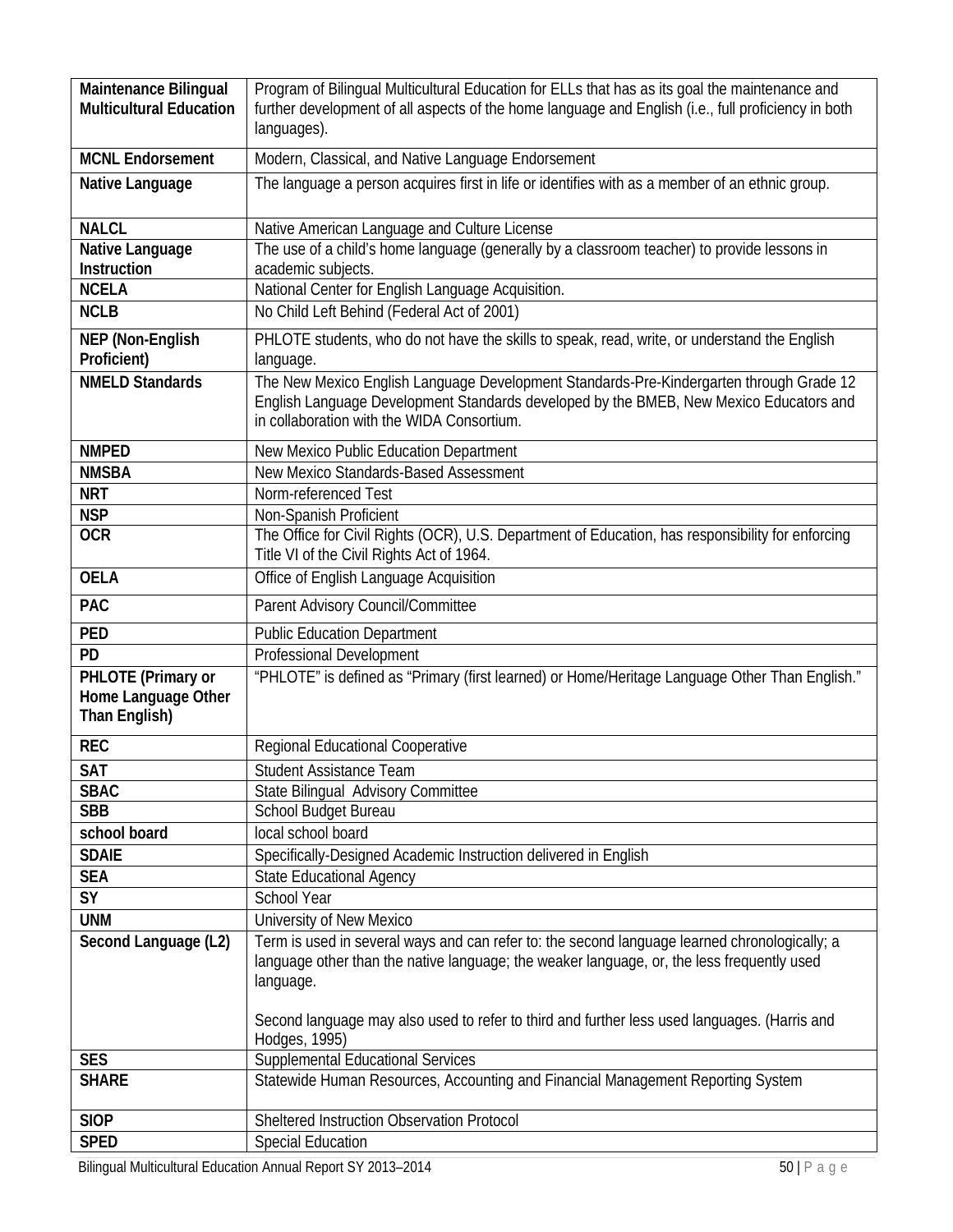| | |
|---|---|
| **Maintenance Bilingual Multicultural Education** | Program of Bilingual Multicultural Education for ELLs that has as its goal the maintenance and further development of all aspects of the home language and English (i.e., full proficiency in both languages). |
| **MCNL Endorsement** | Modern, Classical, and Native Language Endorsement |
| **Native Language** | The language a person acquires first in life or identifies with as a member of an ethnic group. |
| **NALCL** | Native American Language and Culture License |
| **Native Language Instruction** | The use of a child's home language (generally by a classroom teacher) to provide lessons in academic subjects. |
| **NCELA** | National Center for English Language Acquisition. |
| **NCLB** | No Child Left Behind (Federal Act of 2001) |
| **NEP (Non-English Proficient)** | PHLOTE students, who do not have the skills to speak, read, write, or understand the English language. |
| **NMELD Standards** | The New Mexico English Language Development Standards-Pre-Kindergarten through Grade 12 English Language Development Standards developed by the BMEB, New Mexico Educators and in collaboration with the WIDA Consortium. |
| **NMPED** | New Mexico Public Education Department |
| **NMSBA** | New Mexico Standards-Based Assessment |
| **NRT** | Norm-referenced Test |
| **NSP** | Non-Spanish Proficient |
| **OCR** | The Office for Civil Rights (OCR), U.S. Department of Education, has responsibility for enforcing Title VI of the Civil Rights Act of 1964. |
| **OELA** | Office of English Language Acquisition |
| **PAC** | Parent Advisory Council/Committee |
| **PED** | Public Education Department |
| **PD** | Professional Development |
| **PHLOTE (Primary or Home Language Other Than English)** | "PHLOTE" is defined as "Primary (first learned) or Home/Heritage Language Other Than English." |
| **REC** | Regional Educational Cooperative |
| **SAT** | Student Assistance Team |
| **SBAC** | State Bilingual Advisory Committee |
| **SBB** | School Budget Bureau |
| **school board** | local school board |
| **SDAIE** | Specifically-Designed Academic Instruction delivered in English |
| **SEA** | State Educational Agency |
| **SY** | School Year |
| **UNM** | University of New Mexico |
| **Second Language (L2)** | Term is used in several ways and can refer to: the second language learned chronologically; a language other than the native language; the weaker language, or, the less frequently used language.<br><br>Second language may also used to refer to third and further less used languages. (Harris and Hodges, 1995) |
| **SES** | Supplemental Educational Services |
| **SHARE** | Statewide Human Resources, Accounting and Financial Management Reporting System |
| **SIOP** | Sheltered Instruction Observation Protocol |
| **SPED** | Special Education |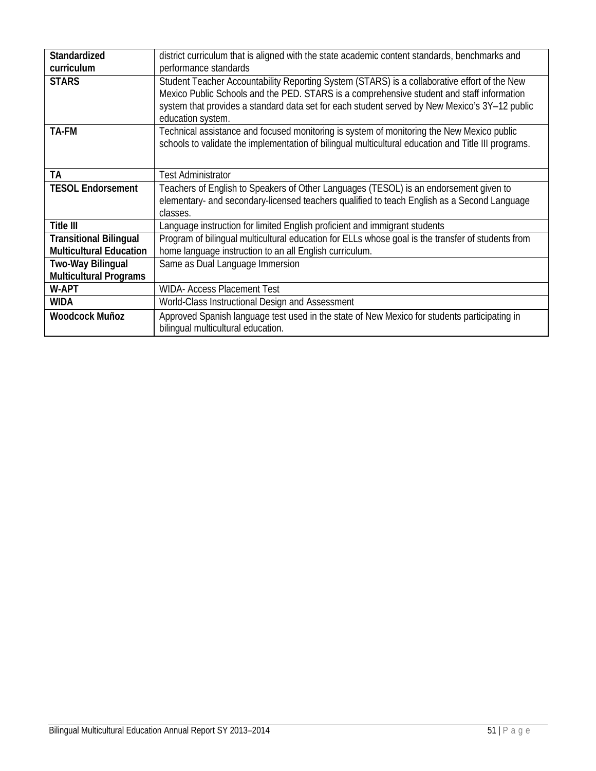| | |
|---|---|
| **Standardized curriculum** | district curriculum that is aligned with the state academic content standards, benchmarks and performance standards |
| **STARS** | Student Teacher Accountability Reporting System (STARS) is a collaborative effort of the New Mexico Public Schools and the PED. STARS is a comprehensive student and staff information system that provides a standard data set for each student served by New Mexico's 3Y–12 public education system. |
| **TA-FM** | Technical assistance and focused monitoring is system of monitoring the New Mexico public schools to validate the implementation of bilingual multicultural education and Title III programs. |
| **TA** | Test Administrator |
| **TESOL Endorsement** | Teachers of English to Speakers of Other Languages (TESOL) is an endorsement given to elementary- and secondary-licensed teachers qualified to teach English as a Second Language classes. |
| **Title III** | Language instruction for limited English proficient and immigrant students |
| **Transitional Bilingual Multicultural Education** | Program of bilingual multicultural education for ELLs whose goal is the transfer of students from home language instruction to an all English curriculum. |
| **Two-Way Bilingual Multicultural Programs** | Same as Dual Language Immersion |
| **W-APT** | WIDA- Access Placement Test |
| **WIDA** | World-Class Instructional Design and Assessment |
| **Woodcock Muñoz** | Approved Spanish language test used in the state of New Mexico for students participating in bilingual multicultural education. |